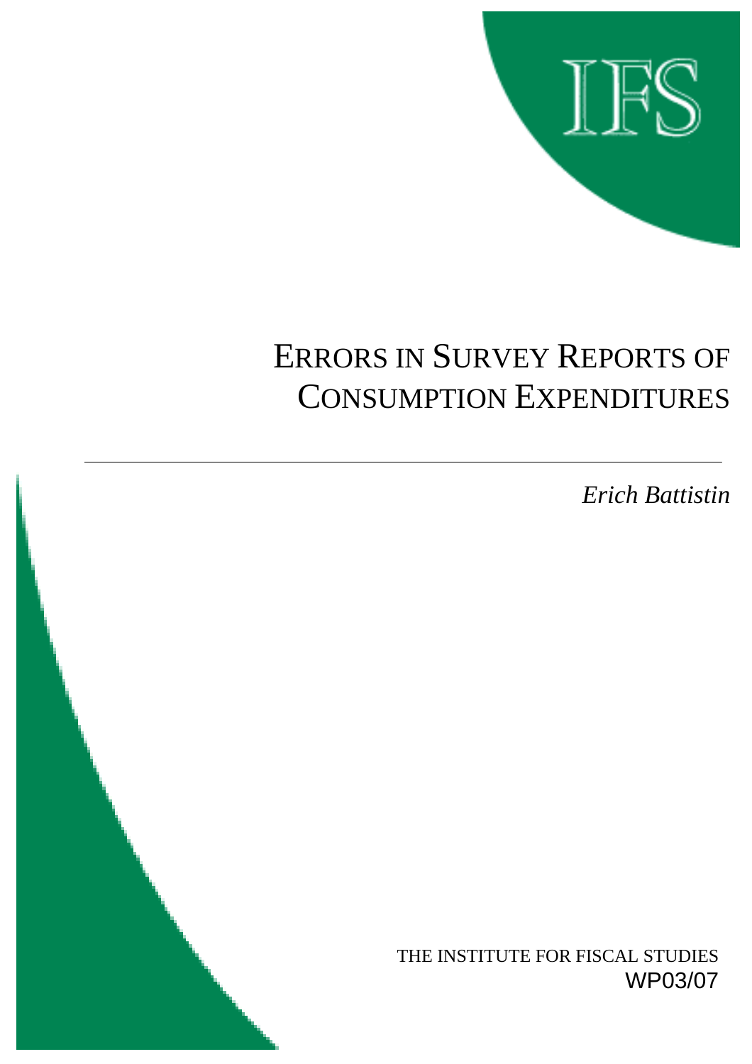IFS

# ERRORS IN SURVEY REPORTS OF CONSUMPTION EXPENDITURES

*Erich Battistin*

THE INSTITUTE FOR FISCAL STUDIES

WP03/07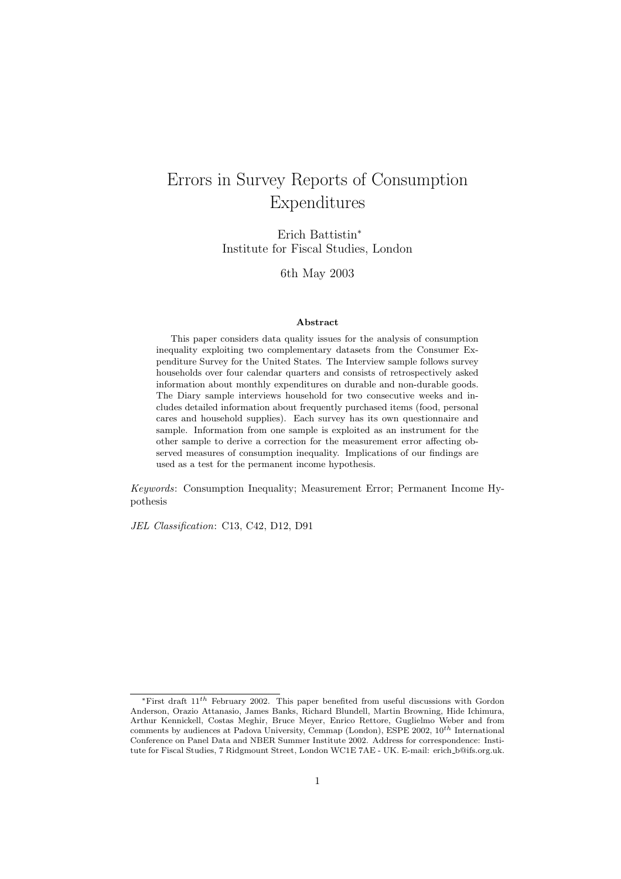# Errors in Survey Reports of Consumption Expenditures

Erich Battistin*
Institute for Fiscal Studies, London

6th May 2003

**Abstract**

This paper considers data quality issues for the analysis of consumption inequality exploiting two complementary datasets from the Consumer Expenditure Survey for the United States. The Interview sample follows survey households over four calendar quarters and consists of retrospectively asked information about monthly expenditures on durable and non-durable goods. The Diary sample interviews household for two consecutive weeks and includes detailed information about frequently purchased items (food, personal cares and household supplies). Each survey has its own questionnaire and sample. Information from one sample is exploited as an instrument for the other sample to derive a correction for the measurement error affecting observed measures of consumption inequality. Implications of our findings are used as a test for the permanent income hypothesis.

*Keywords*: Consumption Inequality; Measurement Error; Permanent Income Hypothesis

*JEL Classification*: C13, C42, D12, D91

---

*First draft $11^{th}$ February 2002. This paper benefited from useful discussions with Gordon Anderson, Orazio Attanasio, James Banks, Richard Blundell, Martin Browning, Hide Ichimura, Arthur Kennickell, Costas Meghir, Bruce Meyer, Enrico Rettore, Guglielmo Weber and from comments by audiences at Padova University, Cemmap (London), ESPE 2002, $10^{th}$ International Conference on Panel Data and NBER Summer Institute 2002. Address for correspondence: Institute for Fiscal Studies, 7 Ridgmount Street, London WC1E 7AE - UK. E-mail: erich_b@ifs.org.uk.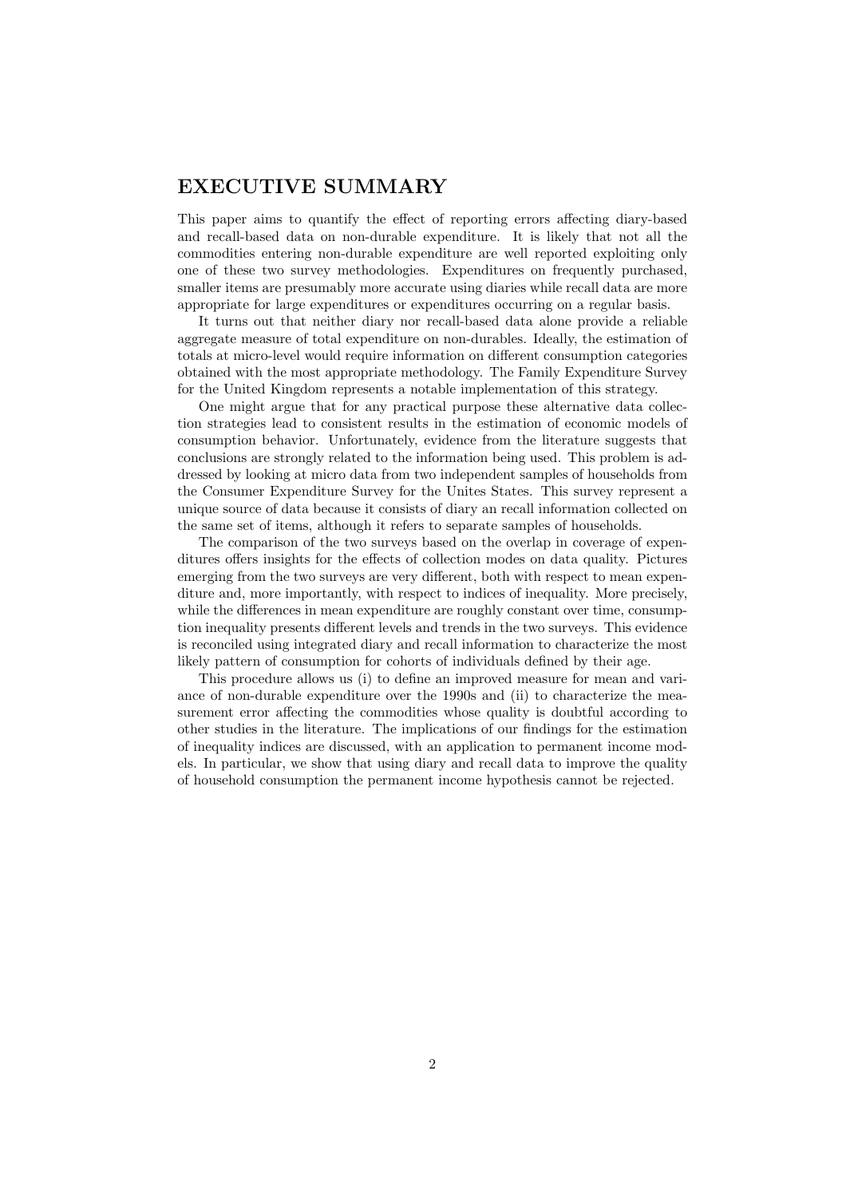## EXECUTIVE SUMMARY

This paper aims to quantify the effect of reporting errors affecting diary-based and recall-based data on non-durable expenditure. It is likely that not all the commodities entering non-durable expenditure are well reported exploiting only one of these two survey methodologies. Expenditures on frequently purchased, smaller items are presumably more accurate using diaries while recall data are more appropriate for large expenditures or expenditures occurring on a regular basis.

It turns out that neither diary nor recall-based data alone provide a reliable aggregate measure of total expenditure on non-durables. Ideally, the estimation of totals at micro-level would require information on different consumption categories obtained with the most appropriate methodology. The Family Expenditure Survey for the United Kingdom represents a notable implementation of this strategy.

One might argue that for any practical purpose these alternative data collection strategies lead to consistent results in the estimation of economic models of consumption behavior. Unfortunately, evidence from the literature suggests that conclusions are strongly related to the information being used. This problem is addressed by looking at micro data from two independent samples of households from the Consumer Expenditure Survey for the Unites States. This survey represent a unique source of data because it consists of diary an recall information collected on the same set of items, although it refers to separate samples of households.

The comparison of the two surveys based on the overlap in coverage of expenditures offers insights for the effects of collection modes on data quality. Pictures emerging from the two surveys are very different, both with respect to mean expenditure and, more importantly, with respect to indices of inequality. More precisely, while the differences in mean expenditure are roughly constant over time, consumption inequality presents different levels and trends in the two surveys. This evidence is reconciled using integrated diary and recall information to characterize the most likely pattern of consumption for cohorts of individuals defined by their age.

This procedure allows us (i) to define an improved measure for mean and variance of non-durable expenditure over the 1990s and (ii) to characterize the measurement error affecting the commodities whose quality is doubtful according to other studies in the literature. The implications of our findings for the estimation of inequality indices are discussed, with an application to permanent income models. In particular, we show that using diary and recall data to improve the quality of household consumption the permanent income hypothesis cannot be rejected.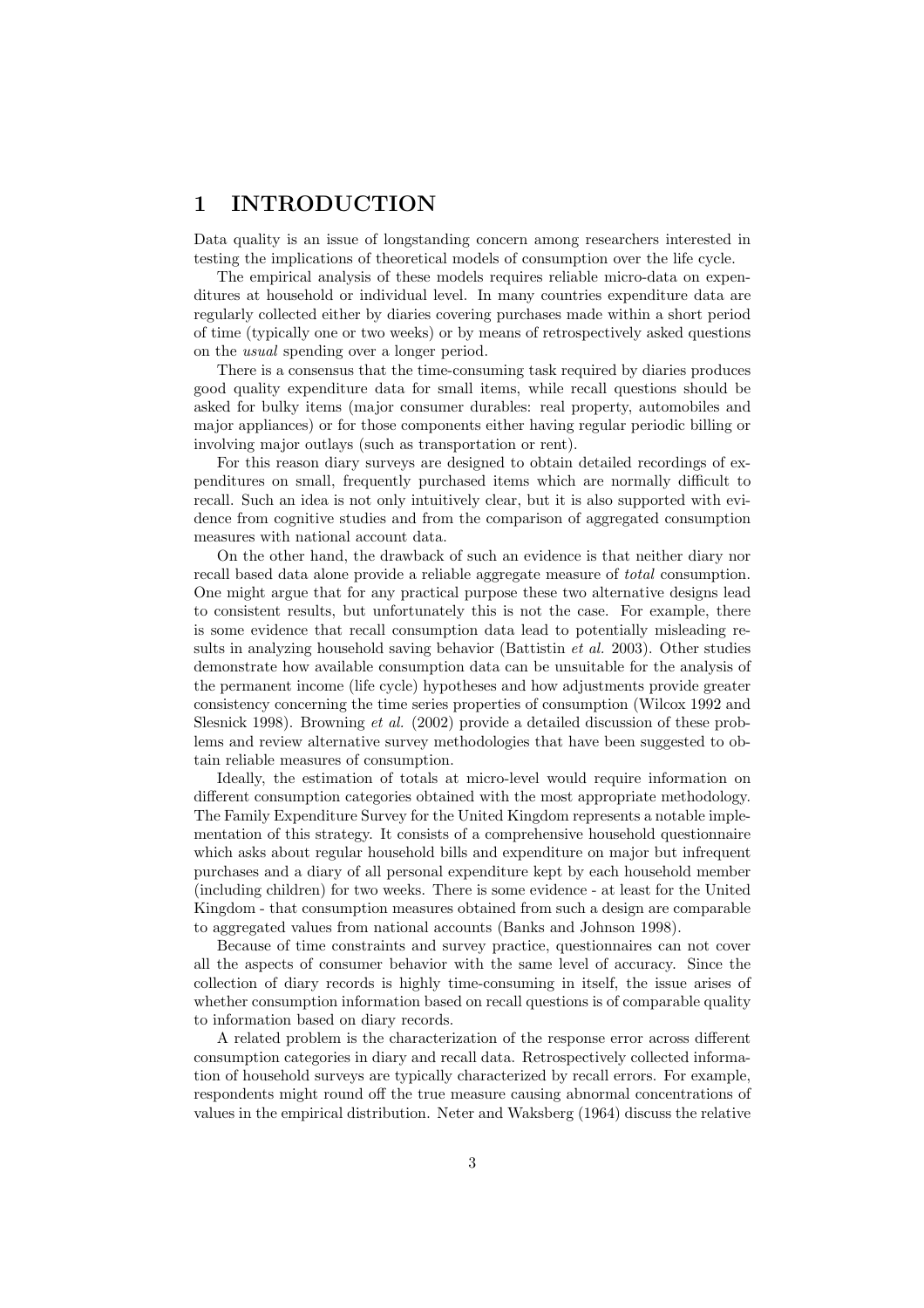# 1 INTRODUCTION

Data quality is an issue of longstanding concern among researchers interested in testing the implications of theoretical models of consumption over the life cycle.

The empirical analysis of these models requires reliable micro-data on expenditures at household or individual level. In many countries expenditure data are regularly collected either by diaries covering purchases made within a short period of time (typically one or two weeks) or by means of retrospectively asked questions on the *usual* spending over a longer period.

There is a consensus that the time-consuming task required by diaries produces good quality expenditure data for small items, while recall questions should be asked for bulky items (major consumer durables: real property, automobiles and major appliances) or for those components either having regular periodic billing or involving major outlays (such as transportation or rent).

For this reason diary surveys are designed to obtain detailed recordings of expenditures on small, frequently purchased items which are normally difficult to recall. Such an idea is not only intuitively clear, but it is also supported with evidence from cognitive studies and from the comparison of aggregated consumption measures with national account data.

On the other hand, the drawback of such an evidence is that neither diary nor recall based data alone provide a reliable aggregate measure of *total* consumption. One might argue that for any practical purpose these two alternative designs lead to consistent results, but unfortunately this is not the case. For example, there is some evidence that recall consumption data lead to potentially misleading results in analyzing household saving behavior (Battistin *et al.* 2003). Other studies demonstrate how available consumption data can be unsuitable for the analysis of the permanent income (life cycle) hypotheses and how adjustments provide greater consistency concerning the time series properties of consumption (Wilcox 1992 and Slesnick 1998). Browning *et al.* (2002) provide a detailed discussion of these problems and review alternative survey methodologies that have been suggested to obtain reliable measures of consumption.

Ideally, the estimation of totals at micro-level would require information on different consumption categories obtained with the most appropriate methodology. The Family Expenditure Survey for the United Kingdom represents a notable implementation of this strategy. It consists of a comprehensive household questionnaire which asks about regular household bills and expenditure on major but infrequent purchases and a diary of all personal expenditure kept by each household member (including children) for two weeks. There is some evidence - at least for the United Kingdom - that consumption measures obtained from such a design are comparable to aggregated values from national accounts (Banks and Johnson 1998).

Because of time constraints and survey practice, questionnaires can not cover all the aspects of consumer behavior with the same level of accuracy. Since the collection of diary records is highly time-consuming in itself, the issue arises of whether consumption information based on recall questions is of comparable quality to information based on diary records.

A related problem is the characterization of the response error across different consumption categories in diary and recall data. Retrospectively collected information of household surveys are typically characterized by recall errors. For example, respondents might round off the true measure causing abnormal concentrations of values in the empirical distribution. Neter and Waksberg (1964) discuss the relative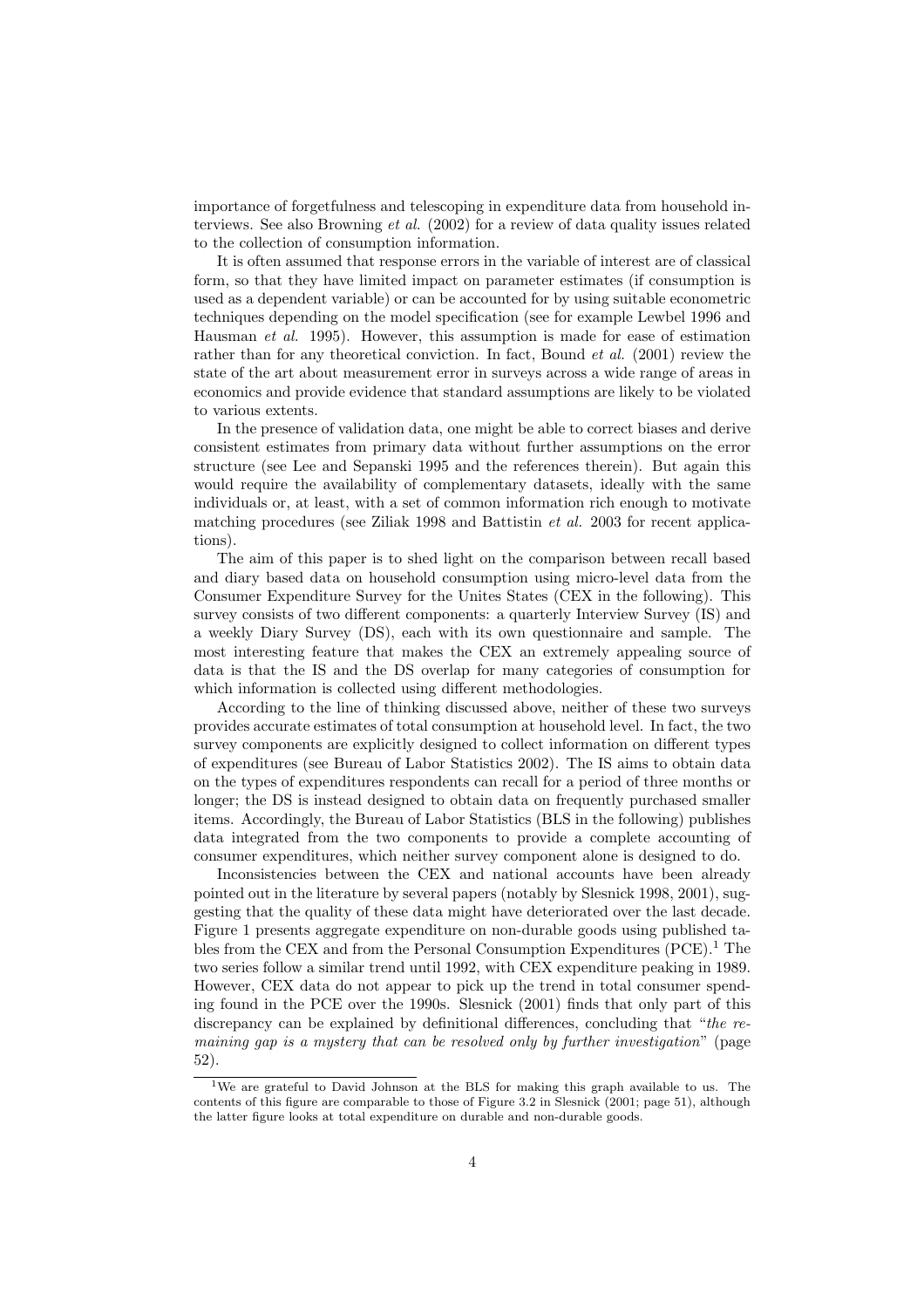importance of forgetfulness and telescoping in expenditure data from household interviews. See also Browning *et al.* (2002) for a review of data quality issues related to the collection of consumption information.

It is often assumed that response errors in the variable of interest are of classical form, so that they have limited impact on parameter estimates (if consumption is used as a dependent variable) or can be accounted for by using suitable econometric techniques depending on the model specification (see for example Lewbel 1996 and Hausman *et al.* 1995). However, this assumption is made for ease of estimation rather than for any theoretical conviction. In fact, Bound *et al.* (2001) review the state of the art about measurement error in surveys across a wide range of areas in economics and provide evidence that standard assumptions are likely to be violated to various extents.

In the presence of validation data, one might be able to correct biases and derive consistent estimates from primary data without further assumptions on the error structure (see Lee and Sepanski 1995 and the references therein). But again this would require the availability of complementary datasets, ideally with the same individuals or, at least, with a set of common information rich enough to motivate matching procedures (see Ziliak 1998 and Battistin *et al.* 2003 for recent applications).

The aim of this paper is to shed light on the comparison between recall based and diary based data on household consumption using micro-level data from the Consumer Expenditure Survey for the Unites States (CEX in the following). This survey consists of two different components: a quarterly Interview Survey (IS) and a weekly Diary Survey (DS), each with its own questionnaire and sample. The most interesting feature that makes the CEX an extremely appealing source of data is that the IS and the DS overlap for many categories of consumption for which information is collected using different methodologies.

According to the line of thinking discussed above, neither of these two surveys provides accurate estimates of total consumption at household level. In fact, the two survey components are explicitly designed to collect information on different types of expenditures (see Bureau of Labor Statistics 2002). The IS aims to obtain data on the types of expenditures respondents can recall for a period of three months or longer; the DS is instead designed to obtain data on frequently purchased smaller items. Accordingly, the Bureau of Labor Statistics (BLS in the following) publishes data integrated from the two components to provide a complete accounting of consumer expenditures, which neither survey component alone is designed to do.

Inconsistencies between the CEX and national accounts have been already pointed out in the literature by several papers (notably by Slesnick 1998, 2001), suggesting that the quality of these data might have deteriorated over the last decade. Figure 1 presents aggregate expenditure on non-durable goods using published tables from the CEX and from the Personal Consumption Expenditures (PCE).[1] The two series follow a similar trend until 1992, with CEX expenditure peaking in 1989. However, CEX data do not appear to pick up the trend in total consumer spending found in the PCE over the 1990s. Slesnick (2001) finds that only part of this discrepancy can be explained by definitional differences, concluding that "*the remaining gap is a mystery that can be resolved only by further investigation*" (page 52).

[1] We are grateful to David Johnson at the BLS for making this graph available to us. The contents of this figure are comparable to those of Figure 3.2 in Slesnick (2001; page 51), although the latter figure looks at total expenditure on durable and non-durable goods.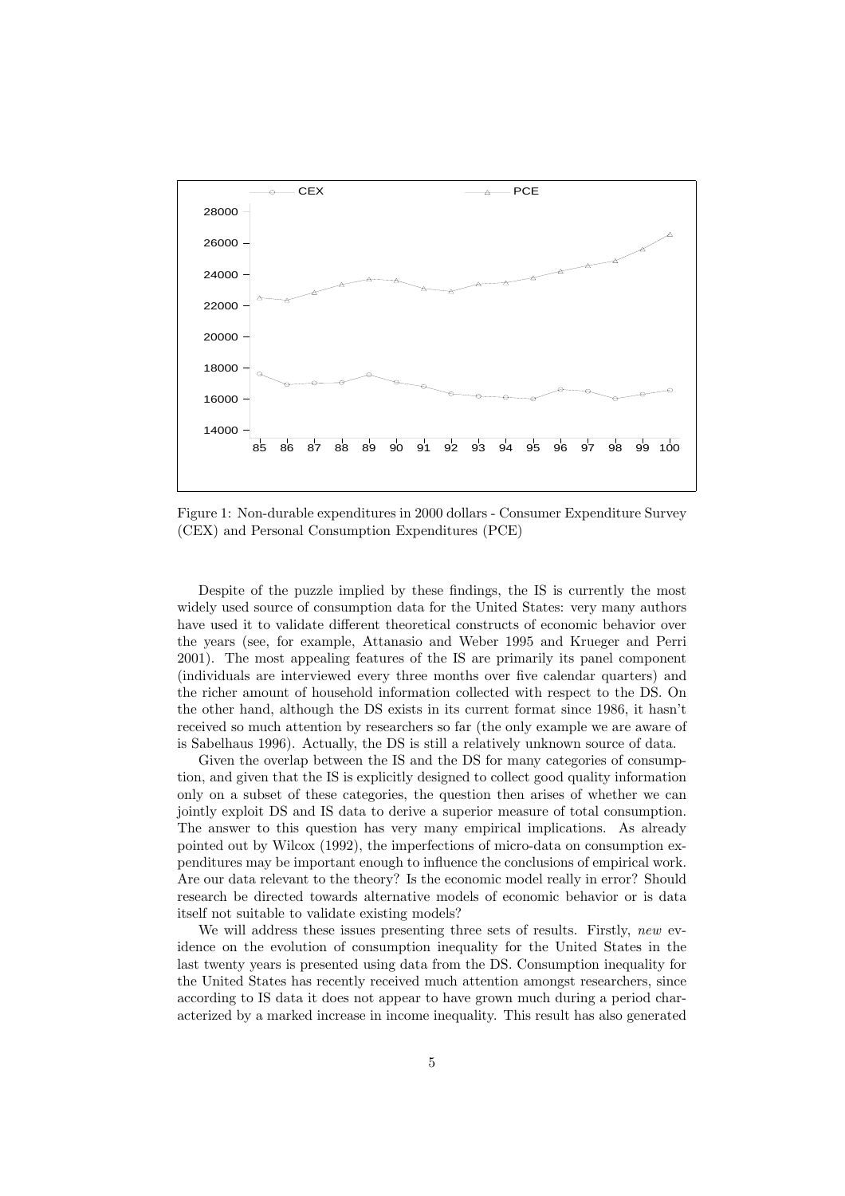Figure 1: Non-durable expenditures in 2000 dollars - Consumer Expenditure Survey (CEX) and Personal Consumption Expenditures (PCE)

Despite of the puzzle implied by these findings, the IS is currently the most widely used source of consumption data for the United States: very many authors have used it to validate different theoretical constructs of economic behavior over the years (see, for example, Attanasio and Weber 1995 and Krueger and Perri 2001). The most appealing features of the IS are primarily its panel component (individuals are interviewed every three months over five calendar quarters) and the richer amount of household information collected with respect to the DS. On the other hand, although the DS exists in its current format since 1986, it hasn't received so much attention by researchers so far (the only example we are aware of is Sabelhaus 1996). Actually, the DS is still a relatively unknown source of data.

Given the overlap between the IS and the DS for many categories of consumption, and given that the IS is explicitly designed to collect good quality information only on a subset of these categories, the question then arises of whether we can jointly exploit DS and IS data to derive a superior measure of total consumption. The answer to this question has very many empirical implications. As already pointed out by Wilcox (1992), the imperfections of micro-data on consumption expenditures may be important enough to influence the conclusions of empirical work. Are our data relevant to the theory? Is the economic model really in error? Should research be directed towards alternative models of economic behavior or is data itself not suitable to validate existing models?

We will address these issues presenting three sets of results. Firstly, *new* evidence on the evolution of consumption inequality for the United States in the last twenty years is presented using data from the DS. Consumption inequality for the United States has recently received much attention amongst researchers, since according to IS data it does not appear to have grown much during a period characterized by a marked increase in income inequality. This result has also generated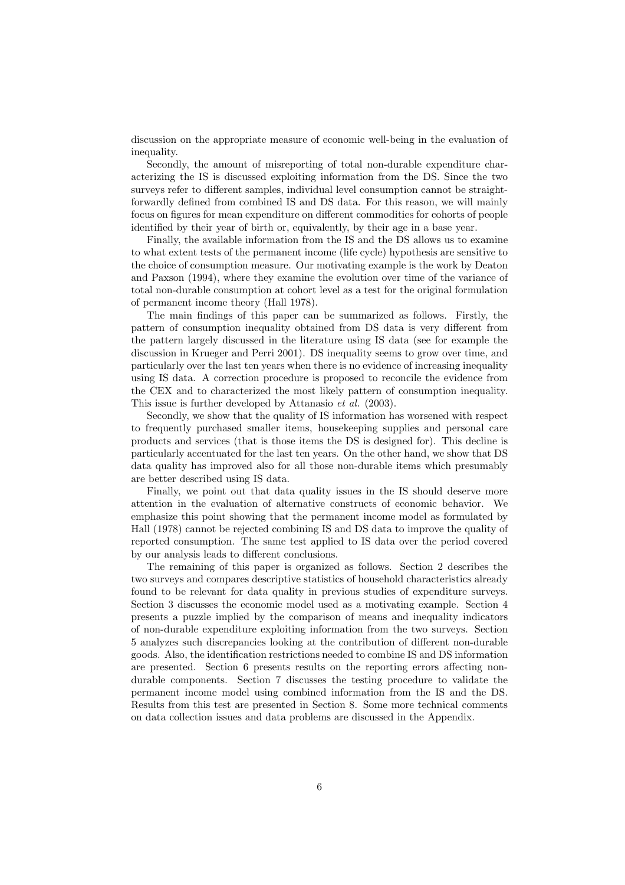discussion on the appropriate measure of economic well-being in the evaluation of inequality.

Secondly, the amount of misreporting of total non-durable expenditure characterizing the IS is discussed exploiting information from the DS. Since the two surveys refer to different samples, individual level consumption cannot be straightforwardly defined from combined IS and DS data. For this reason, we will mainly focus on figures for mean expenditure on different commodities for cohorts of people identified by their year of birth or, equivalently, by their age in a base year.

Finally, the available information from the IS and the DS allows us to examine to what extent tests of the permanent income (life cycle) hypothesis are sensitive to the choice of consumption measure. Our motivating example is the work by Deaton and Paxson (1994), where they examine the evolution over time of the variance of total non-durable consumption at cohort level as a test for the original formulation of permanent income theory (Hall 1978).

The main findings of this paper can be summarized as follows. Firstly, the pattern of consumption inequality obtained from DS data is very different from the pattern largely discussed in the literature using IS data (see for example the discussion in Krueger and Perri 2001). DS inequality seems to grow over time, and particularly over the last ten years when there is no evidence of increasing inequality using IS data. A correction procedure is proposed to reconcile the evidence from the CEX and to characterized the most likely pattern of consumption inequality. This issue is further developed by Attanasio *et al.* (2003).

Secondly, we show that the quality of IS information has worsened with respect to frequently purchased smaller items, housekeeping supplies and personal care products and services (that is those items the DS is designed for). This decline is particularly accentuated for the last ten years. On the other hand, we show that DS data quality has improved also for all those non-durable items which presumably are better described using IS data.

Finally, we point out that data quality issues in the IS should deserve more attention in the evaluation of alternative constructs of economic behavior. We emphasize this point showing that the permanent income model as formulated by Hall (1978) cannot be rejected combining IS and DS data to improve the quality of reported consumption. The same test applied to IS data over the period covered by our analysis leads to different conclusions.

The remaining of this paper is organized as follows. Section 2 describes the two surveys and compares descriptive statistics of household characteristics already found to be relevant for data quality in previous studies of expenditure surveys. Section 3 discusses the economic model used as a motivating example. Section 4 presents a puzzle implied by the comparison of means and inequality indicators of non-durable expenditure exploiting information from the two surveys. Section 5 analyzes such discrepancies looking at the contribution of different non-durable goods. Also, the identification restrictions needed to combine IS and DS information are presented. Section 6 presents results on the reporting errors affecting non-durable components. Section 7 discusses the testing procedure to validate the permanent income model using combined information from the IS and the DS. Results from this test are presented in Section 8. Some more technical comments on data collection issues and data problems are discussed in the Appendix.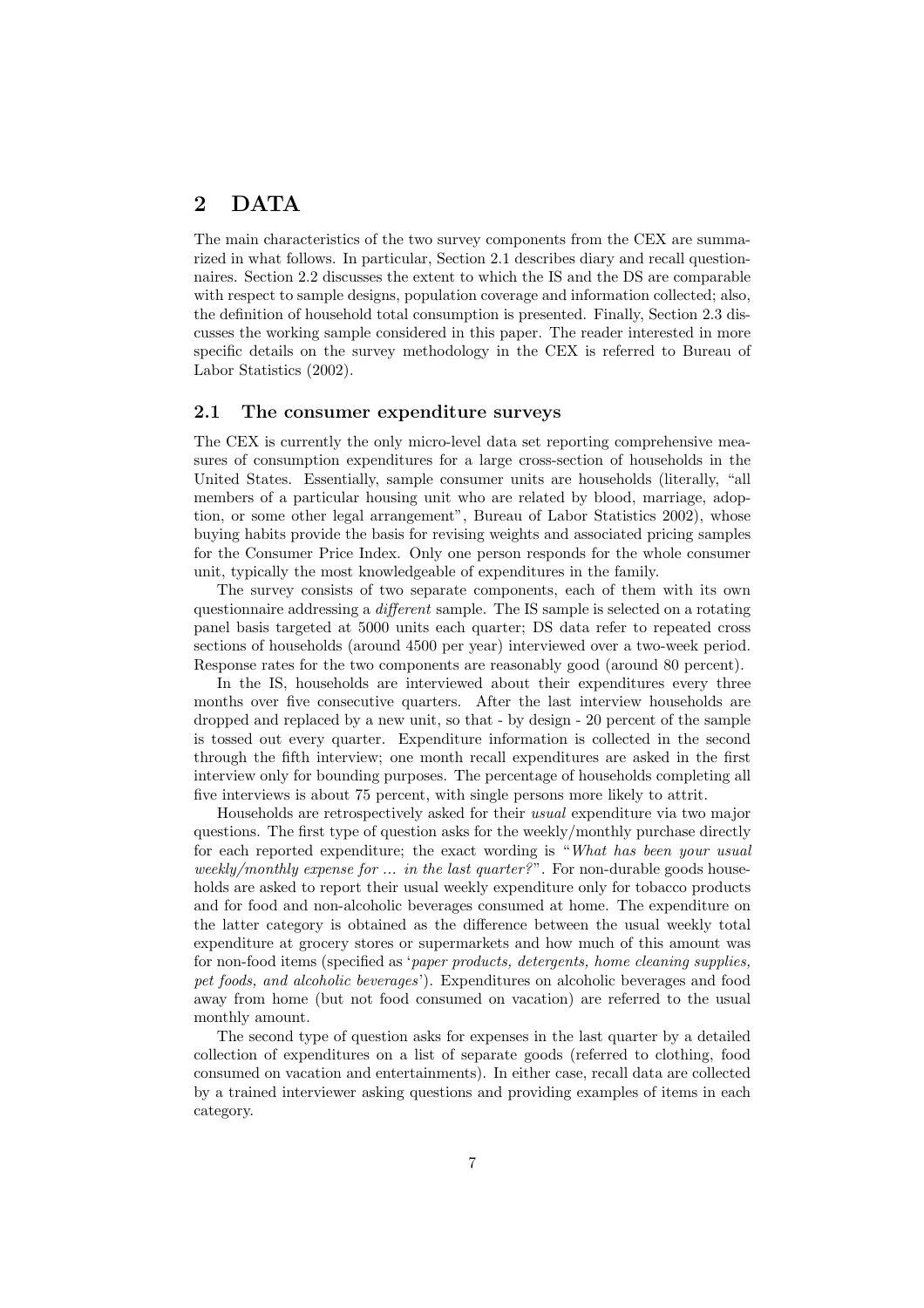# 2 DATA

The main characteristics of the two survey components from the CEX are summarized in what follows. In particular, Section 2.1 describes diary and recall questionnaires. Section 2.2 discusses the extent to which the IS and the DS are comparable with respect to sample designs, population coverage and information collected; also, the definition of household total consumption is presented. Finally, Section 2.3 discusses the working sample considered in this paper. The reader interested in more specific details on the survey methodology in the CEX is referred to Bureau of Labor Statistics (2002).

## 2.1 The consumer expenditure surveys

The CEX is currently the only micro-level data set reporting comprehensive measures of consumption expenditures for a large cross-section of households in the United States. Essentially, sample consumer units are households (literally, "all members of a particular housing unit who are related by blood, marriage, adoption, or some other legal arrangement", Bureau of Labor Statistics 2002), whose buying habits provide the basis for revising weights and associated pricing samples for the Consumer Price Index. Only one person responds for the whole consumer unit, typically the most knowledgeable of expenditures in the family.

The survey consists of two separate components, each of them with its own questionnaire addressing a *different* sample. The IS sample is selected on a rotating panel basis targeted at 5000 units each quarter; DS data refer to repeated cross sections of households (around 4500 per year) interviewed over a two-week period. Response rates for the two components are reasonably good (around 80 percent).

In the IS, households are interviewed about their expenditures every three months over five consecutive quarters. After the last interview households are dropped and replaced by a new unit, so that - by design - 20 percent of the sample is tossed out every quarter. Expenditure information is collected in the second through the fifth interview; one month recall expenditures are asked in the first interview only for bounding purposes. The percentage of households completing all five interviews is about 75 percent, with single persons more likely to attrit.

Households are retrospectively asked for their *usual* expenditure via two major questions. The first type of question asks for the weekly/monthly purchase directly for each reported expenditure; the exact wording is "*What has been your usual weekly/monthly expense for ... in the last quarter?*". For non-durable goods households are asked to report their usual weekly expenditure only for tobacco products and for food and non-alcoholic beverages consumed at home. The expenditure on the latter category is obtained as the difference between the usual weekly total expenditure at grocery stores or supermarkets and how much of this amount was for non-food items (specified as '*paper products, detergents, home cleaning supplies, pet foods, and alcoholic beverages*'). Expenditures on alcoholic beverages and food away from home (but not food consumed on vacation) are referred to the usual monthly amount.

The second type of question asks for expenses in the last quarter by a detailed collection of expenditures on a list of separate goods (referred to clothing, food consumed on vacation and entertainments). In either case, recall data are collected by a trained interviewer asking questions and providing examples of items in each category.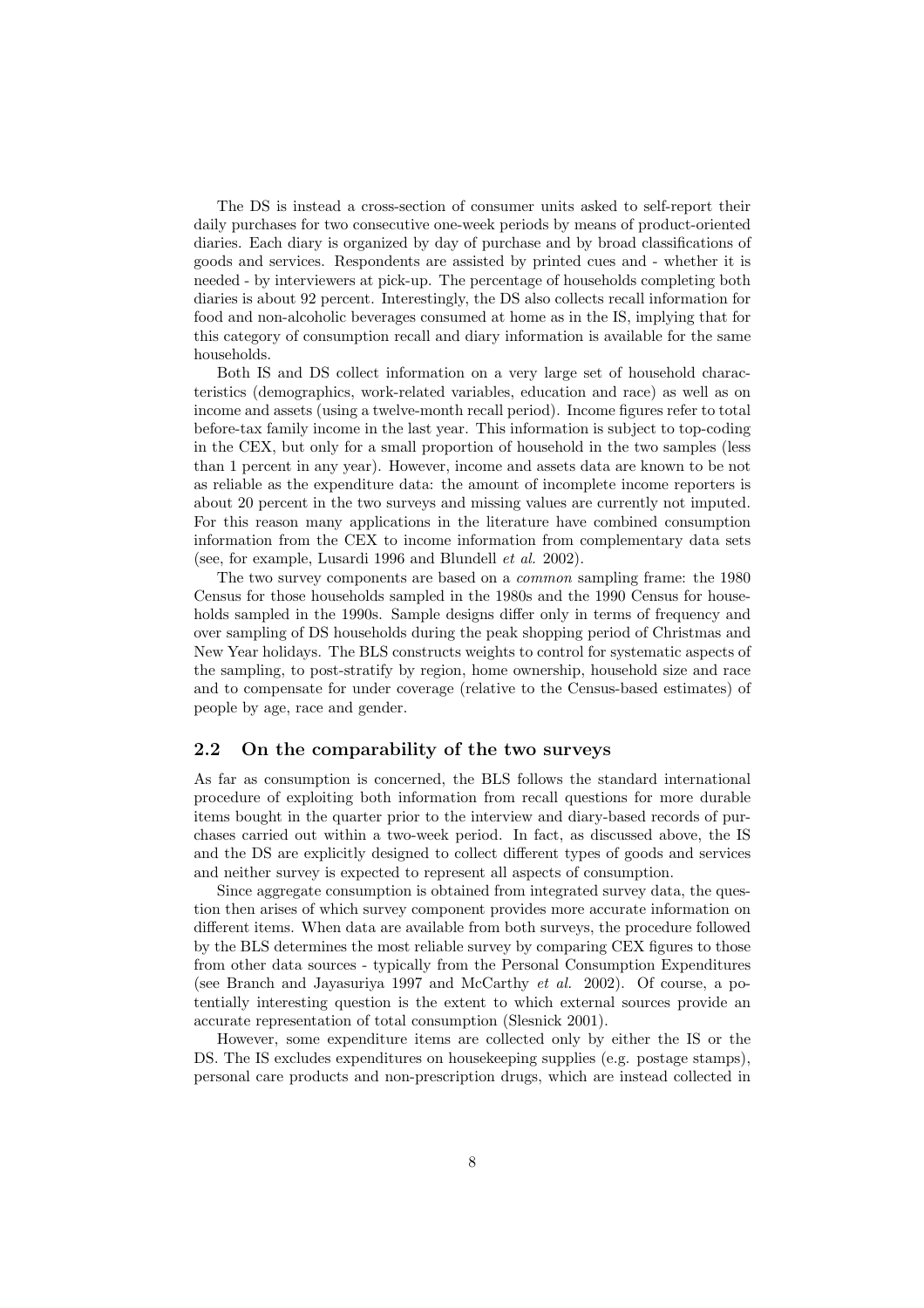The DS is instead a cross-section of consumer units asked to self-report their daily purchases for two consecutive one-week periods by means of product-oriented diaries. Each diary is organized by day of purchase and by broad classifications of goods and services. Respondents are assisted by printed cues and - whether it is needed - by interviewers at pick-up. The percentage of households completing both diaries is about 92 percent. Interestingly, the DS also collects recall information for food and non-alcoholic beverages consumed at home as in the IS, implying that for this category of consumption recall and diary information is available for the same households.

Both IS and DS collect information on a very large set of household characteristics (demographics, work-related variables, education and race) as well as on income and assets (using a twelve-month recall period). Income figures refer to total before-tax family income in the last year. This information is subject to top-coding in the CEX, but only for a small proportion of household in the two samples (less than 1 percent in any year). However, income and assets data are known to be not as reliable as the expenditure data: the amount of incomplete income reporters is about 20 percent in the two surveys and missing values are currently not imputed. For this reason many applications in the literature have combined consumption information from the CEX to income information from complementary data sets (see, for example, Lusardi 1996 and Blundell *et al.* 2002).

The two survey components are based on a *common* sampling frame: the 1980 Census for those households sampled in the 1980s and the 1990 Census for households sampled in the 1990s. Sample designs differ only in terms of frequency and over sampling of DS households during the peak shopping period of Christmas and New Year holidays. The BLS constructs weights to control for systematic aspects of the sampling, to post-stratify by region, home ownership, household size and race and to compensate for under coverage (relative to the Census-based estimates) of people by age, race and gender.

## 2.2 On the comparability of the two surveys

As far as consumption is concerned, the BLS follows the standard international procedure of exploiting both information from recall questions for more durable items bought in the quarter prior to the interview and diary-based records of purchases carried out within a two-week period. In fact, as discussed above, the IS and the DS are explicitly designed to collect different types of goods and services and neither survey is expected to represent all aspects of consumption.

Since aggregate consumption is obtained from integrated survey data, the question then arises of which survey component provides more accurate information on different items. When data are available from both surveys, the procedure followed by the BLS determines the most reliable survey by comparing CEX figures to those from other data sources - typically from the Personal Consumption Expenditures (see Branch and Jayasuriya 1997 and McCarthy *et al.* 2002). Of course, a potentially interesting question is the extent to which external sources provide an accurate representation of total consumption (Slesnick 2001).

However, some expenditure items are collected only by either the IS or the DS. The IS excludes expenditures on housekeeping supplies (e.g. postage stamps), personal care products and non-prescription drugs, which are instead collected in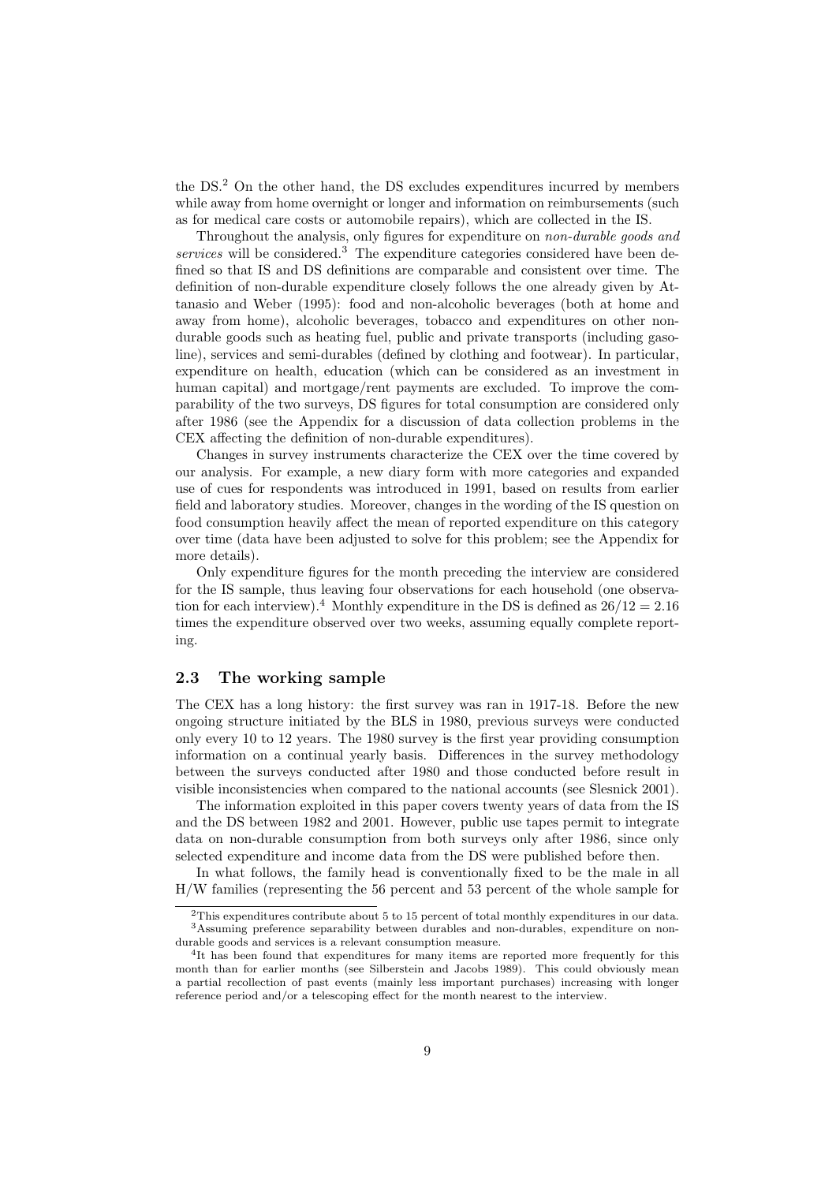the DS.[2] On the other hand, the DS excludes expenditures incurred by members while away from home overnight or longer and information on reimbursements (such as for medical care costs or automobile repairs), which are collected in the IS.

Throughout the analysis, only figures for expenditure on *non-durable goods and services* will be considered.[3] The expenditure categories considered have been defined so that IS and DS definitions are comparable and consistent over time. The definition of non-durable expenditure closely follows the one already given by Attanasio and Weber (1995): food and non-alcoholic beverages (both at home and away from home), alcoholic beverages, tobacco and expenditures on other non-durable goods such as heating fuel, public and private transports (including gasoline), services and semi-durables (defined by clothing and footwear). In particular, expenditure on health, education (which can be considered as an investment in human capital) and mortgage/rent payments are excluded. To improve the comparability of the two surveys, DS figures for total consumption are considered only after 1986 (see the Appendix for a discussion of data collection problems in the CEX affecting the definition of non-durable expenditures).

Changes in survey instruments characterize the CEX over the time covered by our analysis. For example, a new diary form with more categories and expanded use of cues for respondents was introduced in 1991, based on results from earlier field and laboratory studies. Moreover, changes in the wording of the IS question on food consumption heavily affect the mean of reported expenditure on this category over time (data have been adjusted to solve for this problem; see the Appendix for more details).

Only expenditure figures for the month preceding the interview are considered for the IS sample, thus leaving four observations for each household (one observation for each interview).[4] Monthly expenditure in the DS is defined as $26/12 = 2.16$ times the expenditure observed over two weeks, assuming equally complete reporting.

## 2.3 The working sample

The CEX has a long history: the first survey was ran in 1917-18. Before the new ongoing structure initiated by the BLS in 1980, previous surveys were conducted only every 10 to 12 years. The 1980 survey is the first year providing consumption information on a continual yearly basis. Differences in the survey methodology between the surveys conducted after 1980 and those conducted before result in visible inconsistencies when compared to the national accounts (see Slesnick 2001).

The information exploited in this paper covers twenty years of data from the IS and the DS between 1982 and 2001. However, public use tapes permit to integrate data on non-durable consumption from both surveys only after 1986, since only selected expenditure and income data from the DS were published before then.

In what follows, the family head is conventionally fixed to be the male in all H/W families (representing the 56 percent and 53 percent of the whole sample for

[2]This expenditures contribute about 5 to 15 percent of total monthly expenditures in our data.

[3]Assuming preference separability between durables and non-durables, expenditure on non-durable goods and services is a relevant consumption measure.

[4]It has been found that expenditures for many items are reported more frequently for this month than for earlier months (see Silberstein and Jacobs 1989). This could obviously mean a partial recollection of past events (mainly less important purchases) increasing with longer reference period and/or a telescoping effect for the month nearest to the interview.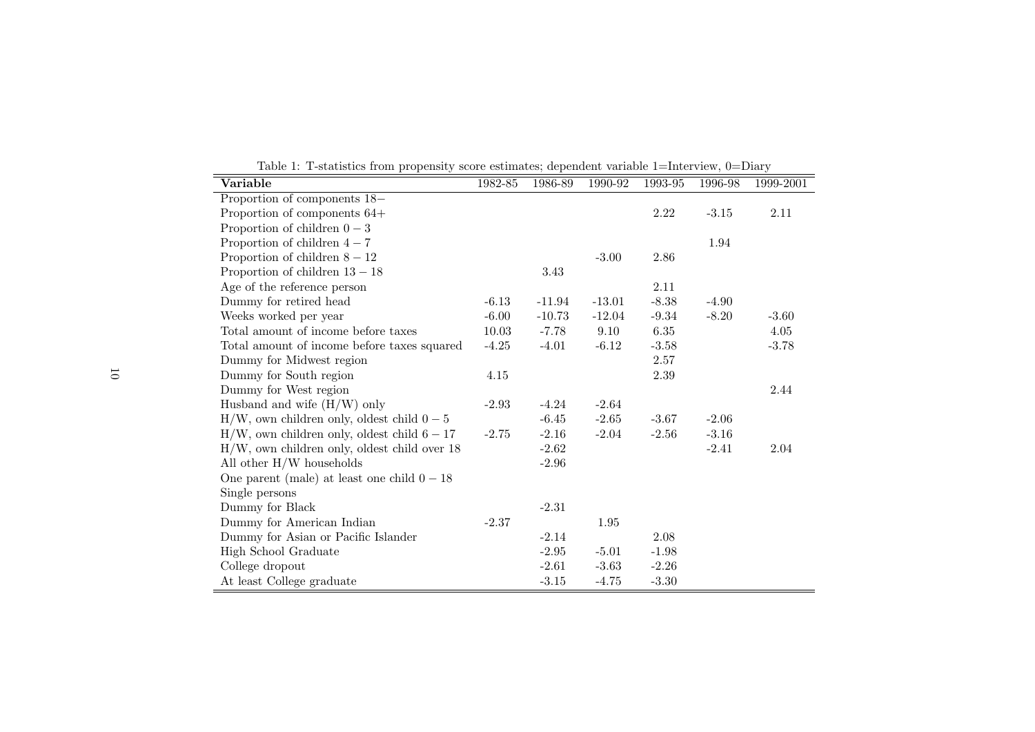Table 1: T-statistics from propensity score estimates; dependent variable 1=Interview, 0=Diary

| **Variable** | 1982-85 | 1986-89 | 1990-92 | 1993-95 | 1996-98 | 1999-2001 |
|---|---|---|---|---|---|---|
| Proportion of components 18− | | | | | | |
| Proportion of components 64+ | | | | 2.22 | -3.15 | 2.11 |
| Proportion of children $0-3$ | | | | | | |
| Proportion of children $4-7$ | | | | | 1.94 | |
| Proportion of children $8-12$ | | | -3.00 | 2.86 | | |
| Proportion of children $13-18$ | | 3.43 | | | | |
| Age of the reference person | | | | 2.11 | | |
| Dummy for retired head | -6.13 | -11.94 | -13.01 | -8.38 | -4.90 | |
| Weeks worked per year | -6.00 | -10.73 | -12.04 | -9.34 | -8.20 | -3.60 |
| Total amount of income before taxes | 10.03 | -7.78 | 9.10 | 6.35 | | 4.05 |
| Total amount of income before taxes squared | -4.25 | -4.01 | -6.12 | -3.58 | | -3.78 |
| Dummy for Midwest region | | | | 2.57 | | |
| Dummy for South region | 4.15 | | | 2.39 | | |
| Dummy for West region | | | | | | 2.44 |
| Husband and wife (H/W) only | -2.93 | -4.24 | -2.64 | | | |
| H/W, own children only, oldest child $0-5$ | | -6.45 | -2.65 | -3.67 | -2.06 | |
| H/W, own children only, oldest child $6-17$ | -2.75 | -2.16 | -2.04 | -2.56 | -3.16 | |
| H/W, own children only, oldest child over 18 | | -2.62 | | | -2.41 | 2.04 |
| All other H/W households | | -2.96 | | | | |
| One parent (male) at least one child $0-18$ | | | | | | |
| Single persons | | | | | | |
| Dummy for Black | | -2.31 | | | | |
| Dummy for American Indian | -2.37 | | 1.95 | | | |
| Dummy for Asian or Pacific Islander | | -2.14 | | 2.08 | | |
| High School Graduate | | -2.95 | -5.01 | -1.98 | | |
| College dropout | | -2.61 | -3.63 | -2.26 | | |
| At least College graduate | | -3.15 | -4.75 | -3.30 | | |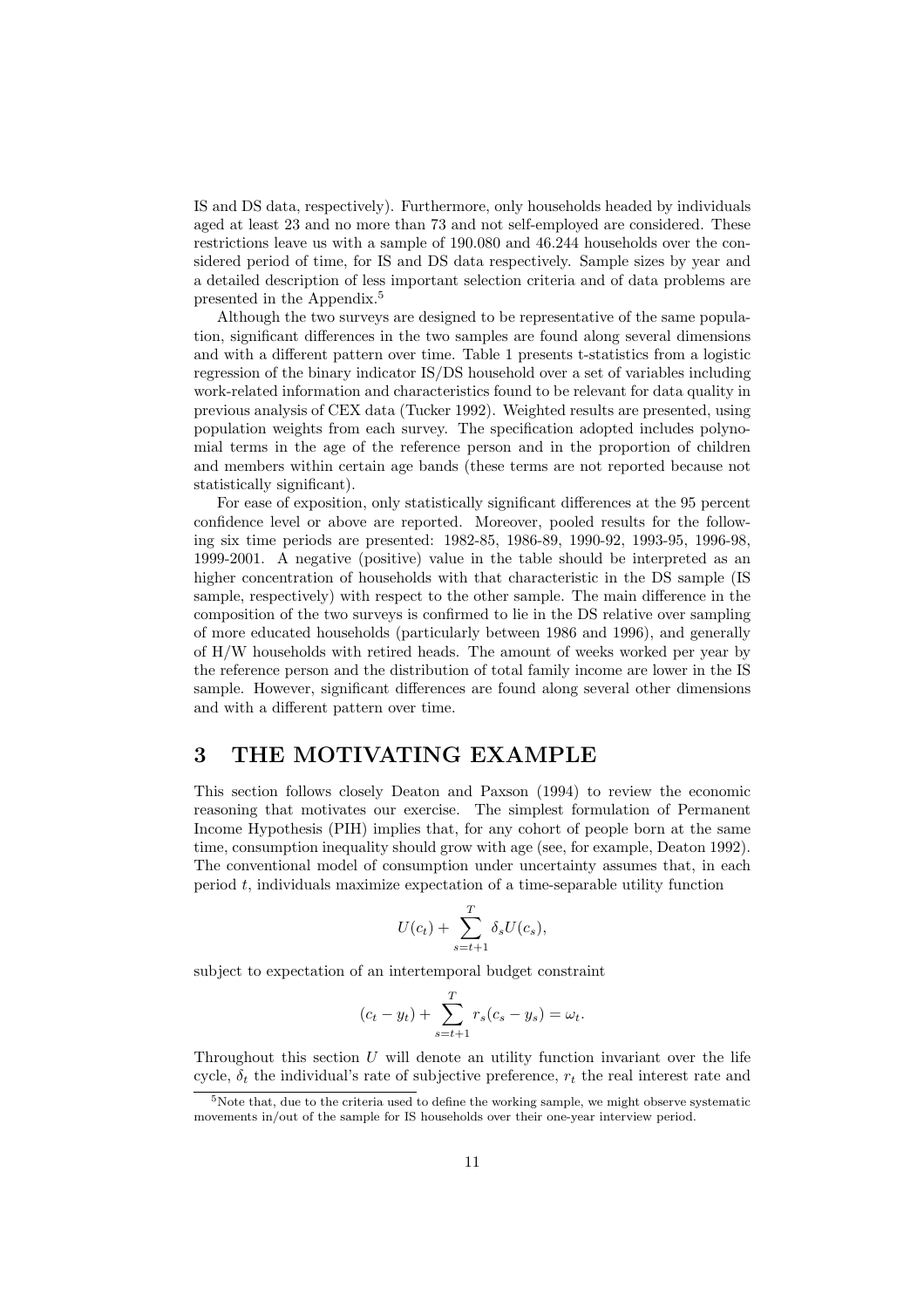IS and DS data, respectively). Furthermore, only households headed by individuals aged at least 23 and no more than 73 and not self-employed are considered. These restrictions leave us with a sample of 190.080 and 46.244 households over the considered period of time, for IS and DS data respectively. Sample sizes by year and a detailed description of less important selection criteria and of data problems are presented in the Appendix.[5]

Although the two surveys are designed to be representative of the same population, significant differences in the two samples are found along several dimensions and with a different pattern over time. Table 1 presents t-statistics from a logistic regression of the binary indicator IS/DS household over a set of variables including work-related information and characteristics found to be relevant for data quality in previous analysis of CEX data (Tucker 1992). Weighted results are presented, using population weights from each survey. The specification adopted includes polynomial terms in the age of the reference person and in the proportion of children and members within certain age bands (these terms are not reported because not statistically significant).

For ease of exposition, only statistically significant differences at the 95 percent confidence level or above are reported. Moreover, pooled results for the following six time periods are presented: 1982-85, 1986-89, 1990-92, 1993-95, 1996-98, 1999-2001. A negative (positive) value in the table should be interpreted as an higher concentration of households with that characteristic in the DS sample (IS sample, respectively) with respect to the other sample. The main difference in the composition of the two surveys is confirmed to lie in the DS relative over sampling of more educated households (particularly between 1986 and 1996), and generally of H/W households with retired heads. The amount of weeks worked per year by the reference person and the distribution of total family income are lower in the IS sample. However, significant differences are found along several other dimensions and with a different pattern over time.

# 3 THE MOTIVATING EXAMPLE

This section follows closely Deaton and Paxson (1994) to review the economic reasoning that motivates our exercise. The simplest formulation of Permanent Income Hypothesis (PIH) implies that, for any cohort of people born at the same time, consumption inequality should grow with age (see, for example, Deaton 1992). The conventional model of consumption under uncertainty assumes that, in each period $t$, individuals maximize expectation of a time-separable utility function

$$U(c_t) + \sum_{s=t+1}^{T} \delta_s U(c_s),$$

subject to expectation of an intertemporal budget constraint

$$(c_t - y_t) + \sum_{s=t+1}^{T} r_s (c_s - y_s) = \omega_t.$$

Throughout this section $U$ will denote an utility function invariant over the life cycle, $\delta_t$ the individual's rate of subjective preference, $r_t$ the real interest rate and

[5] Note that, due to the criteria used to define the working sample, we might observe systematic movements in/out of the sample for IS households over their one-year interview period.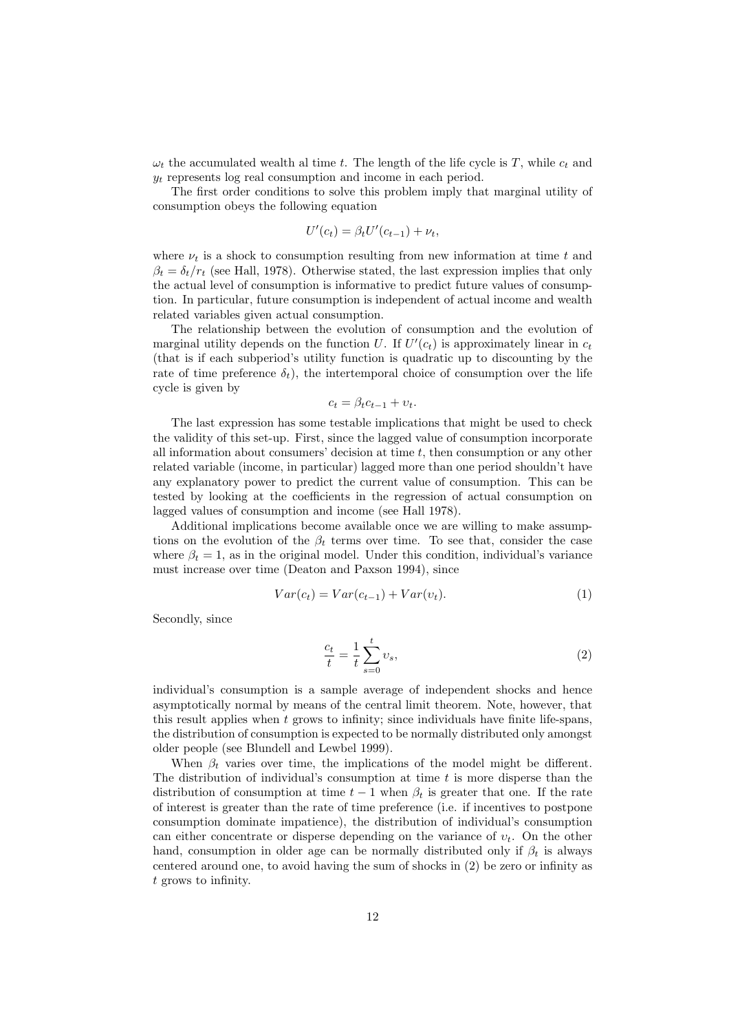$\omega_t$ the accumulated wealth al time $t$. The length of the life cycle is $T$, while $c_t$ and $y_t$ represents log real consumption and income in each period.

The first order conditions to solve this problem imply that marginal utility of consumption obeys the following equation

$$U'(c_t) = \beta_t U'(c_{t-1}) + \nu_t,$$

where $\nu_t$ is a shock to consumption resulting from new information at time $t$ and $\beta_t = \delta_t / r_t$ (see Hall, 1978). Otherwise stated, the last expression implies that only the actual level of consumption is informative to predict future values of consumption. In particular, future consumption is independent of actual income and wealth related variables given actual consumption.

The relationship between the evolution of consumption and the evolution of marginal utility depends on the function $U$. If $U'(c_t)$ is approximately linear in $c_t$ (that is if each subperiod's utility function is quadratic up to discounting by the rate of time preference $\delta_t$), the intertemporal choice of consumption over the life cycle is given by

$$c_t = \beta_t c_{t-1} + \upsilon_t.$$

The last expression has some testable implications that might be used to check the validity of this set-up. First, since the lagged value of consumption incorporate all information about consumers' decision at time $t$, then consumption or any other related variable (income, in particular) lagged more than one period shouldn't have any explanatory power to predict the current value of consumption. This can be tested by looking at the coefficients in the regression of actual consumption on lagged values of consumption and income (see Hall 1978).

Additional implications become available once we are willing to make assumptions on the evolution of the $\beta_t$ terms over time. To see that, consider the case where $\beta_t = 1$, as in the original model. Under this condition, individual's variance must increase over time (Deaton and Paxson 1994), since

$$Var(c_t) = Var(c_{t-1}) + Var(\upsilon_t). \tag{1}$$

Secondly, since

$$\frac{c_t}{t} = \frac{1}{t} \sum_{s=0}^{t} \upsilon_s, \tag{2}$$

individual's consumption is a sample average of independent shocks and hence asymptotically normal by means of the central limit theorem. Note, however, that this result applies when $t$ grows to infinity; since individuals have finite life-spans, the distribution of consumption is expected to be normally distributed only amongst older people (see Blundell and Lewbel 1999).

When $\beta_t$ varies over time, the implications of the model might be different. The distribution of individual's consumption at time $t$ is more disperse than the distribution of consumption at time $t-1$ when $\beta_t$ is greater that one. If the rate of interest is greater than the rate of time preference (i.e. if incentives to postpone consumption dominate impatience), the distribution of individual's consumption can either concentrate or disperse depending on the variance of $\upsilon_t$. On the other hand, consumption in older age can be normally distributed only if $\beta_t$ is always centered around one, to avoid having the sum of shocks in (2) be zero or infinity as $t$ grows to infinity.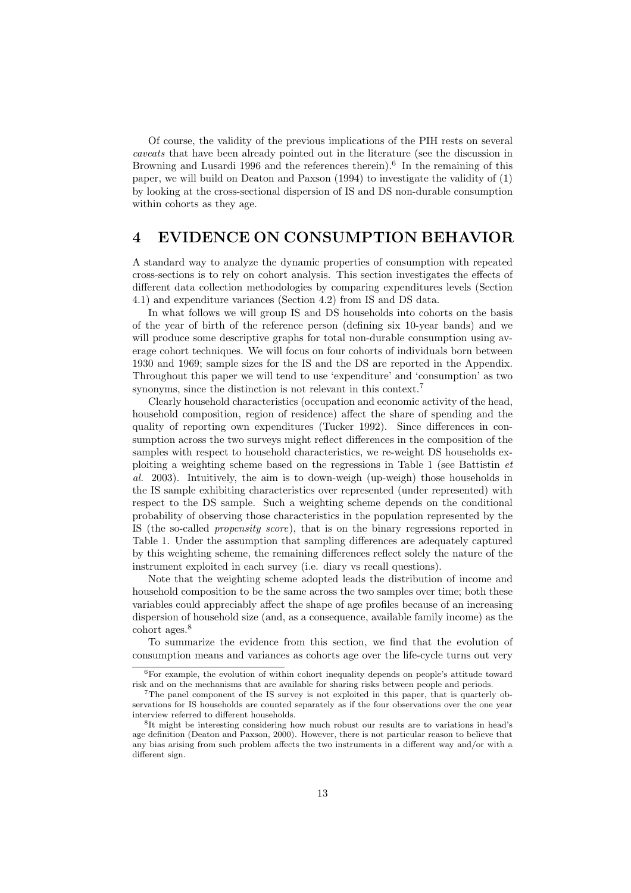Of course, the validity of the previous implications of the PIH rests on several *caveats* that have been already pointed out in the literature (see the discussion in Browning and Lusardi 1996 and the references therein).[6] In the remaining of this paper, we will build on Deaton and Paxson (1994) to investigate the validity of (1) by looking at the cross-sectional dispersion of IS and DS non-durable consumption within cohorts as they age.

# 4 EVIDENCE ON CONSUMPTION BEHAVIOR

A standard way to analyze the dynamic properties of consumption with repeated cross-sections is to rely on cohort analysis. This section investigates the effects of different data collection methodologies by comparing expenditures levels (Section 4.1) and expenditure variances (Section 4.2) from IS and DS data.

In what follows we will group IS and DS households into cohorts on the basis of the year of birth of the reference person (defining six 10-year bands) and we will produce some descriptive graphs for total non-durable consumption using average cohort techniques. We will focus on four cohorts of individuals born between 1930 and 1969; sample sizes for the IS and the DS are reported in the Appendix. Throughout this paper we will tend to use 'expenditure' and 'consumption' as two synonyms, since the distinction is not relevant in this context.[7]

Clearly household characteristics (occupation and economic activity of the head, household composition, region of residence) affect the share of spending and the quality of reporting own expenditures (Tucker 1992). Since differences in consumption across the two surveys might reflect differences in the composition of the samples with respect to household characteristics, we re-weight DS households exploiting a weighting scheme based on the regressions in Table 1 (see Battistin *et al.* 2003). Intuitively, the aim is to down-weigh (up-weigh) those households in the IS sample exhibiting characteristics over represented (under represented) with respect to the DS sample. Such a weighting scheme depends on the conditional probability of observing those characteristics in the population represented by the IS (the so-called *propensity score*), that is on the binary regressions reported in Table 1. Under the assumption that sampling differences are adequately captured by this weighting scheme, the remaining differences reflect solely the nature of the instrument exploited in each survey (i.e. diary vs recall questions).

Note that the weighting scheme adopted leads the distribution of income and household composition to be the same across the two samples over time; both these variables could appreciably affect the shape of age profiles because of an increasing dispersion of household size (and, as a consequence, available family income) as the cohort ages.[8]

To summarize the evidence from this section, we find that the evolution of consumption means and variances as cohorts age over the life-cycle turns out very

---

[6] For example, the evolution of within cohort inequality depends on people's attitude toward risk and on the mechanisms that are available for sharing risks between people and periods.

[7] The panel component of the IS survey is not exploited in this paper, that is quarterly observations for IS households are counted separately as if the four observations over the one year interview referred to different households.

[8] It might be interesting considering how much robust our results are to variations in head's age definition (Deaton and Paxson, 2000). However, there is not particular reason to believe that any bias arising from such problem affects the two instruments in a different way and/or with a different sign.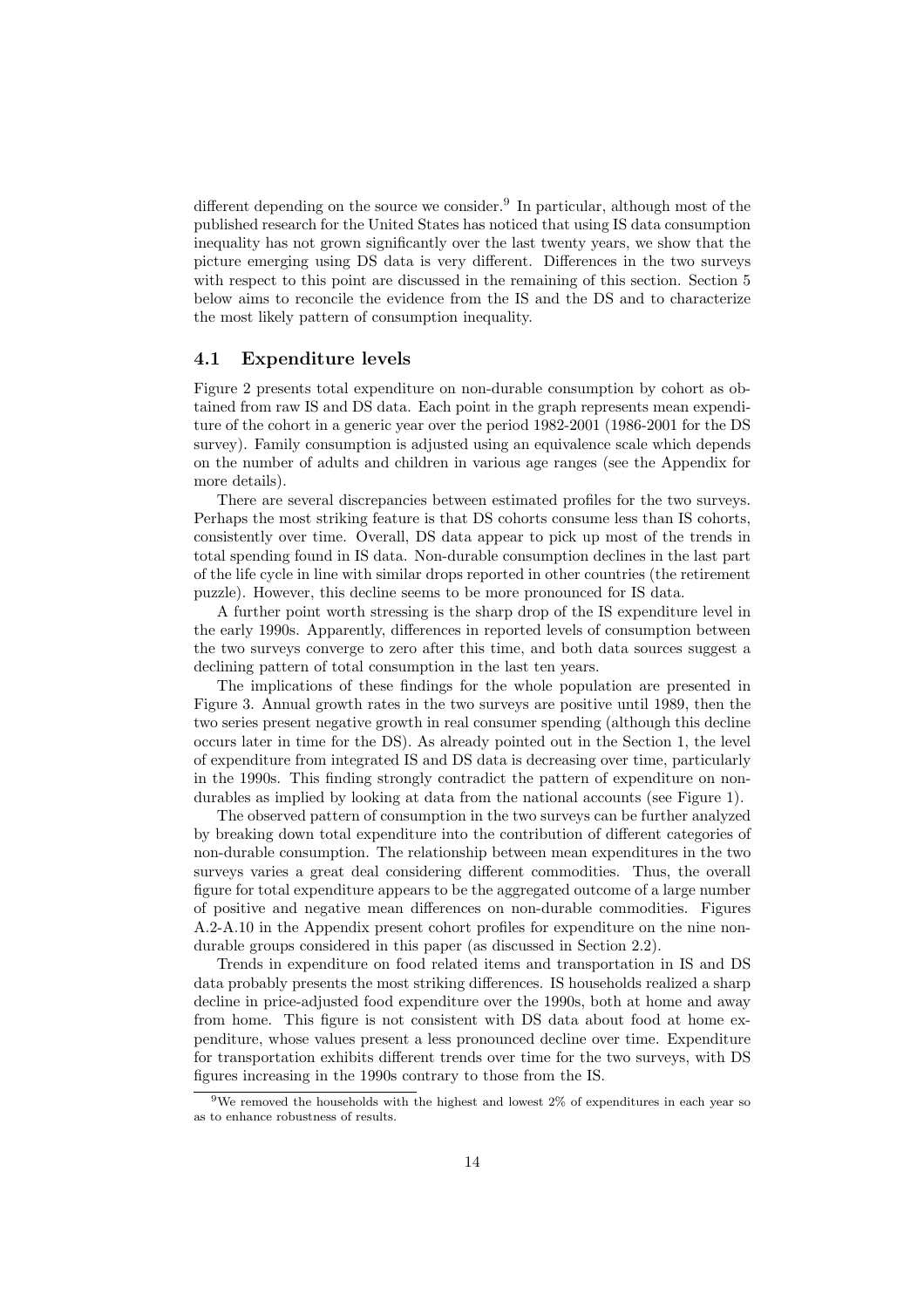different depending on the source we consider.[9] In particular, although most of the published research for the United States has noticed that using IS data consumption inequality has not grown significantly over the last twenty years, we show that the picture emerging using DS data is very different. Differences in the two surveys with respect to this point are discussed in the remaining of this section. Section 5 below aims to reconcile the evidence from the IS and the DS and to characterize the most likely pattern of consumption inequality.

### 4.1 Expenditure levels

Figure 2 presents total expenditure on non-durable consumption by cohort as obtained from raw IS and DS data. Each point in the graph represents mean expenditure of the cohort in a generic year over the period 1982-2001 (1986-2001 for the DS survey). Family consumption is adjusted using an equivalence scale which depends on the number of adults and children in various age ranges (see the Appendix for more details).

There are several discrepancies between estimated profiles for the two surveys. Perhaps the most striking feature is that DS cohorts consume less than IS cohorts, consistently over time. Overall, DS data appear to pick up most of the trends in total spending found in IS data. Non-durable consumption declines in the last part of the life cycle in line with similar drops reported in other countries (the retirement puzzle). However, this decline seems to be more pronounced for IS data.

A further point worth stressing is the sharp drop of the IS expenditure level in the early 1990s. Apparently, differences in reported levels of consumption between the two surveys converge to zero after this time, and both data sources suggest a declining pattern of total consumption in the last ten years.

The implications of these findings for the whole population are presented in Figure 3. Annual growth rates in the two surveys are positive until 1989, then the two series present negative growth in real consumer spending (although this decline occurs later in time for the DS). As already pointed out in the Section 1, the level of expenditure from integrated IS and DS data is decreasing over time, particularly in the 1990s. This finding strongly contradict the pattern of expenditure on non-durables as implied by looking at data from the national accounts (see Figure 1).

The observed pattern of consumption in the two surveys can be further analyzed by breaking down total expenditure into the contribution of different categories of non-durable consumption. The relationship between mean expenditures in the two surveys varies a great deal considering different commodities. Thus, the overall figure for total expenditure appears to be the aggregated outcome of a large number of positive and negative mean differences on non-durable commodities. Figures A.2-A.10 in the Appendix present cohort profiles for expenditure on the nine non-durable groups considered in this paper (as discussed in Section 2.2).

Trends in expenditure on food related items and transportation in IS and DS data probably presents the most striking differences. IS households realized a sharp decline in price-adjusted food expenditure over the 1990s, both at home and away from home. This figure is not consistent with DS data about food at home expenditure, whose values present a less pronounced decline over time. Expenditure for transportation exhibits different trends over time for the two surveys, with DS figures increasing in the 1990s contrary to those from the IS.

[9] We removed the households with the highest and lowest 2% of expenditures in each year so as to enhance robustness of results.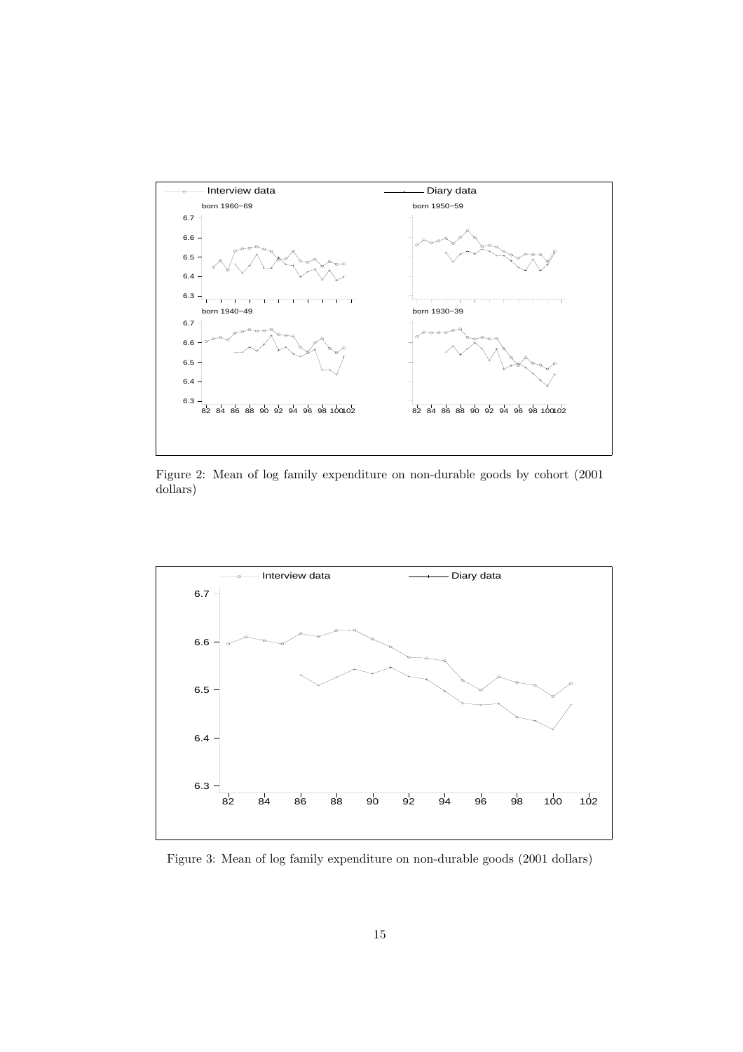Figure 2: Mean of log family expenditure on non-durable goods by cohort (2001 dollars)

Figure 3: Mean of log family expenditure on non-durable goods (2001 dollars)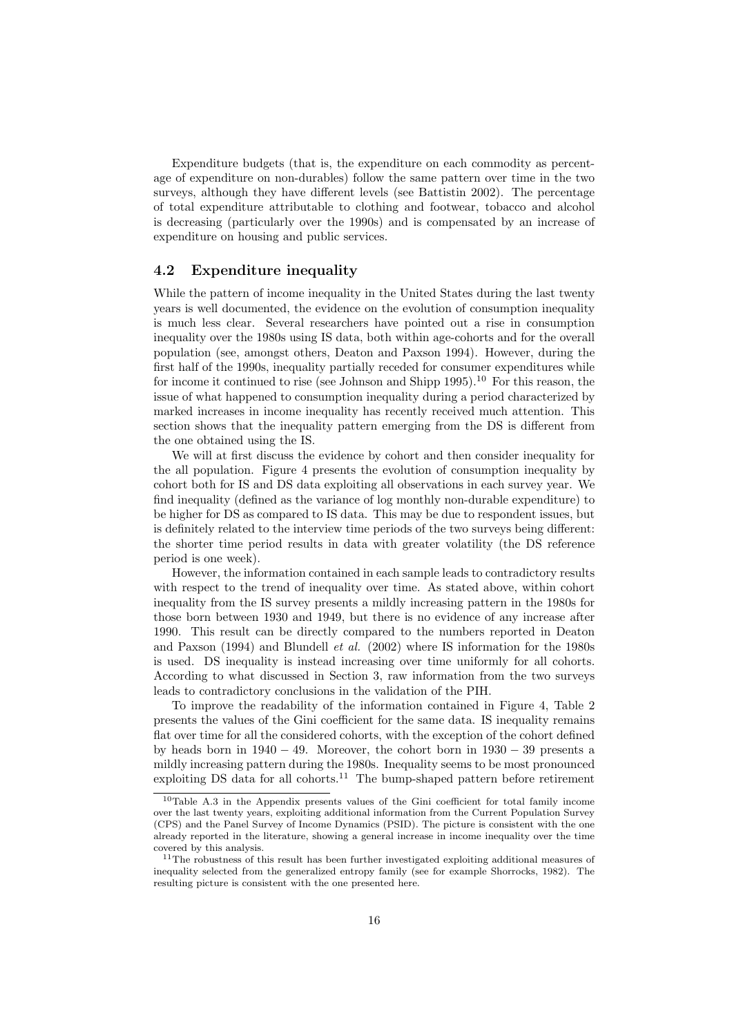Expenditure budgets (that is, the expenditure on each commodity as percentage of expenditure on non-durables) follow the same pattern over time in the two surveys, although they have different levels (see Battistin 2002). The percentage of total expenditure attributable to clothing and footwear, tobacco and alcohol is decreasing (particularly over the 1990s) and is compensated by an increase of expenditure on housing and public services.

### 4.2 Expenditure inequality

While the pattern of income inequality in the United States during the last twenty years is well documented, the evidence on the evolution of consumption inequality is much less clear. Several researchers have pointed out a rise in consumption inequality over the 1980s using IS data, both within age-cohorts and for the overall population (see, amongst others, Deaton and Paxson 1994). However, during the first half of the 1990s, inequality partially receded for consumer expenditures while for income it continued to rise (see Johnson and Shipp 1995).[10] For this reason, the issue of what happened to consumption inequality during a period characterized by marked increases in income inequality has recently received much attention. This section shows that the inequality pattern emerging from the DS is different from the one obtained using the IS.

We will at first discuss the evidence by cohort and then consider inequality for the all population. Figure 4 presents the evolution of consumption inequality by cohort both for IS and DS data exploiting all observations in each survey year. We find inequality (defined as the variance of log monthly non-durable expenditure) to be higher for DS as compared to IS data. This may be due to respondent issues, but is definitely related to the interview time periods of the two surveys being different: the shorter time period results in data with greater volatility (the DS reference period is one week).

However, the information contained in each sample leads to contradictory results with respect to the trend of inequality over time. As stated above, within cohort inequality from the IS survey presents a mildly increasing pattern in the 1980s for those born between 1930 and 1949, but there is no evidence of any increase after 1990. This result can be directly compared to the numbers reported in Deaton and Paxson (1994) and Blundell *et al.* (2002) where IS information for the 1980s is used. DS inequality is instead increasing over time uniformly for all cohorts. According to what discussed in Section 3, raw information from the two surveys leads to contradictory conclusions in the validation of the PIH.

To improve the readability of the information contained in Figure 4, Table 2 presents the values of the Gini coefficient for the same data. IS inequality remains flat over time for all the considered cohorts, with the exception of the cohort defined by heads born in $1940-49$. Moreover, the cohort born in $1930-39$ presents a mildly increasing pattern during the 1980s. Inequality seems to be most pronounced exploiting DS data for all cohorts.[11] The bump-shaped pattern before retirement

[10] Table A.3 in the Appendix presents values of the Gini coefficient for total family income over the last twenty years, exploiting additional information from the Current Population Survey (CPS) and the Panel Survey of Income Dynamics (PSID). The picture is consistent with the one already reported in the literature, showing a general increase in income inequality over the time covered by this analysis.

[11] The robustness of this result has been further investigated exploiting additional measures of inequality selected from the generalized entropy family (see for example Shorrocks, 1982). The resulting picture is consistent with the one presented here.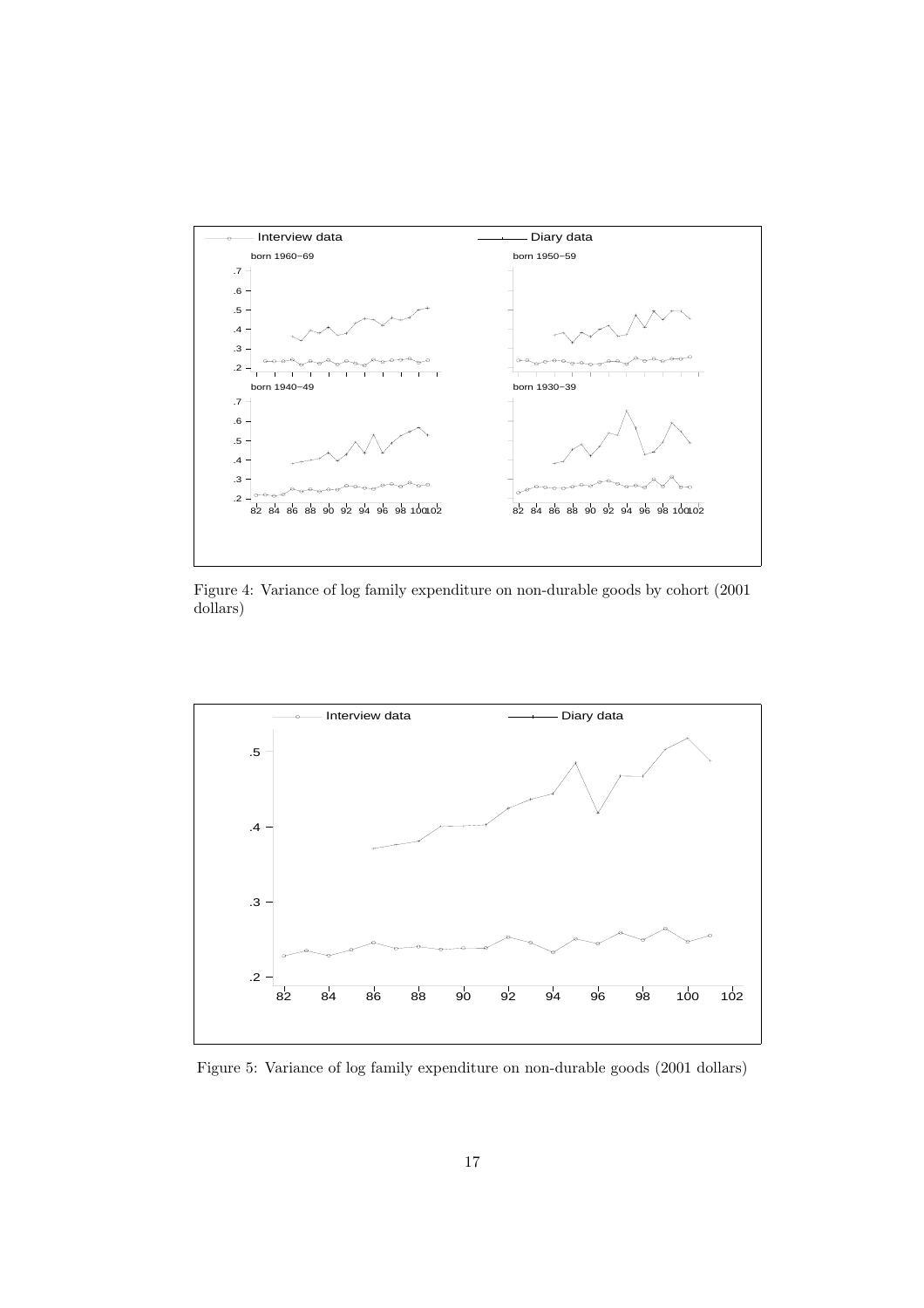Figure 4: Variance of log family expenditure on non-durable goods by cohort (2001 dollars)

Figure 5: Variance of log family expenditure on non-durable goods (2001 dollars)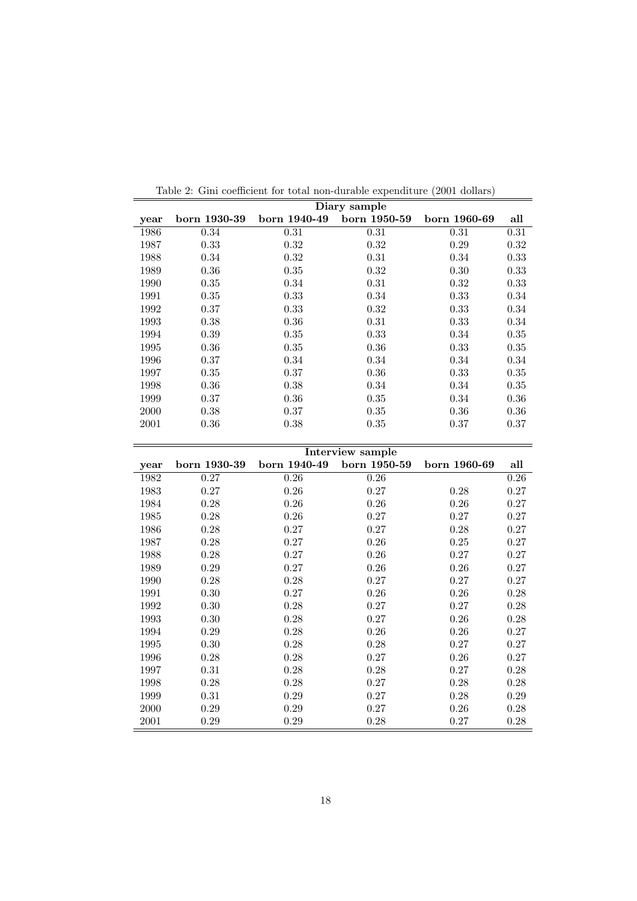Table 2: Gini coefficient for total non-durable expenditure (2001 dollars)

| Diary sample | | | | | |
|---|---|---|---|---|---|
| **year** | **born 1930-39** | **born 1940-49** | **born 1950-59** | **born 1960-69** | **all** |
| 1986 | 0.34 | 0.31 | 0.31 | 0.31 | 0.31 |
| 1987 | 0.33 | 0.32 | 0.32 | 0.29 | 0.32 |
| 1988 | 0.34 | 0.32 | 0.31 | 0.34 | 0.33 |
| 1989 | 0.36 | 0.35 | 0.32 | 0.30 | 0.33 |
| 1990 | 0.35 | 0.34 | 0.31 | 0.32 | 0.33 |
| 1991 | 0.35 | 0.33 | 0.34 | 0.33 | 0.34 |
| 1992 | 0.37 | 0.33 | 0.32 | 0.33 | 0.34 |
| 1993 | 0.38 | 0.36 | 0.31 | 0.33 | 0.34 |
| 1994 | 0.39 | 0.35 | 0.33 | 0.34 | 0.35 |
| 1995 | 0.36 | 0.35 | 0.36 | 0.33 | 0.35 |
| 1996 | 0.37 | 0.34 | 0.34 | 0.34 | 0.34 |
| 1997 | 0.35 | 0.37 | 0.36 | 0.33 | 0.35 |
| 1998 | 0.36 | 0.38 | 0.34 | 0.34 | 0.35 |
| 1999 | 0.37 | 0.36 | 0.35 | 0.34 | 0.36 |
| 2000 | 0.38 | 0.37 | 0.35 | 0.36 | 0.36 |
| 2001 | 0.36 | 0.38 | 0.35 | 0.37 | 0.37 |

| Interview sample | | | | | |
|---|---|---|---|---|---|
| **year** | **born 1930-39** | **born 1940-49** | **born 1950-59** | **born 1960-69** | **all** |
| 1982 | 0.27 | 0.26 | 0.26 | | 0.26 |
| 1983 | 0.27 | 0.26 | 0.27 | 0.28 | 0.27 |
| 1984 | 0.28 | 0.26 | 0.26 | 0.26 | 0.27 |
| 1985 | 0.28 | 0.26 | 0.27 | 0.27 | 0.27 |
| 1986 | 0.28 | 0.27 | 0.27 | 0.28 | 0.27 |
| 1987 | 0.28 | 0.27 | 0.26 | 0.25 | 0.27 |
| 1988 | 0.28 | 0.27 | 0.26 | 0.27 | 0.27 |
| 1989 | 0.29 | 0.27 | 0.26 | 0.26 | 0.27 |
| 1990 | 0.28 | 0.28 | 0.27 | 0.27 | 0.27 |
| 1991 | 0.30 | 0.27 | 0.26 | 0.26 | 0.28 |
| 1992 | 0.30 | 0.28 | 0.27 | 0.27 | 0.28 |
| 1993 | 0.30 | 0.28 | 0.27 | 0.26 | 0.28 |
| 1994 | 0.29 | 0.28 | 0.26 | 0.26 | 0.27 |
| 1995 | 0.30 | 0.28 | 0.28 | 0.27 | 0.27 |
| 1996 | 0.28 | 0.28 | 0.27 | 0.26 | 0.27 |
| 1997 | 0.31 | 0.28 | 0.28 | 0.27 | 0.28 |
| 1998 | 0.28 | 0.28 | 0.27 | 0.28 | 0.28 |
| 1999 | 0.31 | 0.29 | 0.27 | 0.28 | 0.29 |
| 2000 | 0.29 | 0.29 | 0.27 | 0.26 | 0.28 |
| 2001 | 0.29 | 0.29 | 0.28 | 0.27 | 0.28 |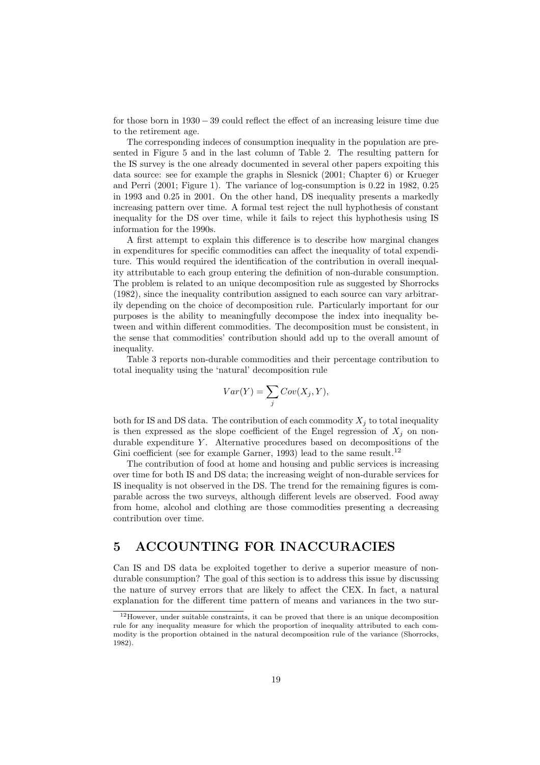for those born in $1930 - 39$ could reflect the effect of an increasing leisure time due to the retirement age.

The corresponding indeces of consumption inequality in the population are presented in Figure 5 and in the last column of Table 2. The resulting pattern for the IS survey is the one already documented in several other papers expoiting this data source: see for example the graphs in Slesnick (2001; Chapter 6) or Krueger and Perri (2001; Figure 1). The variance of log-consumption is 0.22 in 1982, 0.25 in 1993 and 0.25 in 2001. On the other hand, DS inequality presents a markedly increasing pattern over time. A formal test reject the null hyphothesis of constant inequality for the DS over time, while it fails to reject this hyphothesis using IS information for the 1990s.

A first attempt to explain this difference is to describe how marginal changes in expenditures for specific commodities can affect the inequality of total expenditure. This would required the identification of the contribution in overall inequality attributable to each group entering the definition of non-durable consumption. The problem is related to an unique decomposition rule as suggested by Shorrocks (1982), since the inequality contribution assigned to each source can vary arbitrarily depending on the choice of decomposition rule. Particularly important for our purposes is the ability to meaningfully decompose the index into inequality between and within different commodities. The decomposition must be consistent, in the sense that commodities' contribution should add up to the overall amount of inequality.

Table 3 reports non-durable commodities and their percentage contribution to total inequality using the 'natural' decomposition rule

$$Var(Y) = \sum_j Cov(X_j, Y),$$

both for IS and DS data. The contribution of each commodity $X_j$ to total inequality is then expressed as the slope coefficient of the Engel regression of $X_j$ on non-durable expenditure $Y$. Alternative procedures based on decompositions of the Gini coefficient (see for example Garner, 1993) lead to the same result.[12]

The contribution of food at home and housing and public services is increasing over time for both IS and DS data; the increasing weight of non-durable services for IS inequality is not observed in the DS. The trend for the remaining figures is comparable across the two surveys, although different levels are observed. Food away from home, alcohol and clothing are those commodities presenting a decreasing contribution over time.

# 5 ACCOUNTING FOR INACCURACIES

Can IS and DS data be exploited together to derive a superior measure of non-durable consumption? The goal of this section is to address this issue by discussing the nature of survey errors that are likely to affect the CEX. In fact, a natural explanation for the different time pattern of means and variances in the two sur-

[12] However, under suitable constraints, it can be proved that there is an unique decomposition rule for any inequality measure for which the proportion of inequality attributed to each commodity is the proportion obtained in the natural decomposition rule of the variance (Shorrocks, 1982).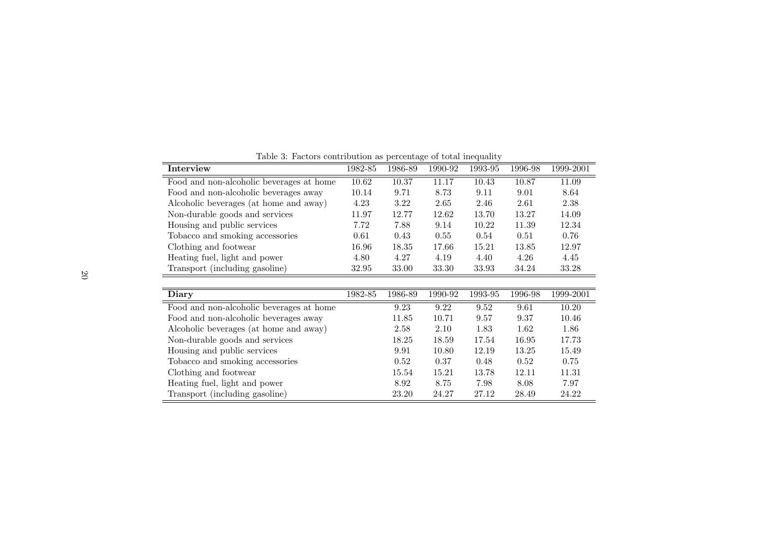Table 3: Factors contribution as percentage of total inequality

| **Interview** | 1982-85 | 1986-89 | 1990-92 | 1993-95 | 1996-98 | 1999-2001 |
|---|---|---|---|---|---|---|
| Food and non-alcoholic beverages at home | 10.62 | 10.37 | 11.17 | 10.43 | 10.87 | 11.09 |
| Food and non-alcoholic beverages away | 10.14 | 9.71 | 8.73 | 9.11 | 9.01 | 8.64 |
| Alcoholic beverages (at home and away) | 4.23 | 3.22 | 2.65 | 2.46 | 2.61 | 2.38 |
| Non-durable goods and services | 11.97 | 12.77 | 12.62 | 13.70 | 13.27 | 14.09 |
| Housing and public services | 7.72 | 7.88 | 9.14 | 10.22 | 11.39 | 12.34 |
| Tobacco and smoking accessories | 0.61 | 0.43 | 0.55 | 0.54 | 0.51 | 0.76 |
| Clothing and footwear | 16.96 | 18.35 | 17.66 | 15.21 | 13.85 | 12.97 |
| Heating fuel, light and power | 4.80 | 4.27 | 4.19 | 4.40 | 4.26 | 4.45 |
| Transport (including gasoline) | 32.95 | 33.00 | 33.30 | 33.93 | 34.24 | 33.28 |

| **Diary** | 1982-85 | 1986-89 | 1990-92 | 1993-95 | 1996-98 | 1999-2001 |
|---|---|---|---|---|---|---|
| Food and non-alcoholic beverages at home | | 9.23 | 9.22 | 9.52 | 9.61 | 10.20 |
| Food and non-alcoholic beverages away | | 11.85 | 10.71 | 9.57 | 9.37 | 10.46 |
| Alcoholic beverages (at home and away) | | 2.58 | 2.10 | 1.83 | 1.62 | 1.86 |
| Non-durable goods and services | | 18.25 | 18.59 | 17.54 | 16.95 | 17.73 |
| Housing and public services | | 9.91 | 10.80 | 12.19 | 13.25 | 15.49 |
| Tobacco and smoking accessories | | 0.52 | 0.37 | 0.48 | 0.52 | 0.75 |
| Clothing and footwear | | 15.54 | 15.21 | 13.78 | 12.11 | 11.31 |
| Heating fuel, light and power | | 8.92 | 8.75 | 7.98 | 8.08 | 7.97 |
| Transport (including gasoline) | | 23.20 | 24.27 | 27.12 | 28.49 | 24.22 |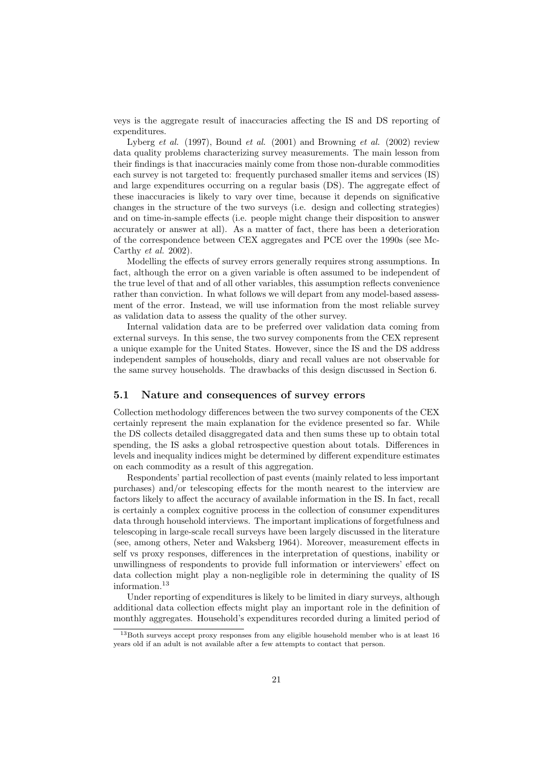veys is the aggregate result of inaccuracies affecting the IS and DS reporting of expenditures.

Lyberg *et al.* (1997), Bound *et al.* (2001) and Browning *et al.* (2002) review data quality problems characterizing survey measurements. The main lesson from their findings is that inaccuracies mainly come from those non-durable commodities each survey is not targeted to: frequently purchased smaller items and services (IS) and large expenditures occurring on a regular basis (DS). The aggregate effect of these inaccuracies is likely to vary over time, because it depends on significative changes in the structure of the two surveys (i.e. design and collecting strategies) and on time-in-sample effects (i.e. people might change their disposition to answer accurately or answer at all). As a matter of fact, there has been a deterioration of the correspondence between CEX aggregates and PCE over the 1990s (see McCarthy *et al.* 2002).

Modelling the effects of survey errors generally requires strong assumptions. In fact, although the error on a given variable is often assumed to be independent of the true level of that and of all other variables, this assumption reflects convenience rather than conviction. In what follows we will depart from any model-based assessment of the error. Instead, we will use information from the most reliable survey as validation data to assess the quality of the other survey.

Internal validation data are to be preferred over validation data coming from external surveys. In this sense, the two survey components from the CEX represent a unique example for the United States. However, since the IS and the DS address independent samples of households, diary and recall values are not observable for the same survey households. The drawbacks of this design discussed in Section 6.

## 5.1 Nature and consequences of survey errors

Collection methodology differences between the two survey components of the CEX certainly represent the main explanation for the evidence presented so far. While the DS collects detailed disaggregated data and then sums these up to obtain total spending, the IS asks a global retrospective question about totals. Differences in levels and inequality indices might be determined by different expenditure estimates on each commodity as a result of this aggregation.

Respondents' partial recollection of past events (mainly related to less important purchases) and/or telescoping effects for the month nearest to the interview are factors likely to affect the accuracy of available information in the IS. In fact, recall is certainly a complex cognitive process in the collection of consumer expenditures data through household interviews. The important implications of forgetfulness and telescoping in large-scale recall surveys have been largely discussed in the literature (see, among others, Neter and Waksberg 1964). Moreover, measurement effects in self vs proxy responses, differences in the interpretation of questions, inability or unwillingness of respondents to provide full information or interviewers' effect on data collection might play a non-negligible role in determining the quality of IS information.[13]

Under reporting of expenditures is likely to be limited in diary surveys, although additional data collection effects might play an important role in the definition of monthly aggregates. Household's expenditures recorded during a limited period of

[13] Both surveys accept proxy responses from any eligible household member who is at least 16 years old if an adult is not available after a few attempts to contact that person.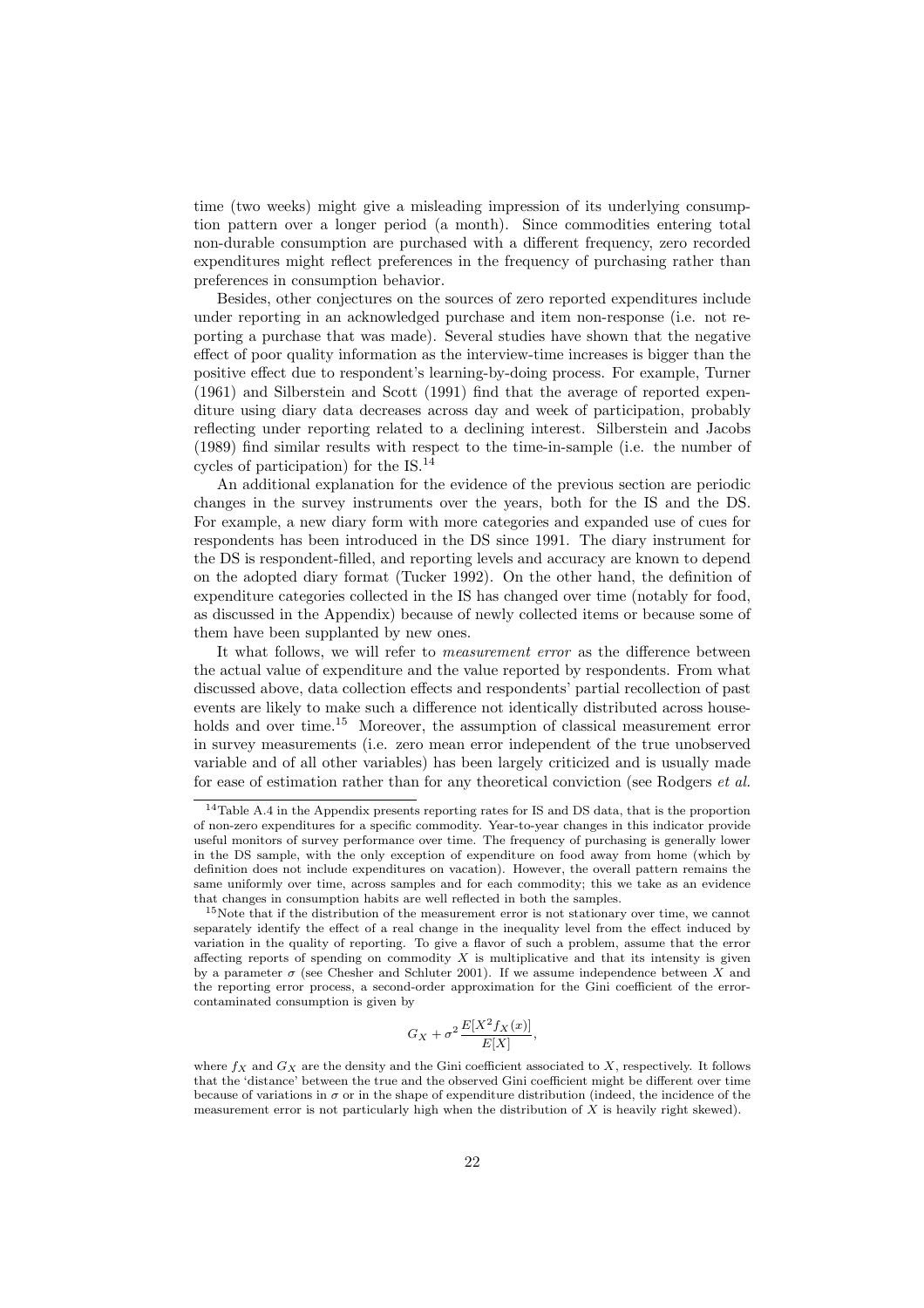time (two weeks) might give a misleading impression of its underlying consumption pattern over a longer period (a month). Since commodities entering total non-durable consumption are purchased with a different frequency, zero recorded expenditures might reflect preferences in the frequency of purchasing rather than preferences in consumption behavior.

Besides, other conjectures on the sources of zero reported expenditures include under reporting in an acknowledged purchase and item non-response (i.e. not reporting a purchase that was made). Several studies have shown that the negative effect of poor quality information as the interview-time increases is bigger than the positive effect due to respondent's learning-by-doing process. For example, Turner (1961) and Silberstein and Scott (1991) find that the average of reported expenditure using diary data decreases across day and week of participation, probably reflecting under reporting related to a declining interest. Silberstein and Jacobs (1989) find similar results with respect to the time-in-sample (i.e. the number of cycles of participation) for the IS.[14]

An additional explanation for the evidence of the previous section are periodic changes in the survey instruments over the years, both for the IS and the DS. For example, a new diary form with more categories and expanded use of cues for respondents has been introduced in the DS since 1991. The diary instrument for the DS is respondent-filled, and reporting levels and accuracy are known to depend on the adopted diary format (Tucker 1992). On the other hand, the definition of expenditure categories collected in the IS has changed over time (notably for food, as discussed in the Appendix) because of newly collected items or because some of them have been supplanted by new ones.

It what follows, we will refer to *measurement error* as the difference between the actual value of expenditure and the value reported by respondents. From what discussed above, data collection effects and respondents' partial recollection of past events are likely to make such a difference not identically distributed across households and over time.[15] Moreover, the assumption of classical measurement error in survey measurements (i.e. zero mean error independent of the true unobserved variable and of all other variables) has been largely criticized and is usually made for ease of estimation rather than for any theoretical conviction (see Rodgers *et al.*

[14] Table A.4 in the Appendix presents reporting rates for IS and DS data, that is the proportion of non-zero expenditures for a specific commodity. Year-to-year changes in this indicator provide useful monitors of survey performance over time. The frequency of purchasing is generally lower in the DS sample, with the only exception of expenditure on food away from home (which by definition does not include expenditures on vacation). However, the overall pattern remains the same uniformly over time, across samples and for each commodity; this we take as an evidence that changes in consumption habits are well reflected in both the samples.

[15] Note that if the distribution of the measurement error is not stationary over time, we cannot separately identify the effect of a real change in the inequality level from the effect induced by variation in the quality of reporting. To give a flavor of such a problem, assume that the error affecting reports of spending on commodity $X$ is multiplicative and that its intensity is given by a parameter $\sigma$ (see Chesher and Schluter 2001). If we assume independence between $X$ and the reporting error process, a second-order approximation for the Gini coefficient of the error-contaminated consumption is given by

$$G_X + \sigma^2 \frac{E[X^2 f_X(x)]}{E[X]},$$

where $f_X$ and $G_X$ are the density and the Gini coefficient associated to $X$, respectively. It follows that the 'distance' between the true and the observed Gini coefficient might be different over time because of variations in $\sigma$ or in the shape of expenditure distribution (indeed, the incidence of the measurement error is not particularly high when the distribution of $X$ is heavily right skewed).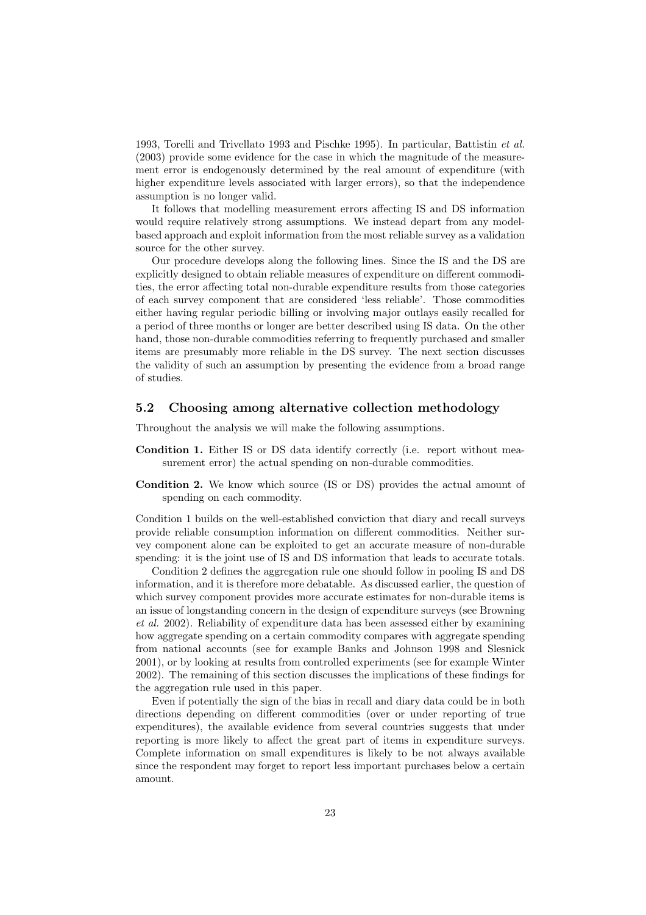1993, Torelli and Trivellato 1993 and Pischke 1995). In particular, Battistin *et al.* (2003) provide some evidence for the case in which the magnitude of the measurement error is endogenously determined by the real amount of expenditure (with higher expenditure levels associated with larger errors), so that the independence assumption is no longer valid.

It follows that modelling measurement errors affecting IS and DS information would require relatively strong assumptions. We instead depart from any model-based approach and exploit information from the most reliable survey as a validation source for the other survey.

Our procedure develops along the following lines. Since the IS and the DS are explicitly designed to obtain reliable measures of expenditure on different commodities, the error affecting total non-durable expenditure results from those categories of each survey component that are considered 'less reliable'. Those commodities either having regular periodic billing or involving major outlays easily recalled for a period of three months or longer are better described using IS data. On the other hand, those non-durable commodities referring to frequently purchased and smaller items are presumably more reliable in the DS survey. The next section discusses the validity of such an assumption by presenting the evidence from a broad range of studies.

## 5.2 Choosing among alternative collection methodology

Throughout the analysis we will make the following assumptions.

**Condition 1.** Either IS or DS data identify correctly (i.e. report without measurement error) the actual spending on non-durable commodities.

**Condition 2.** We know which source (IS or DS) provides the actual amount of spending on each commodity.

Condition 1 builds on the well-established conviction that diary and recall surveys provide reliable consumption information on different commodities. Neither survey component alone can be exploited to get an accurate measure of non-durable spending: it is the joint use of IS and DS information that leads to accurate totals.

Condition 2 defines the aggregation rule one should follow in pooling IS and DS information, and it is therefore more debatable. As discussed earlier, the question of which survey component provides more accurate estimates for non-durable items is an issue of longstanding concern in the design of expenditure surveys (see Browning *et al.* 2002). Reliability of expenditure data has been assessed either by examining how aggregate spending on a certain commodity compares with aggregate spending from national accounts (see for example Banks and Johnson 1998 and Slesnick 2001), or by looking at results from controlled experiments (see for example Winter 2002). The remaining of this section discusses the implications of these findings for the aggregation rule used in this paper.

Even if potentially the sign of the bias in recall and diary data could be in both directions depending on different commodities (over or under reporting of true expenditures), the available evidence from several countries suggests that under reporting is more likely to affect the great part of items in expenditure surveys. Complete information on small expenditures is likely to be not always available since the respondent may forget to report less important purchases below a certain amount.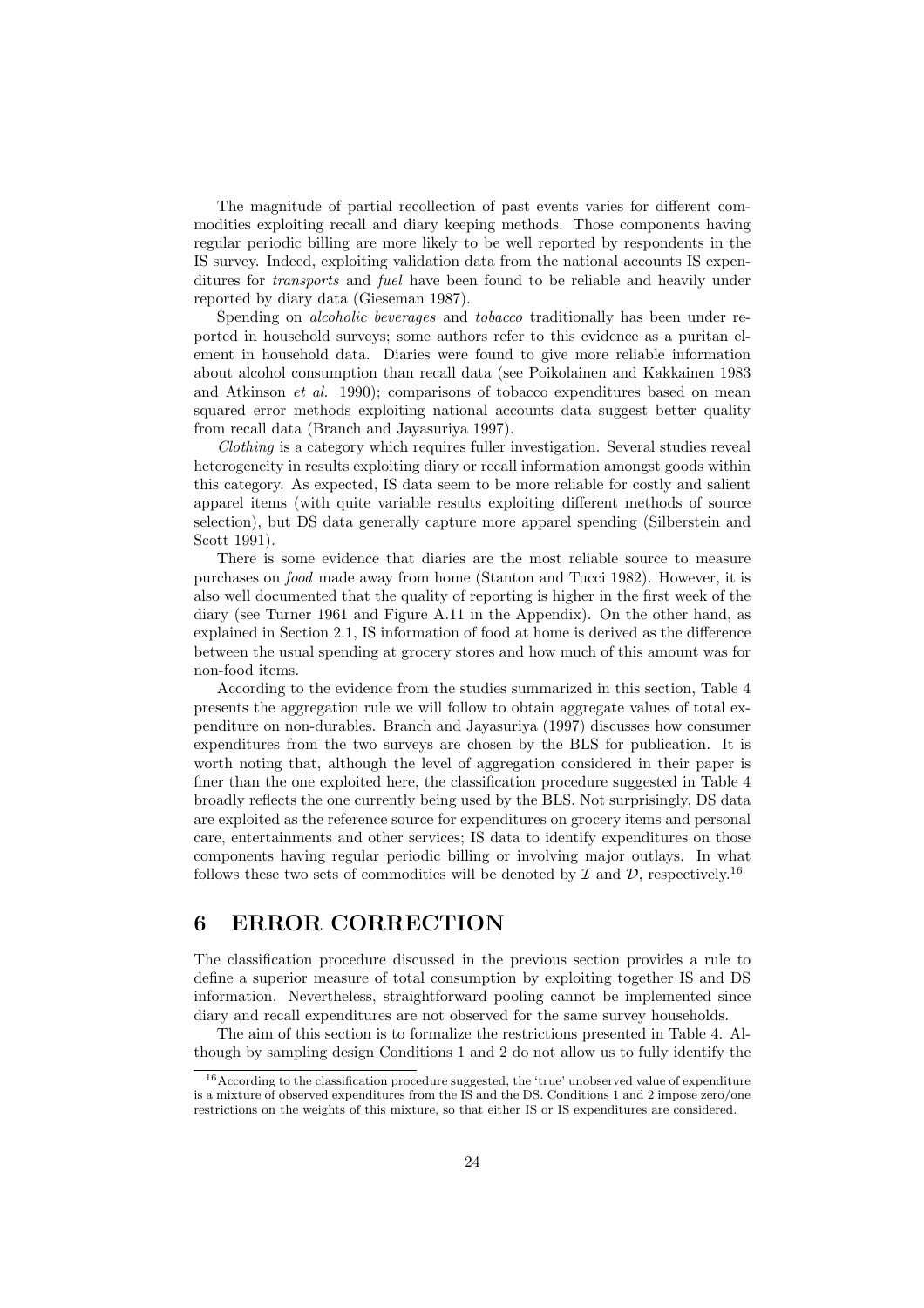The magnitude of partial recollection of past events varies for different commodities exploiting recall and diary keeping methods. Those components having regular periodic billing are more likely to be well reported by respondents in the IS survey. Indeed, exploiting validation data from the national accounts IS expenditures for *transports* and *fuel* have been found to be reliable and heavily under reported by diary data (Gieseman 1987).

Spending on *alcoholic beverages* and *tobacco* traditionally has been under reported in household surveys; some authors refer to this evidence as a puritan element in household data. Diaries were found to give more reliable information about alcohol consumption than recall data (see Poikolainen and Kakkainen 1983 and Atkinson *et al.* 1990); comparisons of tobacco expenditures based on mean squared error methods exploiting national accounts data suggest better quality from recall data (Branch and Jayasuriya 1997).

*Clothing* is a category which requires fuller investigation. Several studies reveal heterogeneity in results exploiting diary or recall information amongst goods within this category. As expected, IS data seem to be more reliable for costly and salient apparel items (with quite variable results exploiting different methods of source selection), but DS data generally capture more apparel spending (Silberstein and Scott 1991).

There is some evidence that diaries are the most reliable source to measure purchases on *food* made away from home (Stanton and Tucci 1982). However, it is also well documented that the quality of reporting is higher in the first week of the diary (see Turner 1961 and Figure A.11 in the Appendix). On the other hand, as explained in Section 2.1, IS information of food at home is derived as the difference between the usual spending at grocery stores and how much of this amount was for non-food items.

According to the evidence from the studies summarized in this section, Table 4 presents the aggregation rule we will follow to obtain aggregate values of total expenditure on non-durables. Branch and Jayasuriya (1997) discusses how consumer expenditures from the two surveys are chosen by the BLS for publication. It is worth noting that, although the level of aggregation considered in their paper is finer than the one exploited here, the classification procedure suggested in Table 4 broadly reflects the one currently being used by the BLS. Not surprisingly, DS data are exploited as the reference source for expenditures on grocery items and personal care, entertainments and other services; IS data to identify expenditures on those components having regular periodic billing or involving major outlays. In what follows these two sets of commodities will be denoted by $\mathcal{I}$ and $\mathcal{D}$, respectively.[16]

# 6 ERROR CORRECTION

The classification procedure discussed in the previous section provides a rule to define a superior measure of total consumption by exploiting together IS and DS information. Nevertheless, straightforward pooling cannot be implemented since diary and recall expenditures are not observed for the same survey households.

The aim of this section is to formalize the restrictions presented in Table 4. Although by sampling design Conditions 1 and 2 do not allow us to fully identify the

[16] According to the classification procedure suggested, the 'true' unobserved value of expenditure is a mixture of observed expenditures from the IS and the DS. Conditions 1 and 2 impose zero/one restrictions on the weights of this mixture, so that either IS or IS expenditures are considered.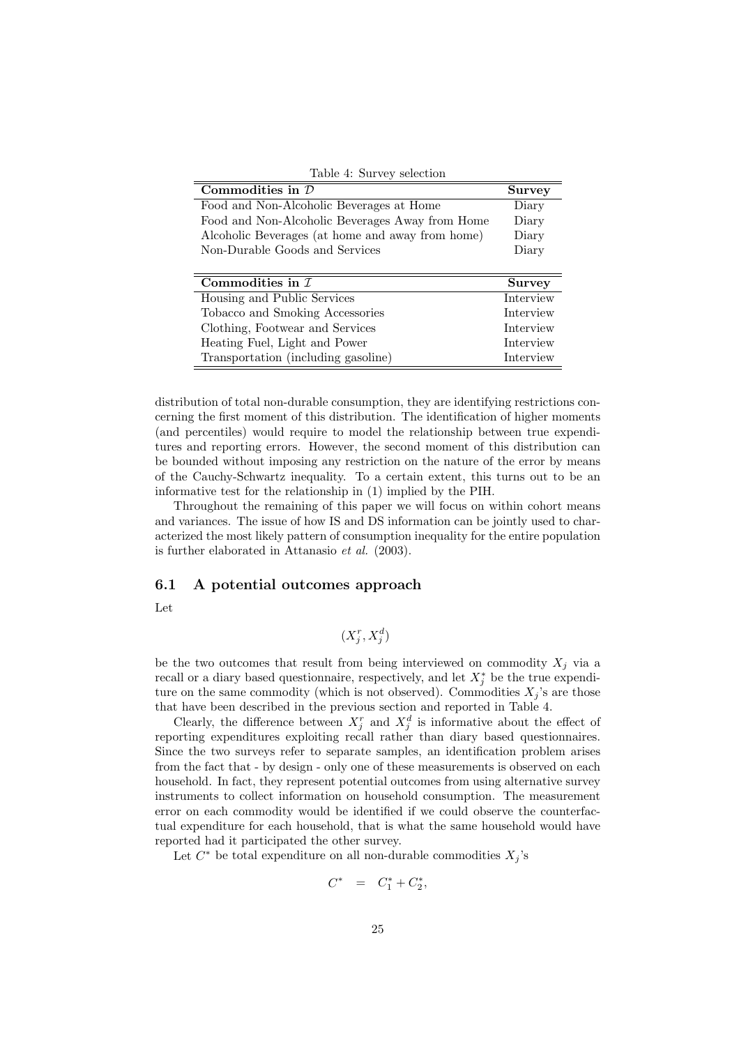Table 4: Survey selection

| Commodities in $\mathcal{D}$ | Survey |
|---|---|
| Food and Non-Alcoholic Beverages at Home | Diary |
| Food and Non-Alcoholic Beverages Away from Home | Diary |
| Alcoholic Beverages (at home and away from home) | Diary |
| Non-Durable Goods and Services | Diary |

| Commodities in $\mathcal{I}$ | Survey |
|---|---|
| Housing and Public Services | Interview |
| Tobacco and Smoking Accessories | Interview |
| Clothing, Footwear and Services | Interview |
| Heating Fuel, Light and Power | Interview |
| Transportation (including gasoline) | Interview |

distribution of total non-durable consumption, they are identifying restrictions concerning the first moment of this distribution. The identification of higher moments (and percentiles) would require to model the relationship between true expenditures and reporting errors. However, the second moment of this distribution can be bounded without imposing any restriction on the nature of the error by means of the Cauchy-Schwartz inequality. To a certain extent, this turns out to be an informative test for the relationship in (1) implied by the PIH.

Throughout the remaining of this paper we will focus on within cohort means and variances. The issue of how IS and DS information can be jointly used to characterized the most likely pattern of consumption inequality for the entire population is further elaborated in Attanasio *et al.* (2003).

### 6.1 A potential outcomes approach

Let

$$(X_j^r, X_j^d)$$

be the two outcomes that result from being interviewed on commodity $X_j$ via a recall or a diary based questionnaire, respectively, and let $X_j^*$ be the true expenditure on the same commodity (which is not observed). Commodities $X_j$'s are those that have been described in the previous section and reported in Table 4.

Clearly, the difference between $X_j^r$ and $X_j^d$ is informative about the effect of reporting expenditures exploiting recall rather than diary based questionnaires. Since the two surveys refer to separate samples, an identification problem arises from the fact that - by design - only one of these measurements is observed on each household. In fact, they represent potential outcomes from using alternative survey instruments to collect information on household consumption. The measurement error on each commodity would be identified if we could observe the counterfactual expenditure for each household, that is what the same household would have reported had it participated the other survey.

Let $C^*$ be total expenditure on all non-durable commodities $X_j$'s

$$C^* = C_1^* + C_2^*,$$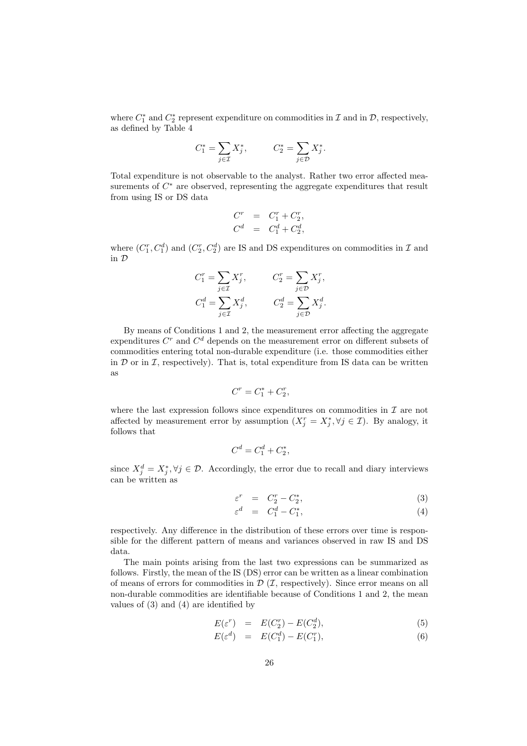where $C_1^*$ and $C_2^*$ represent expenditure on commodities in $\mathcal{I}$ and in $\mathcal{D}$, respectively, as defined by Table 4

$$C_1^* = \sum_{j \in \mathcal{I}} X_j^*, \qquad C_2^* = \sum_{j \in \mathcal{D}} X_j^*.$$

Total expenditure is not observable to the analyst. Rather two error affected measurements of $C^*$ are observed, representing the aggregate expenditures that result from using IS or DS data

$$\begin{aligned} C^r &= C_1^r + C_2^r, \\ C^d &= C_1^d + C_2^d, \end{aligned}$$

where $(C_1^r, C_1^d)$ and $(C_2^r, C_2^d)$ are IS and DS expenditures on commodities in $\mathcal{I}$ and in $\mathcal{D}$

$$\begin{aligned} C_1^r = \sum_{j \in \mathcal{I}} X_j^r, &\qquad C_2^r = \sum_{j \in \mathcal{D}} X_j^r, \\ C_1^d = \sum_{j \in \mathcal{I}} X_j^d, &\qquad C_2^d = \sum_{j \in \mathcal{D}} X_j^d. \end{aligned}$$

By means of Conditions 1 and 2, the measurement error affecting the aggregate expenditures $C^r$ and $C^d$ depends on the measurement error on different subsets of commodities entering total non-durable expenditure (i.e. those commodities either in $\mathcal{D}$ or in $\mathcal{I}$, respectively). That is, total expenditure from IS data can be written as

$$C^r = C_1^* + C_2^r,$$

where the last expression follows since expenditures on commodities in $\mathcal{I}$ are not affected by measurement error by assumption ($X_j^r = X_j^*, \forall j \in \mathcal{I}$). By analogy, it follows that

$$C^d = C_1^d + C_2^*,$$

since $X_j^d = X_j^*, \forall j \in \mathcal{D}$. Accordingly, the error due to recall and diary interviews can be written as

$$\varepsilon^r = C_2^r - C_2^*, \tag{3}$$

$$\varepsilon^d = C_1^d - C_1^*, \tag{4}$$

respectively. Any difference in the distribution of these errors over time is responsible for the different pattern of means and variances observed in raw IS and DS data.

The main points arising from the last two expressions can be summarized as follows. Firstly, the mean of the IS (DS) error can be written as a linear combination of means of errors for commodities in $\mathcal{D}$ ($\mathcal{I}$, respectively). Since error means on all non-durable commodities are identifiable because of Conditions 1 and 2, the mean values of (3) and (4) are identified by

$$E(\varepsilon^r) = E(C_2^r) - E(C_2^d), \tag{5}$$

$$E(\varepsilon^d) = E(C_1^d) - E(C_1^r), \tag{6}$$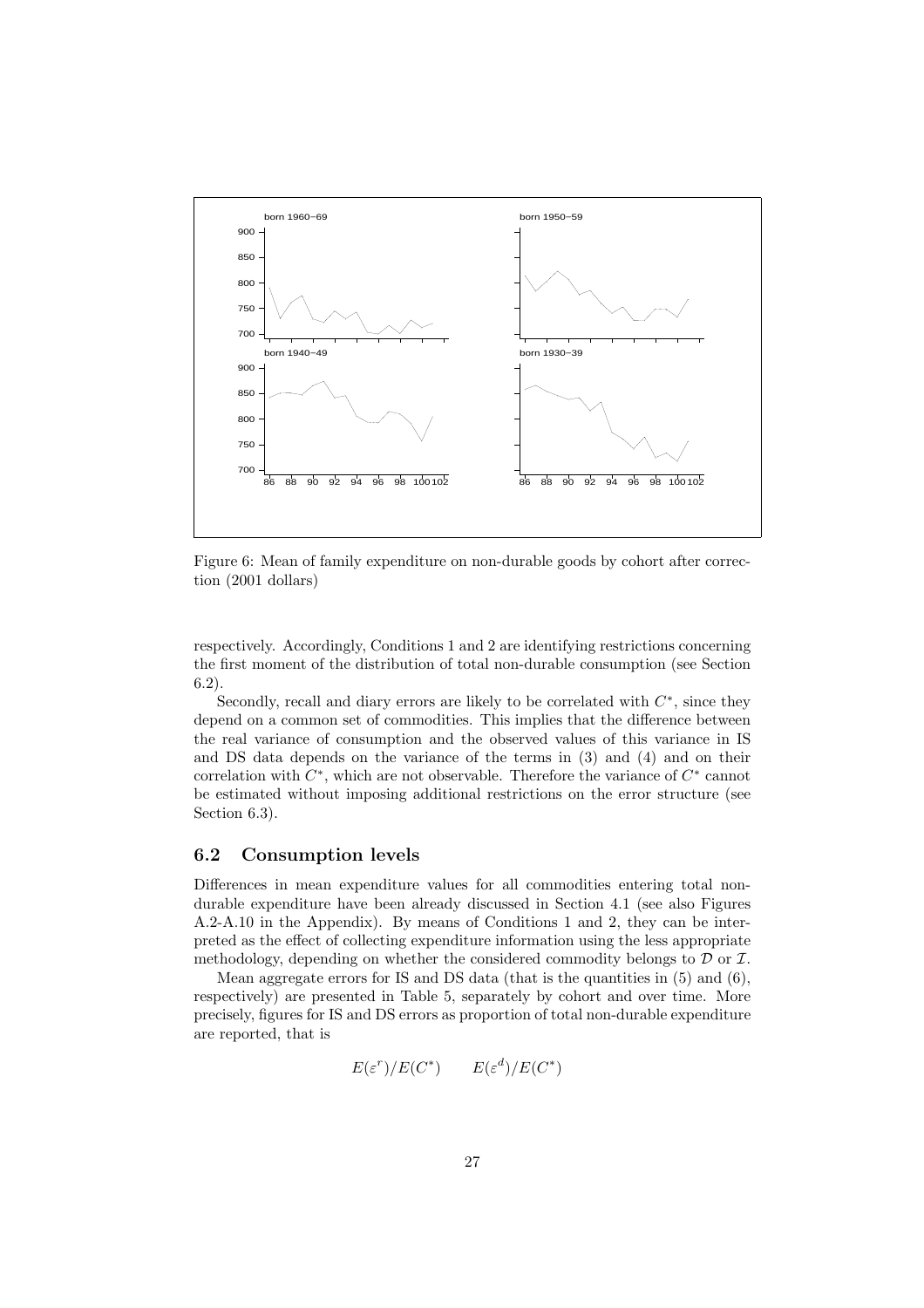Figure 6: Mean of family expenditure on non-durable goods by cohort after correction (2001 dollars)

respectively. Accordingly, Conditions 1 and 2 are identifying restrictions concerning the first moment of the distribution of total non-durable consumption (see Section 6.2).

Secondly, recall and diary errors are likely to be correlated with $C^*$, since they depend on a common set of commodities. This implies that the difference between the real variance of consumption and the observed values of this variance in IS and DS data depends on the variance of the terms in (3) and (4) and on their correlation with $C^*$, which are not observable. Therefore the variance of $C^*$ cannot be estimated without imposing additional restrictions on the error structure (see Section 6.3).

## 6.2 Consumption levels

Differences in mean expenditure values for all commodities entering total non-durable expenditure have been already discussed in Section 4.1 (see also Figures A.2-A.10 in the Appendix). By means of Conditions 1 and 2, they can be interpreted as the effect of collecting expenditure information using the less appropriate methodology, depending on whether the considered commodity belongs to $\mathcal{D}$ or $\mathcal{I}$.

Mean aggregate errors for IS and DS data (that is the quantities in (5) and (6), respectively) are presented in Table 5, separately by cohort and over time. More precisely, figures for IS and DS errors as proportion of total non-durable expenditure are reported, that is

$$E(\varepsilon^r)/E(C^*) \qquad E(\varepsilon^d)/E(C^*)$$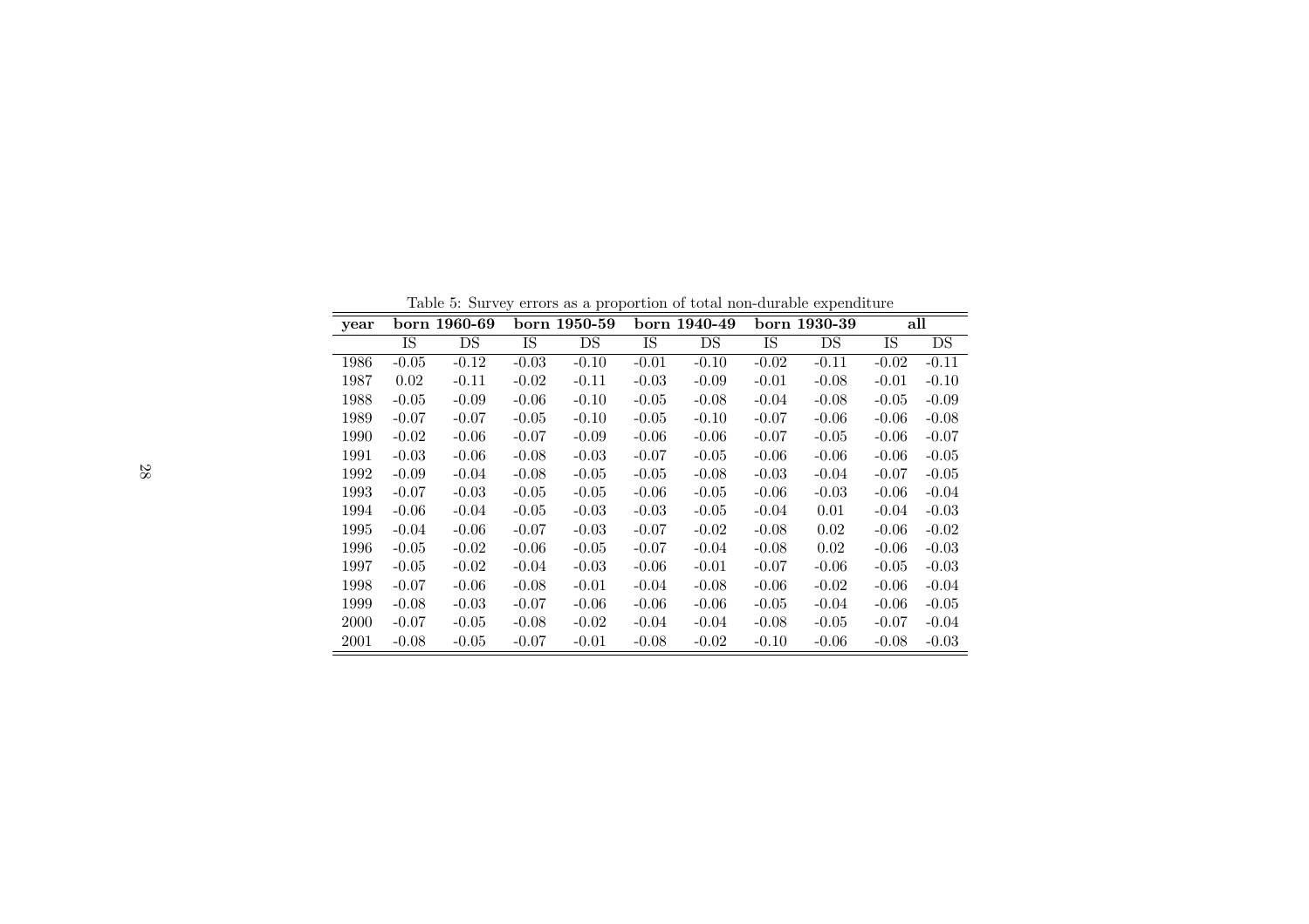Table 5: Survey errors as a proportion of total non-durable expenditure

| year | born 1960-69 | | born 1950-59 | | born 1940-49 | | born 1930-39 | | all | |
|---|---|---|---|---|---|---|---|---|---|---|
| | IS | DS | IS | DS | IS | DS | IS | DS | IS | DS |
| 1986 | -0.05 | -0.12 | -0.03 | -0.10 | -0.01 | -0.10 | -0.02 | -0.11 | -0.02 | -0.11 |
| 1987 | 0.02 | -0.11 | -0.02 | -0.11 | -0.03 | -0.09 | -0.01 | -0.08 | -0.01 | -0.10 |
| 1988 | -0.05 | -0.09 | -0.06 | -0.10 | -0.05 | -0.08 | -0.04 | -0.08 | -0.05 | -0.09 |
| 1989 | -0.07 | -0.07 | -0.05 | -0.10 | -0.05 | -0.10 | -0.07 | -0.06 | -0.06 | -0.08 |
| 1990 | -0.02 | -0.06 | -0.07 | -0.09 | -0.06 | -0.06 | -0.07 | -0.05 | -0.06 | -0.07 |
| 1991 | -0.03 | -0.06 | -0.08 | -0.03 | -0.07 | -0.05 | -0.06 | -0.06 | -0.06 | -0.05 |
| 1992 | -0.09 | -0.04 | -0.08 | -0.05 | -0.05 | -0.08 | -0.03 | -0.04 | -0.07 | -0.05 |
| 1993 | -0.07 | -0.03 | -0.05 | -0.05 | -0.06 | -0.05 | -0.06 | -0.03 | -0.06 | -0.04 |
| 1994 | -0.06 | -0.04 | -0.05 | -0.03 | -0.03 | -0.05 | -0.04 | 0.01 | -0.04 | -0.03 |
| 1995 | -0.04 | -0.06 | -0.07 | -0.03 | -0.07 | -0.02 | -0.08 | 0.02 | -0.06 | -0.02 |
| 1996 | -0.05 | -0.02 | -0.06 | -0.05 | -0.07 | -0.04 | -0.08 | 0.02 | -0.06 | -0.03 |
| 1997 | -0.05 | -0.02 | -0.04 | -0.03 | -0.06 | -0.01 | -0.07 | -0.06 | -0.05 | -0.03 |
| 1998 | -0.07 | -0.06 | -0.08 | -0.01 | -0.04 | -0.08 | -0.06 | -0.02 | -0.06 | -0.04 |
| 1999 | -0.08 | -0.03 | -0.07 | -0.06 | -0.06 | -0.06 | -0.05 | -0.04 | -0.06 | -0.05 |
| 2000 | -0.07 | -0.05 | -0.08 | -0.02 | -0.04 | -0.04 | -0.08 | -0.05 | -0.07 | -0.04 |
| 2001 | -0.08 | -0.05 | -0.07 | -0.01 | -0.08 | -0.02 | -0.10 | -0.06 | -0.08 | -0.03 |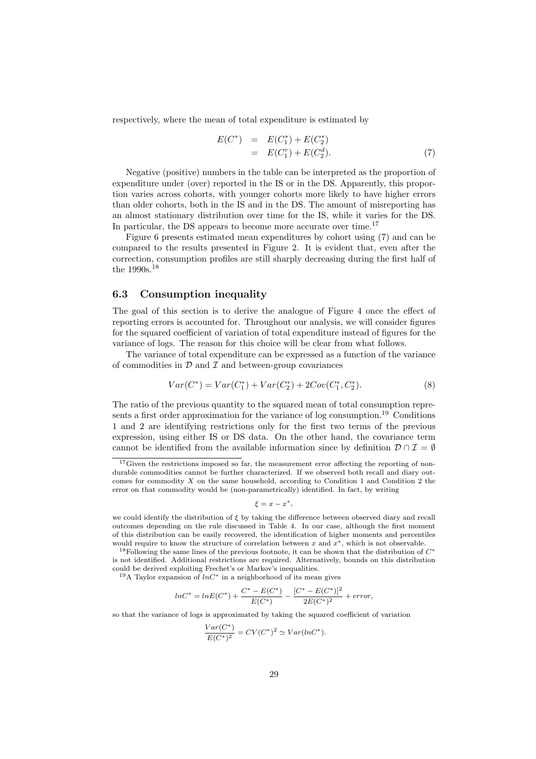respectively, where the mean of total expenditure is estimated by

$$
\begin{aligned}
E(C^*) &= E(C_1^*) + E(C_2^*) \\
&= E(C_1^r) + E(C_2^d). \qquad (7)
\end{aligned}
$$

Negative (positive) numbers in the table can be interpreted as the proportion of expenditure under (over) reported in the IS or in the DS. Apparently, this proportion varies across cohorts, with younger cohorts more likely to have higher errors than older cohorts, both in the IS and in the DS. The amount of misreporting has an almost stationary distribution over time for the IS, while it varies for the DS. In particular, the DS appears to become more accurate over time.[17]

Figure 6 presents estimated mean expenditures by cohort using (7) and can be compared to the results presented in Figure 2. It is evident that, even after the correction, consumption profiles are still sharply decreasing during the first half of the 1990s.[18]

### 6.3 Consumption inequality

The goal of this section is to derive the analogue of Figure 4 once the effect of reporting errors is accounted for. Throughout our analysis, we will consider figures for the squared coefficient of variation of total expenditure instead of figures for the variance of logs. The reason for this choice will be clear from what follows.

The variance of total expenditure can be expressed as a function of the variance of commodities in $\mathcal{D}$ and $\mathcal{I}$ and between-group covariances

$$
Var(C^*) = Var(C_1^*) + Var(C_2^*) + 2Cov(C_1^*, C_2^*). \qquad (8)
$$

The ratio of the previous quantity to the squared mean of total consumption represents a first order approximation for the variance of log consumption.[19] Conditions 1 and 2 are identifying restrictions only for the first two terms of the previous expression, using either IS or DS data. On the other hand, the covariance term cannot be identified from the available information since by definition $\mathcal{D} \cap \mathcal{I} = \emptyset$

---

[17] Given the restrictions imposed so far, the measurement error affecting the reporting of non-durable commodities cannot be further characterized. If we observed both recall and diary outcomes for commodity $X$ on the same household, according to Condition 1 and Condition 2 the error on that commodity would be (non-parametrically) identified. In fact, by writing

$$
\xi = x - x^*,
$$

we could identify the distribution of $\xi$ by taking the difference between observed diary and recall outcomes depending on the rule discussed in Table 4. In our case, although the first moment of this distribution can be easily recovered, the identification of higher moments and percentiles would require to know the structure of correlation between $x$ and $x^*$, which is not observable.

[18] Following the same lines of the previous footnote, it can be shown that the distribution of $C^*$ is not identified. Additional restrictions are required. Alternatively, bounds on this distribution could be derived exploiting Frechet's or Markov's inequalities.

[19] A Taylor expansion of $lnC^*$ in a neighborhood of its mean gives

$$
lnC^* = lnE(C^*) + \frac{C^* - E(C^*)}{E(C^*)} - \frac{[C^* - E(C^*)]^2}{2E(C^*)^2} + error,
$$

so that the variance of logs is approximated by taking the squared coefficient of variation

$$
\frac{Var(C^*)}{E(C^*)^2} = CV(C^*)^2 \simeq Var(lnC^*).
$$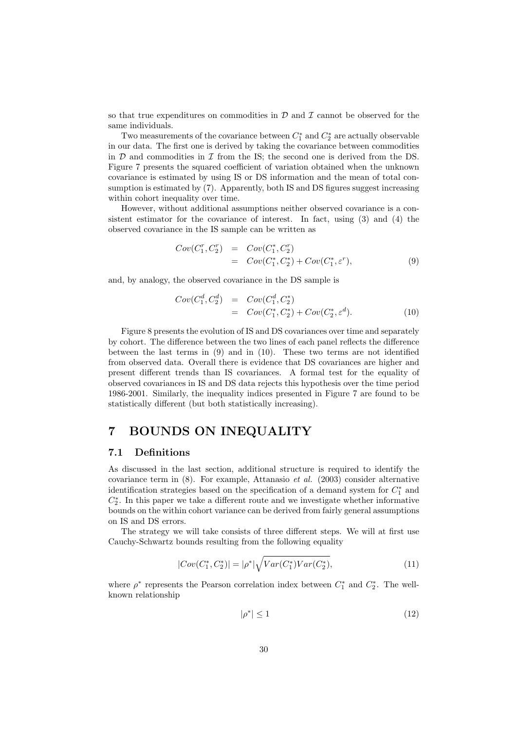so that true expenditures on commodities in $\mathcal{D}$ and $\mathcal{I}$ cannot be observed for the same individuals.

Two measurements of the covariance between $C_1^*$ and $C_2^*$ are actually observable in our data. The first one is derived by taking the covariance between commodities in $\mathcal{D}$ and commodities in $\mathcal{I}$ from the IS; the second one is derived from the DS. Figure 7 presents the squared coefficient of variation obtained when the unknown covariance is estimated by using IS or DS information and the mean of total consumption is estimated by (7). Apparently, both IS and DS figures suggest increasing within cohort inequality over time.

However, without additional assumptions neither observed covariance is a consistent estimator for the covariance of interest. In fact, using (3) and (4) the observed covariance in the IS sample can be written as

$$
\begin{aligned}
Cov(C_1^r, C_2^r) &= Cov(C_1^*, C_2^r) \\
&= Cov(C_1^*, C_2^*) + Cov(C_1^*, \varepsilon^r), \qquad (9)
\end{aligned}
$$

and, by analogy, the observed covariance in the DS sample is

$$
\begin{aligned}
Cov(C_1^d, C_2^d) &= Cov(C_1^d, C_2^*) \\
&= Cov(C_1^*, C_2^*) + Cov(C_2^*, \varepsilon^d). \qquad (10)
\end{aligned}
$$

Figure 8 presents the evolution of IS and DS covariances over time and separately by cohort. The difference between the two lines of each panel reflects the difference between the last terms in (9) and in (10). These two terms are not identified from observed data. Overall there is evidence that DS covariances are higher and present different trends than IS covariances. A formal test for the equality of observed covariances in IS and DS data rejects this hypothesis over the time period 1986-2001. Similarly, the inequality indices presented in Figure 7 are found to be statistically different (but both statistically increasing).

# 7 BOUNDS ON INEQUALITY

## 7.1 Definitions

As discussed in the last section, additional structure is required to identify the covariance term in (8). For example, Attanasio *et al.* (2003) consider alternative identification strategies based on the specification of a demand system for $C_1^*$ and $C_2^*$. In this paper we take a different route and we investigate whether informative bounds on the within cohort variance can be derived from fairly general assumptions on IS and DS errors.

The strategy we will take consists of three different steps. We will at first use Cauchy-Schwartz bounds resulting from the following equality

$$
|Cov(C_1^*, C_2^*)| = |\rho^*| \sqrt{Var(C_1^*) Var(C_2^*)}, \qquad (11)
$$

where $\rho^*$ represents the Pearson correlation index between $C_1^*$ and $C_2^*$. The well-known relationship

$$
|\rho^*| \leq 1 \qquad (12)
$$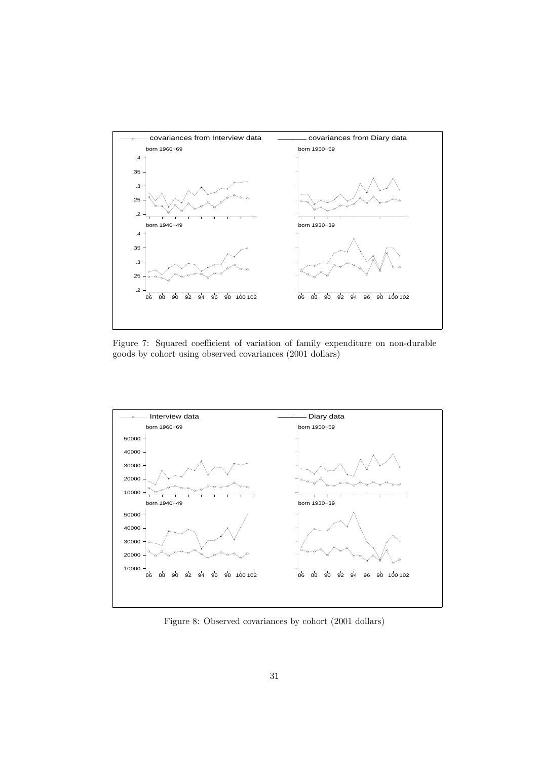Figure 7: Squared coefficient of variation of family expenditure on non-durable goods by cohort using observed covariances (2001 dollars)

Figure 8: Observed covariances by cohort (2001 dollars)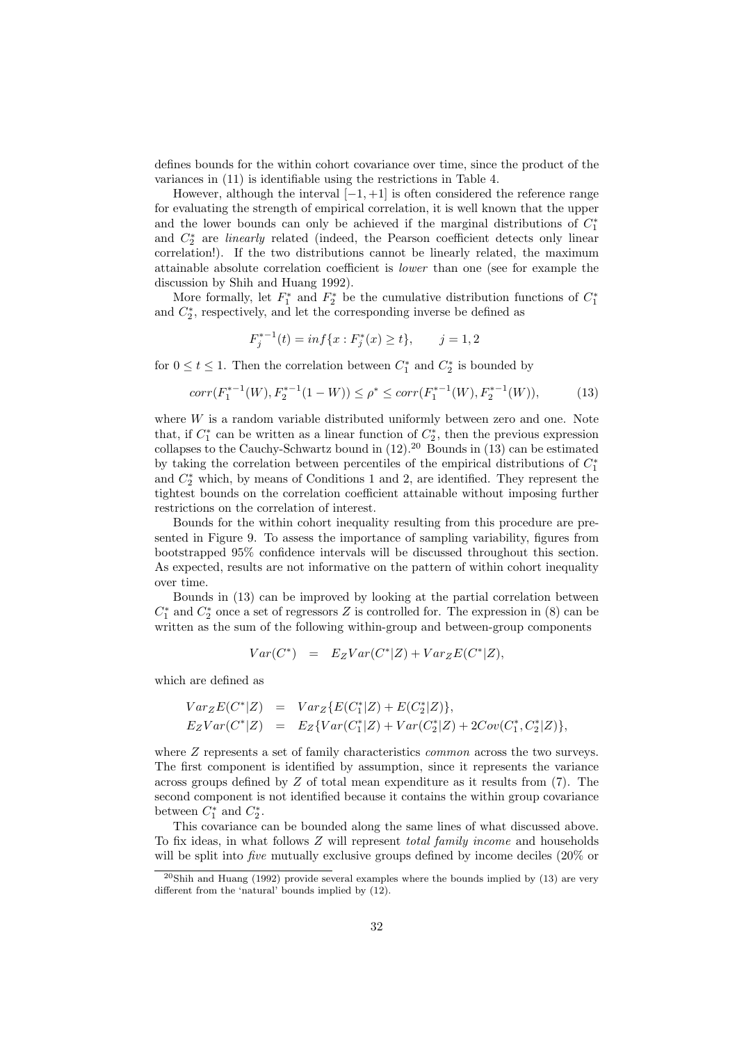defines bounds for the within cohort covariance over time, since the product of the variances in (11) is identifiable using the restrictions in Table 4.

However, although the interval $[-1, +1]$ is often considered the reference range for evaluating the strength of empirical correlation, it is well known that the upper and the lower bounds can only be achieved if the marginal distributions of $C_1^*$ and $C_2^*$ are *linearly* related (indeed, the Pearson coefficient detects only linear correlation!). If the two distributions cannot be linearly related, the maximum attainable absolute correlation coefficient is *lower* than one (see for example the discussion by Shih and Huang 1992).

More formally, let $F_1^*$ and $F_2^*$ be the cumulative distribution functions of $C_1^*$ and $C_2^*$, respectively, and let the corresponding inverse be defined as

$$F_j^{*-1}(t) = inf\{x : F_j^*(x) \geq t\}, \qquad j = 1, 2$$

for $0 \leq t \leq 1$. Then the correlation between $C_1^*$ and $C_2^*$ is bounded by

$$corr(F_1^{*-1}(W), F_2^{*-1}(1-W)) \leq \rho^* \leq corr(F_1^{*-1}(W), F_2^{*-1}(W)), \tag{13}$$

where $W$ is a random variable distributed uniformly between zero and one. Note that, if $C_1^*$ can be written as a linear function of $C_2^*$, then the previous expression collapses to the Cauchy-Schwartz bound in (12).[20] Bounds in (13) can be estimated by taking the correlation between percentiles of the empirical distributions of $C_1^*$ and $C_2^*$ which, by means of Conditions 1 and 2, are identified. They represent the tightest bounds on the correlation coefficient attainable without imposing further restrictions on the correlation of interest.

Bounds for the within cohort inequality resulting from this procedure are presented in Figure 9. To assess the importance of sampling variability, figures from bootstrapped 95% confidence intervals will be discussed throughout this section. As expected, results are not informative on the pattern of within cohort inequality over time.

Bounds in (13) can be improved by looking at the partial correlation between $C_1^*$ and $C_2^*$ once a set of regressors $Z$ is controlled for. The expression in (8) can be written as the sum of the following within-group and between-group components

$$Var(C^*) \;\; = \;\; E_Z Var(C^*|Z) + Var_Z E(C^*|Z),$$

which are defined as

$$\begin{aligned} Var_Z E(C^*|Z) &= Var_Z\{E(C_1^*|Z) + E(C_2^*|Z)\}, \\ E_Z Var(C^*|Z) &= E_Z\{Var(C_1^*|Z) + Var(C_2^*|Z) + 2Cov(C_1^*, C_2^*|Z)\}, \end{aligned}$$

where $Z$ represents a set of family characteristics *common* across the two surveys. The first component is identified by assumption, since it represents the variance across groups defined by $Z$ of total mean expenditure as it results from (7). The second component is not identified because it contains the within group covariance between $C_1^*$ and $C_2^*$.

This covariance can be bounded along the same lines of what discussed above. To fix ideas, in what follows $Z$ will represent *total family income* and households will be split into *five* mutually exclusive groups defined by income deciles (20% or

[20] Shih and Huang (1992) provide several examples where the bounds implied by (13) are very different from the 'natural' bounds implied by (12).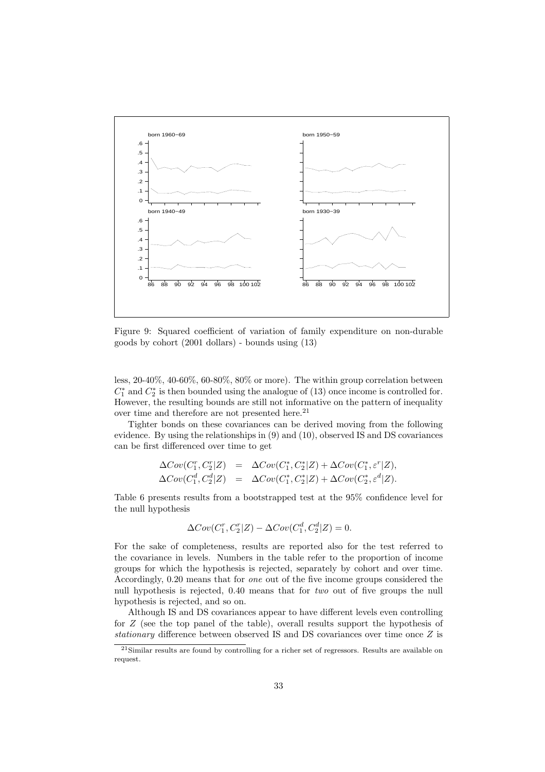Figure 9: Squared coefficient of variation of family expenditure on non-durable goods by cohort (2001 dollars) - bounds using (13)

less, 20-40%, 40-60%, 60-80%, 80% or more). The within group correlation between $C_1^*$ and $C_2^*$ is then bounded using the analogue of (13) once income is controlled for. However, the resulting bounds are still not informative on the pattern of inequality over time and therefore are not presented here.[21]

Tighter bonds on these covariances can be derived moving from the following evidence. By using the relationships in (9) and (10), observed IS and DS covariances can be first differenced over time to get

$$\begin{aligned}
\Delta Cov(C_1^r, C_2^r|Z) &= \Delta Cov(C_1^*, C_2^*|Z) + \Delta Cov(C_1^*, \varepsilon^r|Z), \\
\Delta Cov(C_1^d, C_2^d|Z) &= \Delta Cov(C_1^*, C_2^*|Z) + \Delta Cov(C_2^*, \varepsilon^d|Z).
\end{aligned}$$

Table 6 presents results from a bootstrapped test at the 95% confidence level for the null hypothesis

$$\Delta Cov(C_1^r, C_2^r|Z) - \Delta Cov(C_1^d, C_2^d|Z) = 0.$$

For the sake of completeness, results are reported also for the test referred to the covariance in levels. Numbers in the table refer to the proportion of income groups for which the hypothesis is rejected, separately by cohort and over time. Accordingly, 0.20 means that for *one* out of the five income groups considered the null hypothesis is rejected, 0.40 means that for *two* out of five groups the null hypothesis is rejected, and so on.

Although IS and DS covariances appear to have different levels even controlling for $Z$ (see the top panel of the table), overall results support the hypothesis of *stationary* difference between observed IS and DS covariances over time once $Z$ is

[21] Similar results are found by controlling for a richer set of regressors. Results are available on request.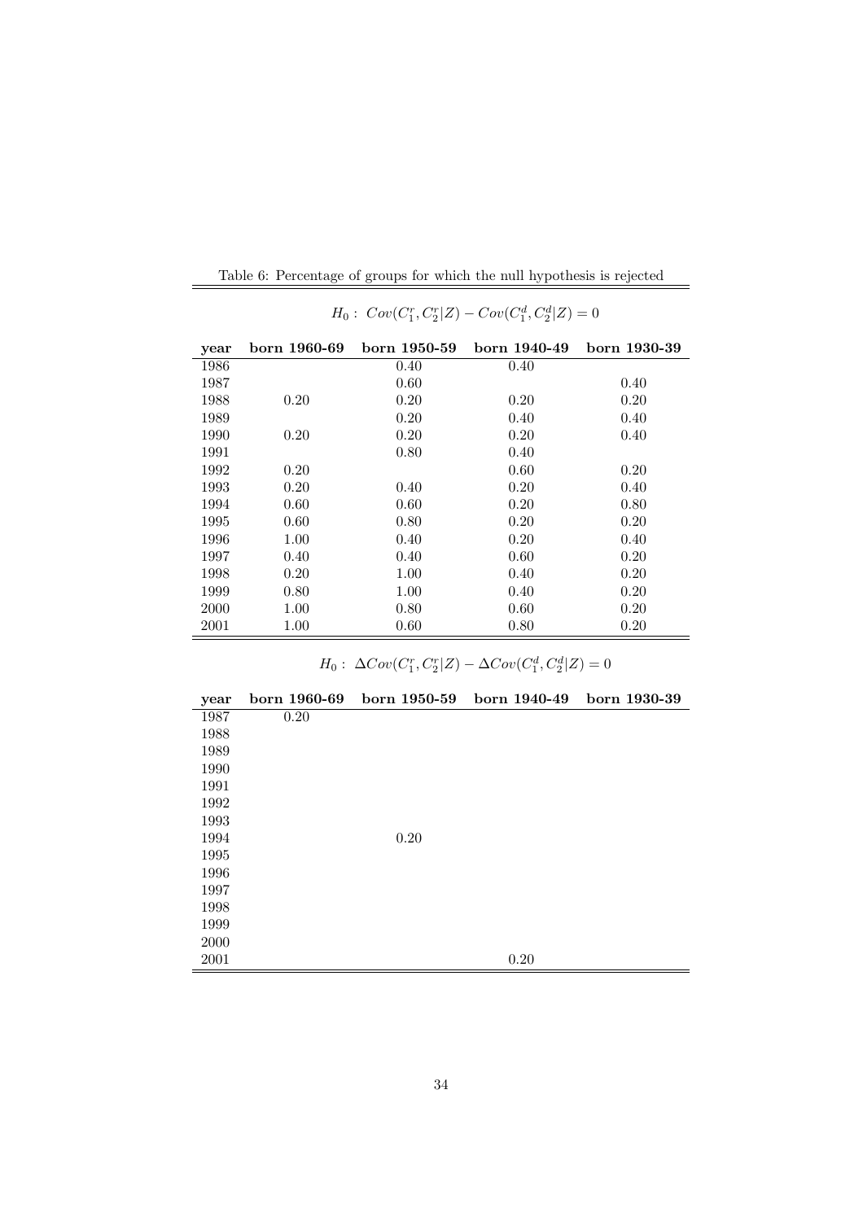Table 6: Percentage of groups for which the null hypothesis is rejected

$H_0: \ Cov(C_1^r, C_2^r|Z) - Cov(C_1^d, C_2^d|Z) = 0$

| **year** | **born 1960-69** | **born 1950-59** | **born 1940-49** | **born 1930-39** |
|---|---|---|---|---|
| 1986 | | 0.40 | 0.40 | |
| 1987 | | 0.60 | | 0.40 |
| 1988 | 0.20 | 0.20 | 0.20 | 0.20 |
| 1989 | | 0.20 | 0.40 | 0.40 |
| 1990 | 0.20 | 0.20 | 0.20 | 0.40 |
| 1991 | | 0.80 | 0.40 | |
| 1992 | 0.20 | | 0.60 | 0.20 |
| 1993 | 0.20 | 0.40 | 0.20 | 0.40 |
| 1994 | 0.60 | 0.60 | 0.20 | 0.80 |
| 1995 | 0.60 | 0.80 | 0.20 | 0.20 |
| 1996 | 1.00 | 0.40 | 0.20 | 0.40 |
| 1997 | 0.40 | 0.40 | 0.60 | 0.20 |
| 1998 | 0.20 | 1.00 | 0.40 | 0.20 |
| 1999 | 0.80 | 1.00 | 0.40 | 0.20 |
| 2000 | 1.00 | 0.80 | 0.60 | 0.20 |
| 2001 | 1.00 | 0.60 | 0.80 | 0.20 |

$H_0: \ \Delta Cov(C_1^r, C_2^r|Z) - \Delta Cov(C_1^d, C_2^d|Z) = 0$

| **year** | **born 1960-69** | **born 1950-59** | **born 1940-49** | **born 1930-39** |
|---|---|---|---|---|
| 1987 | 0.20 | | | |
| 1988 | | | | |
| 1989 | | | | |
| 1990 | | | | |
| 1991 | | | | |
| 1992 | | | | |
| 1993 | | | | |
| 1994 | | 0.20 | | |
| 1995 | | | | |
| 1996 | | | | |
| 1997 | | | | |
| 1998 | | | | |
| 1999 | | | | |
| 2000 | | | | |
| 2001 | | | 0.20 | |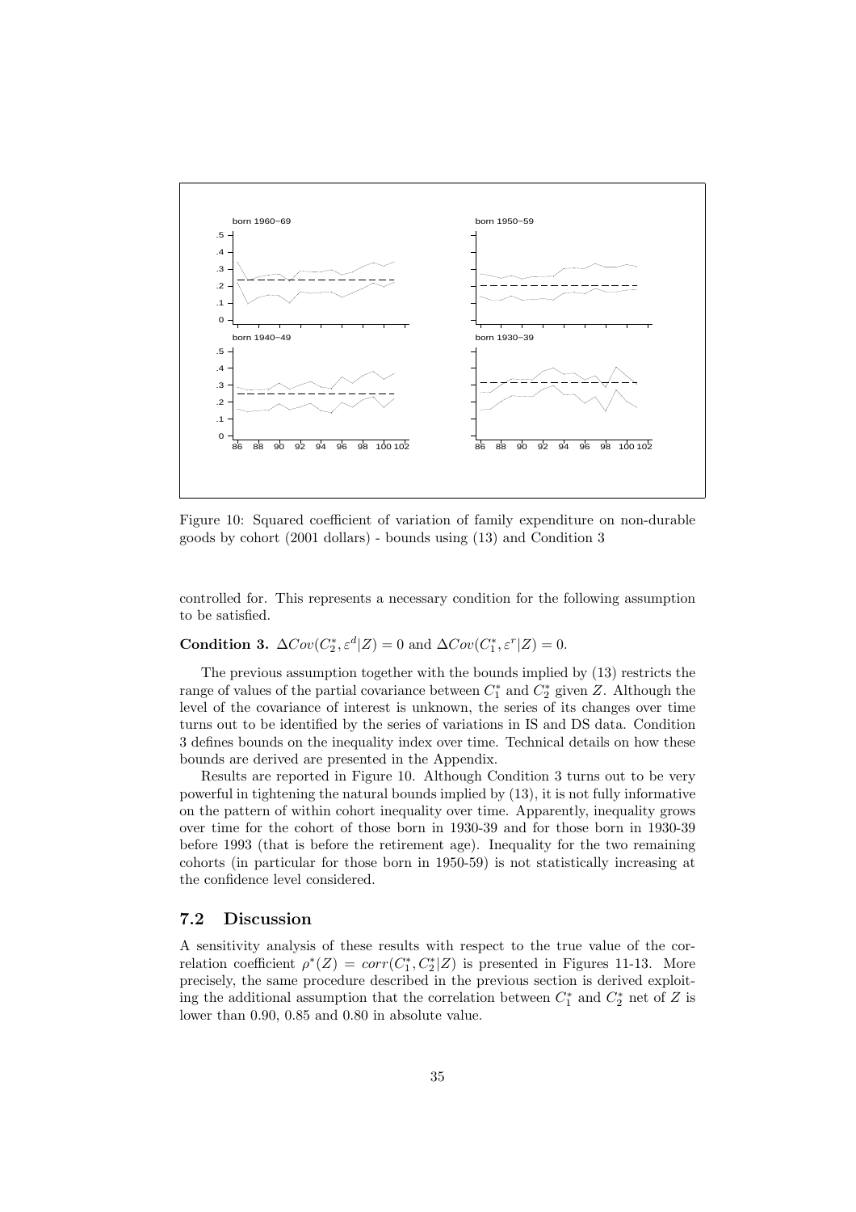Figure 10: Squared coefficient of variation of family expenditure on non-durable goods by cohort (2001 dollars) - bounds using (13) and Condition 3

controlled for. This represents a necessary condition for the following assumption to be satisfied.

**Condition 3.** $\Delta Cov(C_2^*, \varepsilon^d | Z) = 0$ and $\Delta Cov(C_1^*, \varepsilon^r | Z) = 0$.

The previous assumption together with the bounds implied by (13) restricts the range of values of the partial covariance between $C_1^*$ and $C_2^*$ given $Z$. Although the level of the covariance of interest is unknown, the series of its changes over time turns out to be identified by the series of variations in IS and DS data. Condition 3 defines bounds on the inequality index over time. Technical details on how these bounds are derived are presented in the Appendix.

Results are reported in Figure 10. Although Condition 3 turns out to be very powerful in tightening the natural bounds implied by (13), it is not fully informative on the pattern of within cohort inequality over time. Apparently, inequality grows over time for the cohort of those born in 1930-39 and for those born in 1930-39 before 1993 (that is before the retirement age). Inequality for the two remaining cohorts (in particular for those born in 1950-59) is not statistically increasing at the confidence level considered.

### 7.2 Discussion

A sensitivity analysis of these results with respect to the true value of the correlation coefficient $\rho^*(Z) = corr(C_1^*, C_2^* | Z)$ is presented in Figures 11-13. More precisely, the same procedure described in the previous section is derived exploiting the additional assumption that the correlation between $C_1^*$ and $C_2^*$ net of $Z$ is lower than 0.90, 0.85 and 0.80 in absolute value.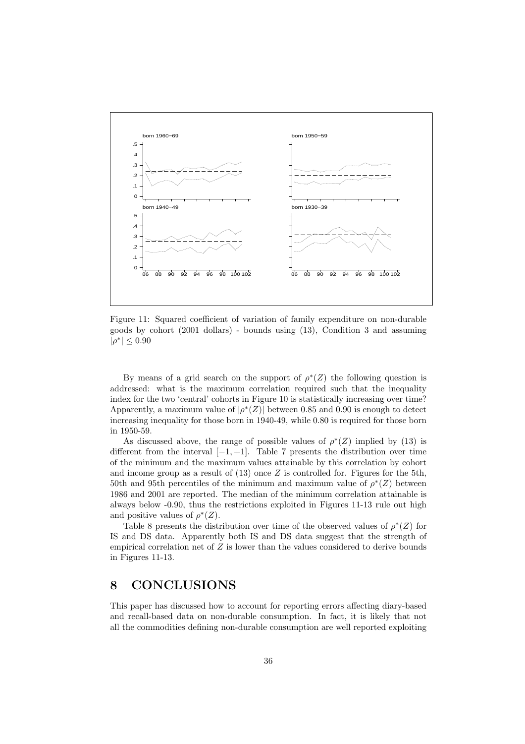Figure 11: Squared coefficient of variation of family expenditure on non-durable goods by cohort (2001 dollars) - bounds using (13), Condition 3 and assuming $|\rho^*| \leq 0.90$

By means of a grid search on the support of $\rho^*(Z)$ the following question is addressed: what is the maximum correlation required such that the inequality index for the two 'central' cohorts in Figure 10 is statistically increasing over time? Apparently, a maximum value of $|\rho^*(Z)|$ between 0.85 and 0.90 is enough to detect increasing inequality for those born in 1940-49, while 0.80 is required for those born in 1950-59.

As discussed above, the range of possible values of $\rho^*(Z)$ implied by (13) is different from the interval $[-1, +1]$. Table 7 presents the distribution over time of the minimum and the maximum values attainable by this correlation by cohort and income group as a result of (13) once $Z$ is controlled for. Figures for the 5th, 50th and 95th percentiles of the minimum and maximum value of $\rho^*(Z)$ between 1986 and 2001 are reported. The median of the minimum correlation attainable is always below -0.90, thus the restrictions exploited in Figures 11-13 rule out high and positive values of $\rho^*(Z)$.

Table 8 presents the distribution over time of the observed values of $\rho^*(Z)$ for IS and DS data. Apparently both IS and DS data suggest that the strength of empirical correlation net of $Z$ is lower than the values considered to derive bounds in Figures 11-13.

# 8 CONCLUSIONS

This paper has discussed how to account for reporting errors affecting diary-based and recall-based data on non-durable consumption. In fact, it is likely that not all the commodities defining non-durable consumption are well reported exploiting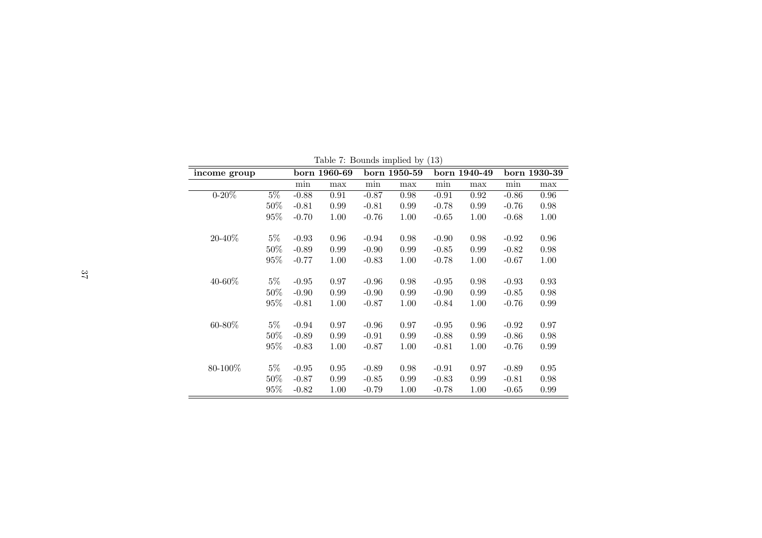Table 7: Bounds implied by (13)

| income group | | born 1960-69 | | born 1950-59 | | born 1940-49 | | born 1930-39 | |
|---|---|---|---|---|---|---|---|---|---|
| | | min | max | min | max | min | max | min | max |
| 0-20% | 5% | -0.88 | 0.91 | -0.87 | 0.98 | -0.91 | 0.92 | -0.86 | 0.96 |
| | 50% | -0.81 | 0.99 | -0.81 | 0.99 | -0.78 | 0.99 | -0.76 | 0.98 |
| | 95% | -0.70 | 1.00 | -0.76 | 1.00 | -0.65 | 1.00 | -0.68 | 1.00 |
| 20-40% | 5% | -0.93 | 0.96 | -0.94 | 0.98 | -0.90 | 0.98 | -0.92 | 0.96 |
| | 50% | -0.89 | 0.99 | -0.90 | 0.99 | -0.85 | 0.99 | -0.82 | 0.98 |
| | 95% | -0.77 | 1.00 | -0.83 | 1.00 | -0.78 | 1.00 | -0.67 | 1.00 |
| 40-60% | 5% | -0.95 | 0.97 | -0.96 | 0.98 | -0.95 | 0.98 | -0.93 | 0.93 |
| | 50% | -0.90 | 0.99 | -0.90 | 0.99 | -0.90 | 0.99 | -0.85 | 0.98 |
| | 95% | -0.81 | 1.00 | -0.87 | 1.00 | -0.84 | 1.00 | -0.76 | 0.99 |
| 60-80% | 5% | -0.94 | 0.97 | -0.96 | 0.97 | -0.95 | 0.96 | -0.92 | 0.97 |
| | 50% | -0.89 | 0.99 | -0.91 | 0.99 | -0.88 | 0.99 | -0.86 | 0.98 |
| | 95% | -0.83 | 1.00 | -0.87 | 1.00 | -0.81 | 1.00 | -0.76 | 0.99 |
| 80-100% | 5% | -0.95 | 0.95 | -0.89 | 0.98 | -0.91 | 0.97 | -0.89 | 0.95 |
| | 50% | -0.87 | 0.99 | -0.85 | 0.99 | -0.83 | 0.99 | -0.81 | 0.98 |
| | 95% | -0.82 | 1.00 | -0.79 | 1.00 | -0.78 | 1.00 | -0.65 | 0.99 |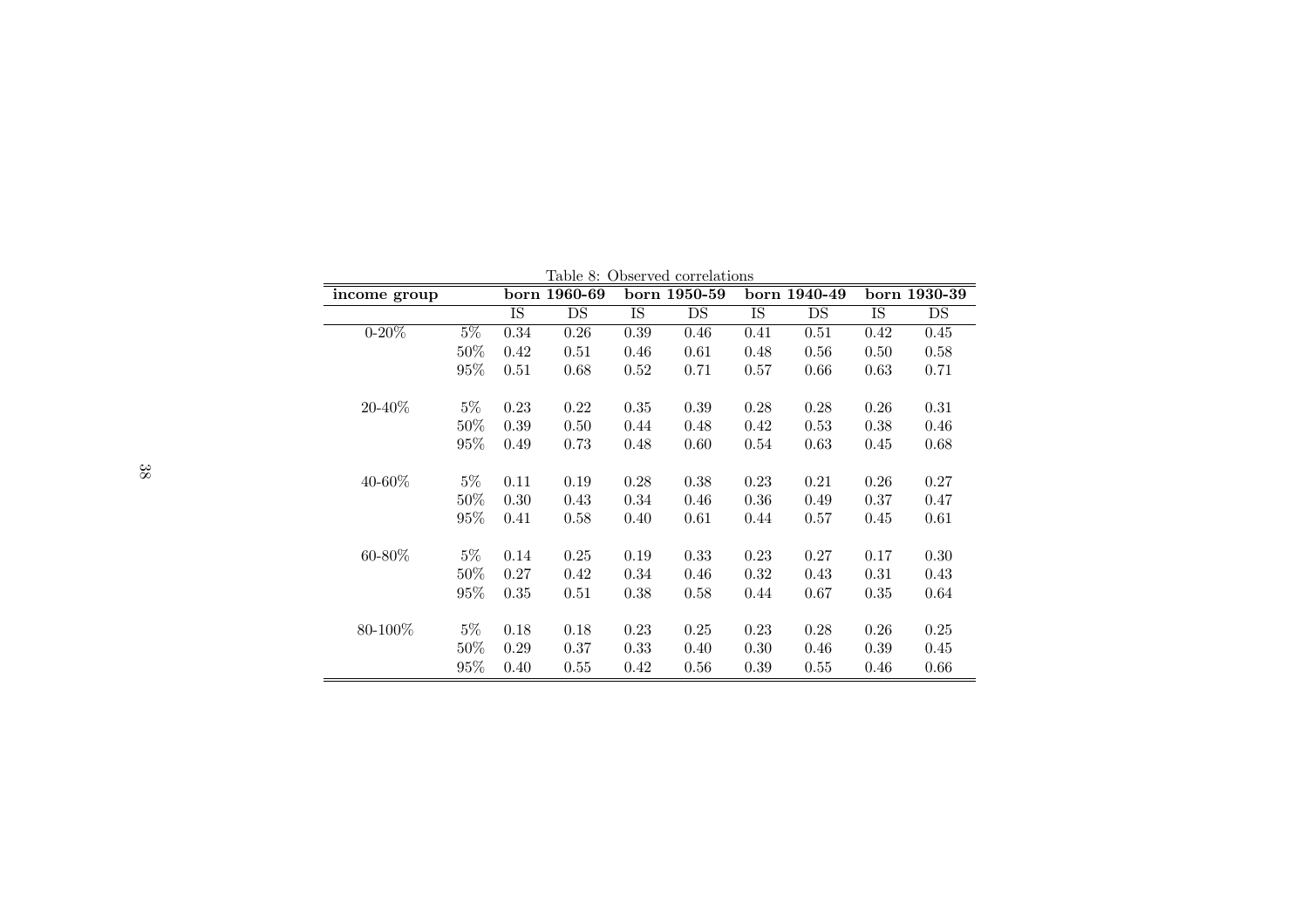Table 8: Observed correlations

| income group | | born 1960-69 | | born 1950-59 | | born 1940-49 | | born 1930-39 | |
|---|---|---|---|---|---|---|---|---|---|
| | | IS | DS | IS | DS | IS | DS | IS | DS |
| 0-20% | 5% | 0.34 | 0.26 | 0.39 | 0.46 | 0.41 | 0.51 | 0.42 | 0.45 |
| | 50% | 0.42 | 0.51 | 0.46 | 0.61 | 0.48 | 0.56 | 0.50 | 0.58 |
| | 95% | 0.51 | 0.68 | 0.52 | 0.71 | 0.57 | 0.66 | 0.63 | 0.71 |
| 20-40% | 5% | 0.23 | 0.22 | 0.35 | 0.39 | 0.28 | 0.28 | 0.26 | 0.31 |
| | 50% | 0.39 | 0.50 | 0.44 | 0.48 | 0.42 | 0.53 | 0.38 | 0.46 |
| | 95% | 0.49 | 0.73 | 0.48 | 0.60 | 0.54 | 0.63 | 0.45 | 0.68 |
| 40-60% | 5% | 0.11 | 0.19 | 0.28 | 0.38 | 0.23 | 0.21 | 0.26 | 0.27 |
| | 50% | 0.30 | 0.43 | 0.34 | 0.46 | 0.36 | 0.49 | 0.37 | 0.47 |
| | 95% | 0.41 | 0.58 | 0.40 | 0.61 | 0.44 | 0.57 | 0.45 | 0.61 |
| 60-80% | 5% | 0.14 | 0.25 | 0.19 | 0.33 | 0.23 | 0.27 | 0.17 | 0.30 |
| | 50% | 0.27 | 0.42 | 0.34 | 0.46 | 0.32 | 0.43 | 0.31 | 0.43 |
| | 95% | 0.35 | 0.51 | 0.38 | 0.58 | 0.44 | 0.67 | 0.35 | 0.64 |
| 80-100% | 5% | 0.18 | 0.18 | 0.23 | 0.25 | 0.23 | 0.28 | 0.26 | 0.25 |
| | 50% | 0.29 | 0.37 | 0.33 | 0.40 | 0.30 | 0.46 | 0.39 | 0.45 |
| | 95% | 0.40 | 0.55 | 0.42 | 0.56 | 0.39 | 0.55 | 0.46 | 0.66 |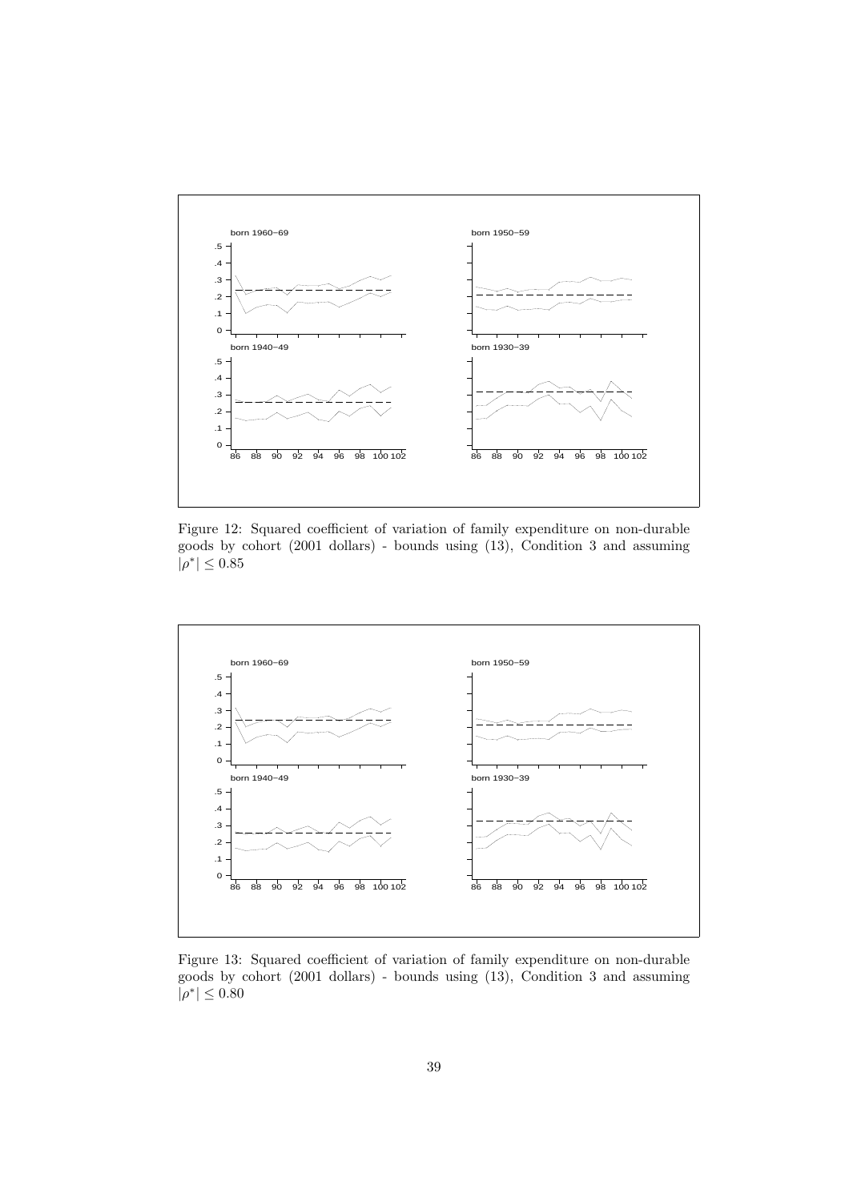Figure 12: Squared coefficient of variation of family expenditure on non-durable goods by cohort (2001 dollars) - bounds using (13), Condition 3 and assuming $|\rho^*| \leq 0.85$

Figure 13: Squared coefficient of variation of family expenditure on non-durable goods by cohort (2001 dollars) - bounds using (13), Condition 3 and assuming $|\rho^*| \leq 0.80$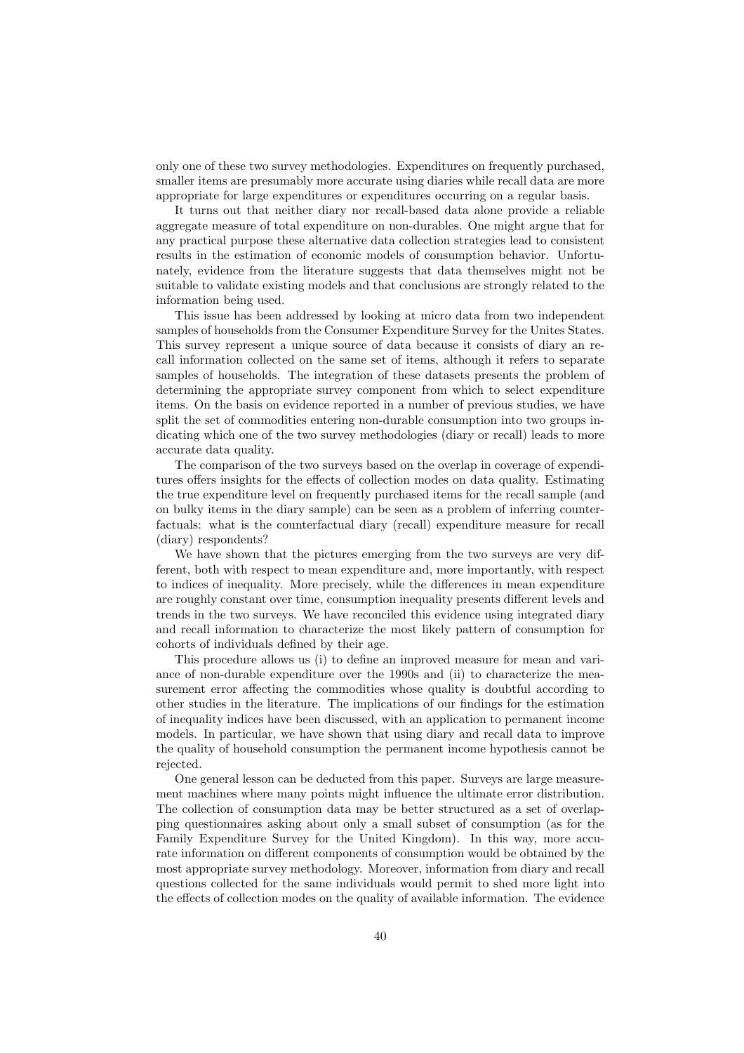only one of these two survey methodologies. Expenditures on frequently purchased, smaller items are presumably more accurate using diaries while recall data are more appropriate for large expenditures or expenditures occurring on a regular basis.

It turns out that neither diary nor recall-based data alone provide a reliable aggregate measure of total expenditure on non-durables. One might argue that for any practical purpose these alternative data collection strategies lead to consistent results in the estimation of economic models of consumption behavior. Unfortunately, evidence from the literature suggests that data themselves might not be suitable to validate existing models and that conclusions are strongly related to the information being used.

This issue has been addressed by looking at micro data from two independent samples of households from the Consumer Expenditure Survey for the Unites States. This survey represent a unique source of data because it consists of diary an recall information collected on the same set of items, although it refers to separate samples of households. The integration of these datasets presents the problem of determining the appropriate survey component from which to select expenditure items. On the basis on evidence reported in a number of previous studies, we have split the set of commodities entering non-durable consumption into two groups indicating which one of the two survey methodologies (diary or recall) leads to more accurate data quality.

The comparison of the two surveys based on the overlap in coverage of expenditures offers insights for the effects of collection modes on data quality. Estimating the true expenditure level on frequently purchased items for the recall sample (and on bulky items in the diary sample) can be seen as a problem of inferring counterfactuals: what is the counterfactual diary (recall) expenditure measure for recall (diary) respondents?

We have shown that the pictures emerging from the two surveys are very different, both with respect to mean expenditure and, more importantly, with respect to indices of inequality. More precisely, while the differences in mean expenditure are roughly constant over time, consumption inequality presents different levels and trends in the two surveys. We have reconciled this evidence using integrated diary and recall information to characterize the most likely pattern of consumption for cohorts of individuals defined by their age.

This procedure allows us (i) to define an improved measure for mean and variance of non-durable expenditure over the 1990s and (ii) to characterize the measurement error affecting the commodities whose quality is doubtful according to other studies in the literature. The implications of our findings for the estimation of inequality indices have been discussed, with an application to permanent income models. In particular, we have shown that using diary and recall data to improve the quality of household consumption the permanent income hypothesis cannot be rejected.

One general lesson can be deducted from this paper. Surveys are large measurement machines where many points might influence the ultimate error distribution. The collection of consumption data may be better structured as a set of overlapping questionnaires asking about only a small subset of consumption (as for the Family Expenditure Survey for the United Kingdom). In this way, more accurate information on different components of consumption would be obtained by the most appropriate survey methodology. Moreover, information from diary and recall questions collected for the same individuals would permit to shed more light into the effects of collection modes on the quality of available information. The evidence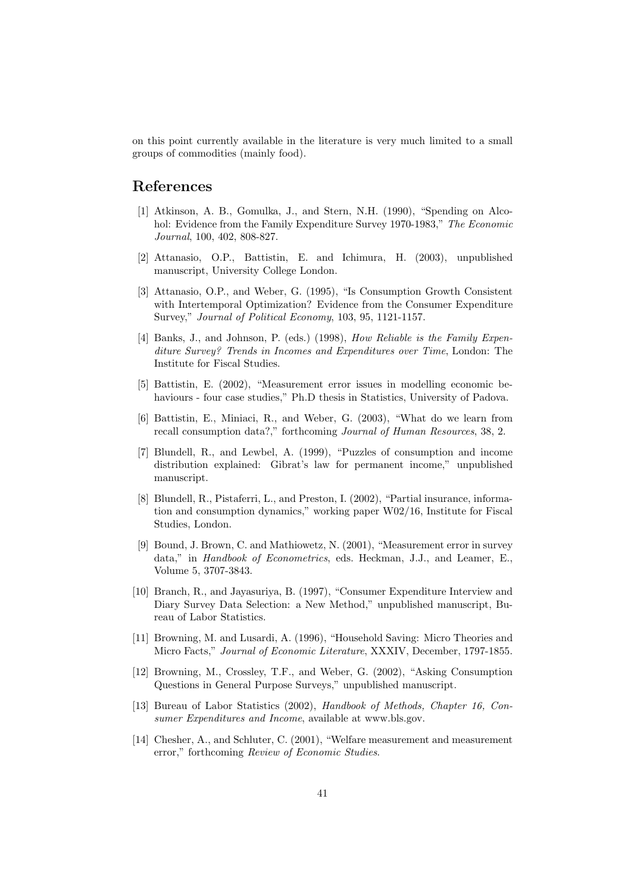on this point currently available in the literature is very much limited to a small groups of commodities (mainly food).

# References

[1] Atkinson, A. B., Gomulka, J., and Stern, N.H. (1990), "Spending on Alcohol: Evidence from the Family Expenditure Survey 1970-1983," *The Economic Journal*, 100, 402, 808-827.

[2] Attanasio, O.P., Battistin, E. and Ichimura, H. (2003), unpublished manuscript, University College London.

[3] Attanasio, O.P., and Weber, G. (1995), "Is Consumption Growth Consistent with Intertemporal Optimization? Evidence from the Consumer Expenditure Survey," *Journal of Political Economy*, 103, 95, 1121-1157.

[4] Banks, J., and Johnson, P. (eds.) (1998), *How Reliable is the Family Expenditure Survey? Trends in Incomes and Expenditures over Time*, London: The Institute for Fiscal Studies.

[5] Battistin, E. (2002), "Measurement error issues in modelling economic behaviours - four case studies," Ph.D thesis in Statistics, University of Padova.

[6] Battistin, E., Miniaci, R., and Weber, G. (2003), "What do we learn from recall consumption data?," forthcoming *Journal of Human Resources*, 38, 2.

[7] Blundell, R., and Lewbel, A. (1999), "Puzzles of consumption and income distribution explained: Gibrat's law for permanent income," unpublished manuscript.

[8] Blundell, R., Pistaferri, L., and Preston, I. (2002), "Partial insurance, information and consumption dynamics," working paper W02/16, Institute for Fiscal Studies, London.

[9] Bound, J. Brown, C. and Mathiowetz, N. (2001), "Measurement error in survey data," in *Handbook of Econometrics*, eds. Heckman, J.J., and Leamer, E., Volume 5, 3707-3843.

[10] Branch, R., and Jayasuriya, B. (1997), "Consumer Expenditure Interview and Diary Survey Data Selection: a New Method," unpublished manuscript, Bureau of Labor Statistics.

[11] Browning, M. and Lusardi, A. (1996), "Household Saving: Micro Theories and Micro Facts," *Journal of Economic Literature*, XXXIV, December, 1797-1855.

[12] Browning, M., Crossley, T.F., and Weber, G. (2002), "Asking Consumption Questions in General Purpose Surveys," unpublished manuscript.

[13] Bureau of Labor Statistics (2002), *Handbook of Methods, Chapter 16, Consumer Expenditures and Income*, available at www.bls.gov.

[14] Chesher, A., and Schluter, C. (2001), "Welfare measurement and measurement error," forthcoming *Review of Economic Studies*.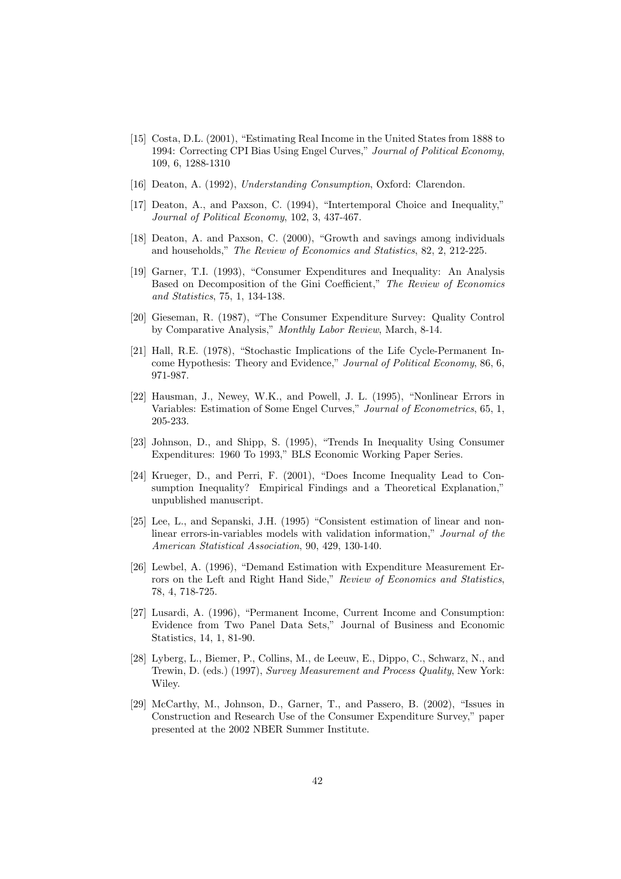[15] Costa, D.L. (2001), "Estimating Real Income in the United States from 1888 to 1994: Correcting CPI Bias Using Engel Curves," *Journal of Political Economy*, 109, 6, 1288-1310

[16] Deaton, A. (1992), *Understanding Consumption*, Oxford: Clarendon.

[17] Deaton, A., and Paxson, C. (1994), "Intertemporal Choice and Inequality," *Journal of Political Economy*, 102, 3, 437-467.

[18] Deaton, A. and Paxson, C. (2000), "Growth and savings among individuals and households," *The Review of Economics and Statistics*, 82, 2, 212-225.

[19] Garner, T.I. (1993), "Consumer Expenditures and Inequality: An Analysis Based on Decomposition of the Gini Coefficient," *The Review of Economics and Statistics*, 75, 1, 134-138.

[20] Gieseman, R. (1987), "The Consumer Expenditure Survey: Quality Control by Comparative Analysis," *Monthly Labor Review*, March, 8-14.

[21] Hall, R.E. (1978), "Stochastic Implications of the Life Cycle-Permanent Income Hypothesis: Theory and Evidence," *Journal of Political Economy*, 86, 6, 971-987.

[22] Hausman, J., Newey, W.K., and Powell, J. L. (1995), "Nonlinear Errors in Variables: Estimation of Some Engel Curves," *Journal of Econometrics*, 65, 1, 205-233.

[23] Johnson, D., and Shipp, S. (1995), "Trends In Inequality Using Consumer Expenditures: 1960 To 1993," BLS Economic Working Paper Series.

[24] Krueger, D., and Perri, F. (2001), "Does Income Inequality Lead to Consumption Inequality? Empirical Findings and a Theoretical Explanation," unpublished manuscript.

[25] Lee, L., and Sepanski, J.H. (1995) "Consistent estimation of linear and nonlinear errors-in-variables models with validation information," *Journal of the American Statistical Association*, 90, 429, 130-140.

[26] Lewbel, A. (1996), "Demand Estimation with Expenditure Measurement Errors on the Left and Right Hand Side," *Review of Economics and Statistics*, 78, 4, 718-725.

[27] Lusardi, A. (1996), "Permanent Income, Current Income and Consumption: Evidence from Two Panel Data Sets," Journal of Business and Economic Statistics, 14, 1, 81-90.

[28] Lyberg, L., Biemer, P., Collins, M., de Leeuw, E., Dippo, C., Schwarz, N., and Trewin, D. (eds.) (1997), *Survey Measurement and Process Quality*, New York: Wiley.

[29] McCarthy, M., Johnson, D., Garner, T., and Passero, B. (2002), "Issues in Construction and Research Use of the Consumer Expenditure Survey," paper presented at the 2002 NBER Summer Institute.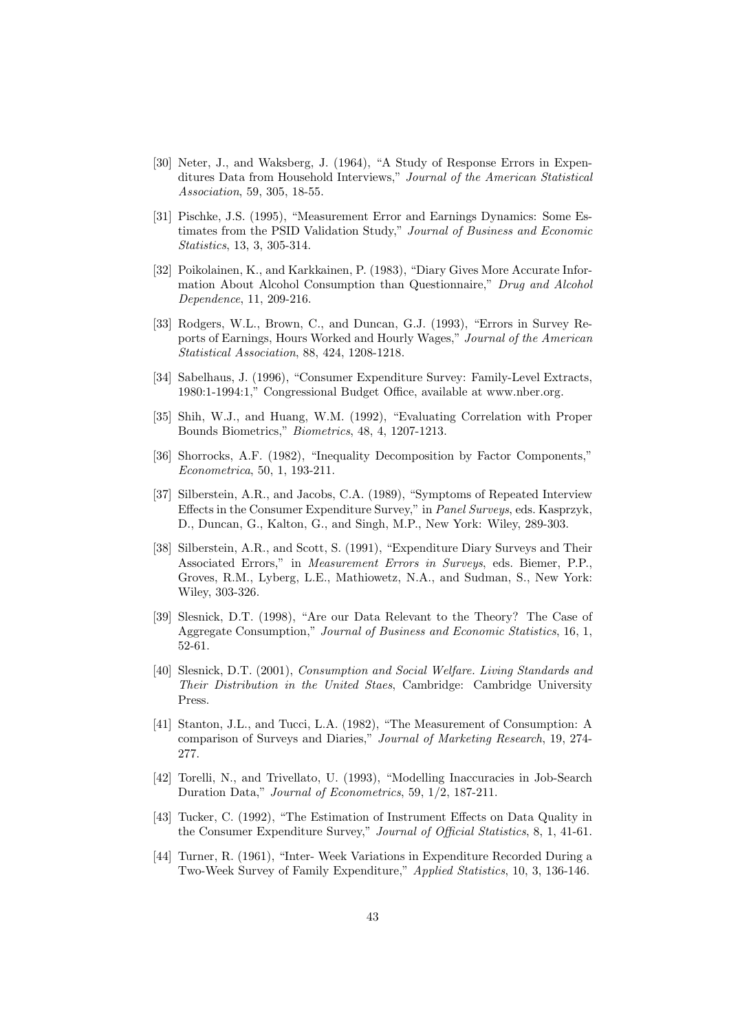[30] Neter, J., and Waksberg, J. (1964), "A Study of Response Errors in Expenditures Data from Household Interviews," *Journal of the American Statistical Association*, 59, 305, 18-55.

[31] Pischke, J.S. (1995), "Measurement Error and Earnings Dynamics: Some Estimates from the PSID Validation Study," *Journal of Business and Economic Statistics*, 13, 3, 305-314.

[32] Poikolainen, K., and Karkkainen, P. (1983), "Diary Gives More Accurate Information About Alcohol Consumption than Questionnaire," *Drug and Alcohol Dependence*, 11, 209-216.

[33] Rodgers, W.L., Brown, C., and Duncan, G.J. (1993), "Errors in Survey Reports of Earnings, Hours Worked and Hourly Wages," *Journal of the American Statistical Association*, 88, 424, 1208-1218.

[34] Sabelhaus, J. (1996), "Consumer Expenditure Survey: Family-Level Extracts, 1980:1-1994:1," Congressional Budget Office, available at www.nber.org.

[35] Shih, W.J., and Huang, W.M. (1992), "Evaluating Correlation with Proper Bounds Biometrics," *Biometrics*, 48, 4, 1207-1213.

[36] Shorrocks, A.F. (1982), "Inequality Decomposition by Factor Components," *Econometrica*, 50, 1, 193-211.

[37] Silberstein, A.R., and Jacobs, C.A. (1989), "Symptoms of Repeated Interview Effects in the Consumer Expenditure Survey," in *Panel Surveys*, eds. Kasprzyk, D., Duncan, G., Kalton, G., and Singh, M.P., New York: Wiley, 289-303.

[38] Silberstein, A.R., and Scott, S. (1991), "Expenditure Diary Surveys and Their Associated Errors," in *Measurement Errors in Surveys*, eds. Biemer, P.P., Groves, R.M., Lyberg, L.E., Mathiowetz, N.A., and Sudman, S., New York: Wiley, 303-326.

[39] Slesnick, D.T. (1998), "Are our Data Relevant to the Theory? The Case of Aggregate Consumption," *Journal of Business and Economic Statistics*, 16, 1, 52-61.

[40] Slesnick, D.T. (2001), *Consumption and Social Welfare. Living Standards and Their Distribution in the United Staes*, Cambridge: Cambridge University Press.

[41] Stanton, J.L., and Tucci, L.A. (1982), "The Measurement of Consumption: A comparison of Surveys and Diaries," *Journal of Marketing Research*, 19, 274-277.

[42] Torelli, N., and Trivellato, U. (1993), "Modelling Inaccuracies in Job-Search Duration Data," *Journal of Econometrics*, 59, 1/2, 187-211.

[43] Tucker, C. (1992), "The Estimation of Instrument Effects on Data Quality in the Consumer Expenditure Survey," *Journal of Official Statistics*, 8, 1, 41-61.

[44] Turner, R. (1961), "Inter- Week Variations in Expenditure Recorded During a Two-Week Survey of Family Expenditure," *Applied Statistics*, 10, 3, 136-146.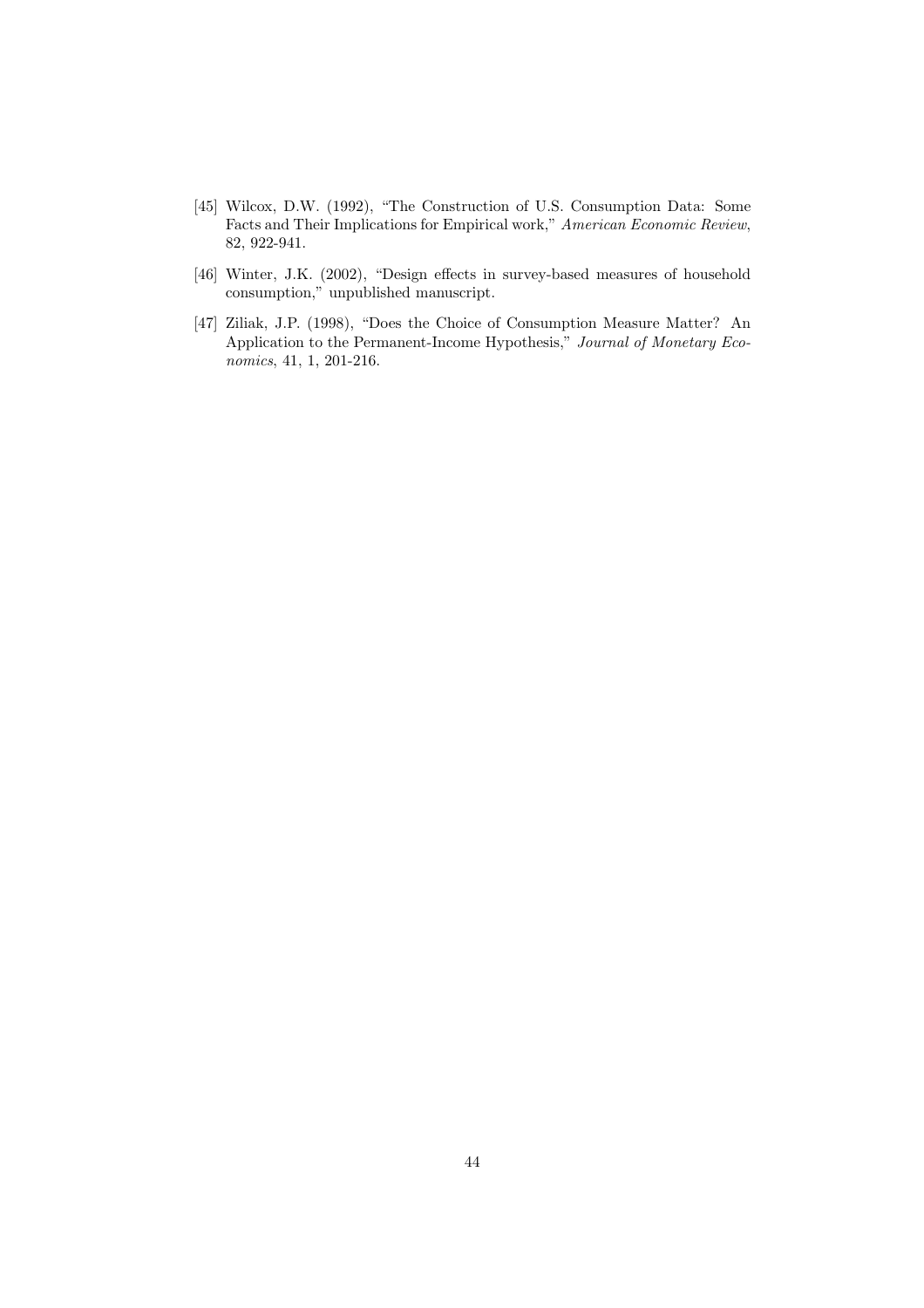[45] Wilcox, D.W. (1992), "The Construction of U.S. Consumption Data: Some Facts and Their Implications for Empirical work," *American Economic Review*, 82, 922-941.

[46] Winter, J.K. (2002), "Design effects in survey-based measures of household consumption," unpublished manuscript.

[47] Ziliak, J.P. (1998), "Does the Choice of Consumption Measure Matter? An Application to the Permanent-Income Hypothesis," *Journal of Monetary Economics*, 41, 1, 201-216.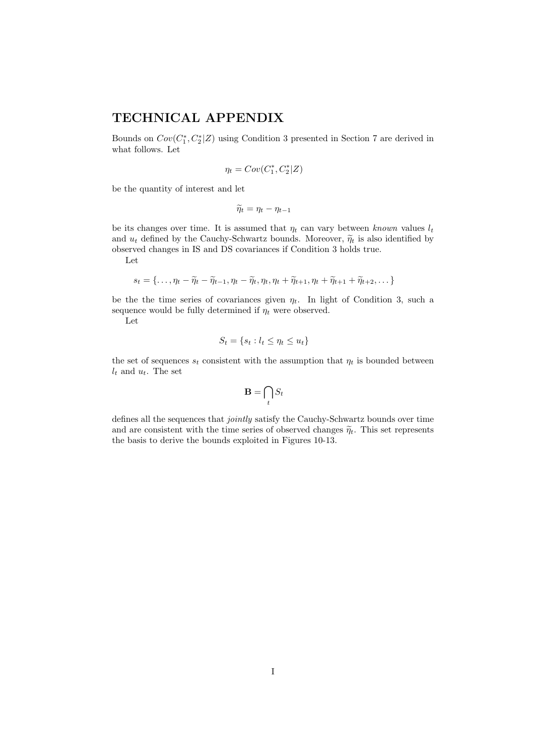## TECHNICAL APPENDIX

Bounds on $Cov(C_1^*, C_2^*|Z)$ using Condition 3 presented in Section 7 are derived in what follows. Let

$$\eta_t = Cov(C_1^*, C_2^*|Z)$$

be the quantity of interest and let

$$\widetilde{\eta}_t = \eta_t - \eta_{t-1}$$

be its changes over time. It is assumed that $\eta_t$ can vary between *known* values $l_t$ and $u_t$ defined by the Cauchy-Schwartz bounds. Moreover, $\widetilde{\eta}_t$ is also identified by observed changes in IS and DS covariances if Condition 3 holds true.

Let

$$s_t = \{\ldots, \eta_t - \widetilde{\eta}_t - \widetilde{\eta}_{t-1}, \eta_t - \widetilde{\eta}_t, \eta_t, \eta_t + \widetilde{\eta}_{t+1}, \eta_t + \widetilde{\eta}_{t+1} + \widetilde{\eta}_{t+2}, \ldots\}$$

be the the time series of covariances given $\eta_t$. In light of Condition 3, such a sequence would be fully determined if $\eta_t$ were observed.

Let

$$S_t = \{s_t : l_t \leq \eta_t \leq u_t\}$$

the set of sequences $s_t$ consistent with the assumption that $\eta_t$ is bounded between $l_t$ and $u_t$. The set

$$\mathbf{B} = \bigcap_t S_t$$

defines all the sequences that *jointly* satisfy the Cauchy-Schwartz bounds over time and are consistent with the time series of observed changes $\widetilde{\eta}_t$. This set represents the basis to derive the bounds exploited in Figures 10-13.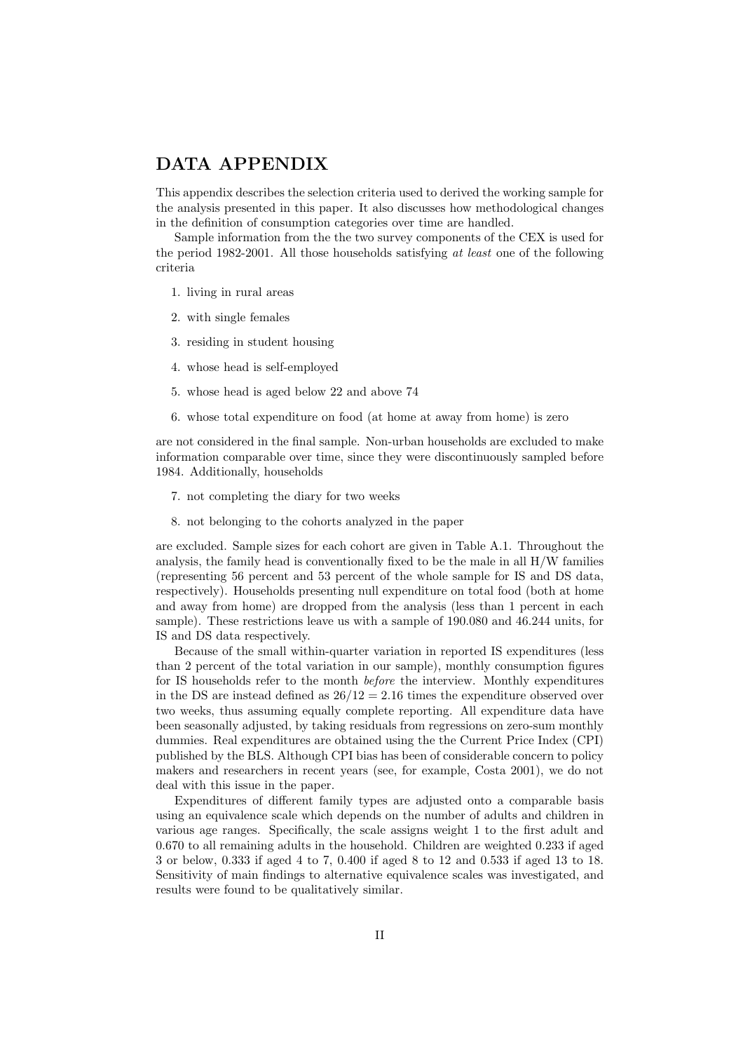# DATA APPENDIX

This appendix describes the selection criteria used to derived the working sample for the analysis presented in this paper. It also discusses how methodological changes in the definition of consumption categories over time are handled.

Sample information from the the two survey components of the CEX is used for the period 1982-2001. All those households satisfying *at least* one of the following criteria

1. living in rural areas
2. with single females
3. residing in student housing
4. whose head is self-employed
5. whose head is aged below 22 and above 74
6. whose total expenditure on food (at home at away from home) is zero

are not considered in the final sample. Non-urban households are excluded to make information comparable over time, since they were discontinuously sampled before 1984. Additionally, households

7. not completing the diary for two weeks
8. not belonging to the cohorts analyzed in the paper

are excluded. Sample sizes for each cohort are given in Table A.1. Throughout the analysis, the family head is conventionally fixed to be the male in all H/W families (representing 56 percent and 53 percent of the whole sample for IS and DS data, respectively). Households presenting null expenditure on total food (both at home and away from home) are dropped from the analysis (less than 1 percent in each sample). These restrictions leave us with a sample of 190.080 and 46.244 units, for IS and DS data respectively.

Because of the small within-quarter variation in reported IS expenditures (less than 2 percent of the total variation in our sample), monthly consumption figures for IS households refer to the month *before* the interview. Monthly expenditures in the DS are instead defined as $26/12 = 2.16$ times the expenditure observed over two weeks, thus assuming equally complete reporting. All expenditure data have been seasonally adjusted, by taking residuals from regressions on zero-sum monthly dummies. Real expenditures are obtained using the the Current Price Index (CPI) published by the BLS. Although CPI bias has been of considerable concern to policy makers and researchers in recent years (see, for example, Costa 2001), we do not deal with this issue in the paper.

Expenditures of different family types are adjusted onto a comparable basis using an equivalence scale which depends on the number of adults and children in various age ranges. Specifically, the scale assigns weight 1 to the first adult and 0.670 to all remaining adults in the household. Children are weighted 0.233 if aged 3 or below, 0.333 if aged 4 to 7, 0.400 if aged 8 to 12 and 0.533 if aged 13 to 18. Sensitivity of main findings to alternative equivalence scales was investigated, and results were found to be qualitatively similar.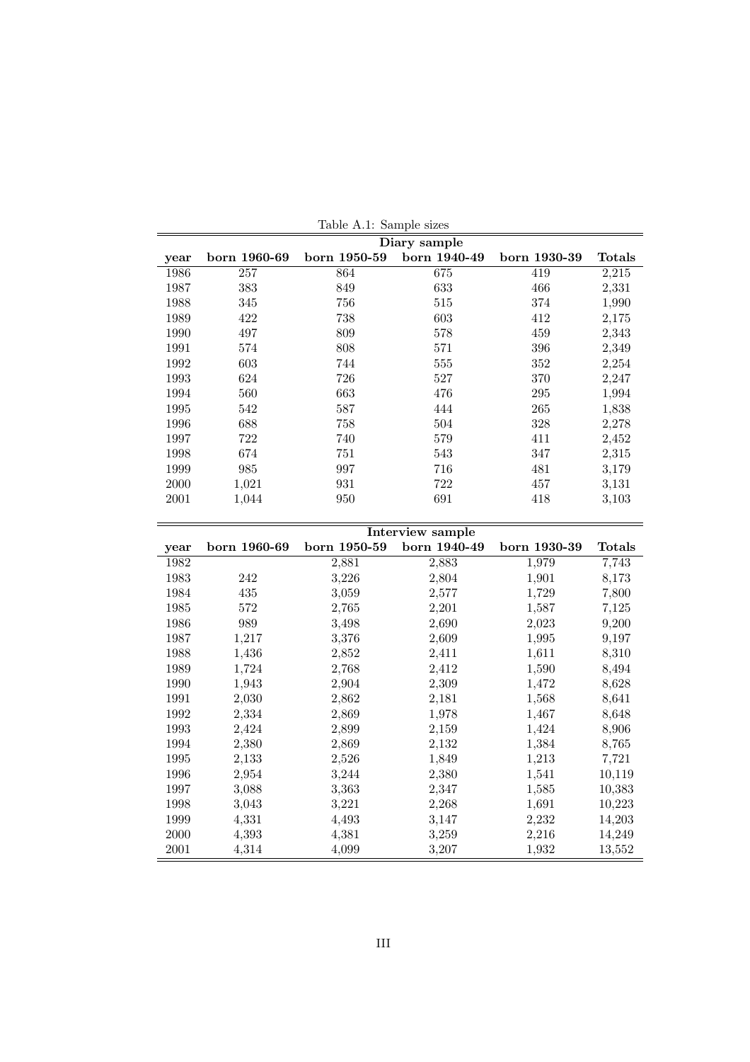Table A.1: Sample sizes

| | Diary sample | | | | |
|---|---|---|---|---|---|
| **year** | **born 1960-69** | **born 1950-59** | **born 1940-49** | **born 1930-39** | **Totals** |
| 1986 | 257 | 864 | 675 | 419 | 2,215 |
| 1987 | 383 | 849 | 633 | 466 | 2,331 |
| 1988 | 345 | 756 | 515 | 374 | 1,990 |
| 1989 | 422 | 738 | 603 | 412 | 2,175 |
| 1990 | 497 | 809 | 578 | 459 | 2,343 |
| 1991 | 574 | 808 | 571 | 396 | 2,349 |
| 1992 | 603 | 744 | 555 | 352 | 2,254 |
| 1993 | 624 | 726 | 527 | 370 | 2,247 |
| 1994 | 560 | 663 | 476 | 295 | 1,994 |
| 1995 | 542 | 587 | 444 | 265 | 1,838 |
| 1996 | 688 | 758 | 504 | 328 | 2,278 |
| 1997 | 722 | 740 | 579 | 411 | 2,452 |
| 1998 | 674 | 751 | 543 | 347 | 2,315 |
| 1999 | 985 | 997 | 716 | 481 | 3,179 |
| 2000 | 1,021 | 931 | 722 | 457 | 3,131 |
| 2001 | 1,044 | 950 | 691 | 418 | 3,103 |

| | Interview sample | | | | |
|---|---|---|---|---|---|
| **year** | **born 1960-69** | **born 1950-59** | **born 1940-49** | **born 1930-39** | **Totals** |
| 1982 | | 2,881 | 2,883 | 1,979 | 7,743 |
| 1983 | 242 | 3,226 | 2,804 | 1,901 | 8,173 |
| 1984 | 435 | 3,059 | 2,577 | 1,729 | 7,800 |
| 1985 | 572 | 2,765 | 2,201 | 1,587 | 7,125 |
| 1986 | 989 | 3,498 | 2,690 | 2,023 | 9,200 |
| 1987 | 1,217 | 3,376 | 2,609 | 1,995 | 9,197 |
| 1988 | 1,436 | 2,852 | 2,411 | 1,611 | 8,310 |
| 1989 | 1,724 | 2,768 | 2,412 | 1,590 | 8,494 |
| 1990 | 1,943 | 2,904 | 2,309 | 1,472 | 8,628 |
| 1991 | 2,030 | 2,862 | 2,181 | 1,568 | 8,641 |
| 1992 | 2,334 | 2,869 | 1,978 | 1,467 | 8,648 |
| 1993 | 2,424 | 2,899 | 2,159 | 1,424 | 8,906 |
| 1994 | 2,380 | 2,869 | 2,132 | 1,384 | 8,765 |
| 1995 | 2,133 | 2,526 | 1,849 | 1,213 | 7,721 |
| 1996 | 2,954 | 3,244 | 2,380 | 1,541 | 10,119 |
| 1997 | 3,088 | 3,363 | 2,347 | 1,585 | 10,383 |
| 1998 | 3,043 | 3,221 | 2,268 | 1,691 | 10,223 |
| 1999 | 4,331 | 4,493 | 3,147 | 2,232 | 14,203 |
| 2000 | 4,393 | 4,381 | 3,259 | 2,216 | 14,249 |
| 2001 | 4,314 | 4,099 | 3,207 | 1,932 | 13,552 |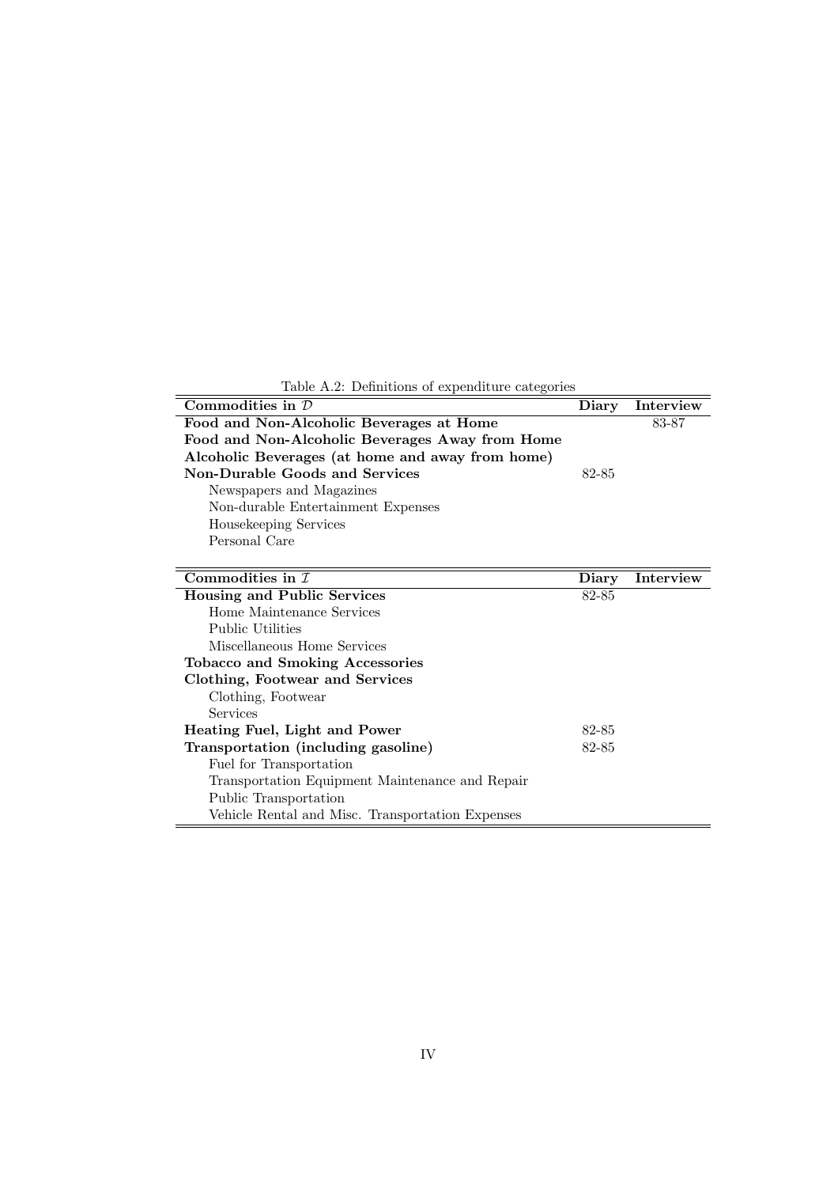Table A.2: Definitions of expenditure categories

| Commodities in $\mathcal{D}$ | Diary | Interview |
|---|---|---|
| **Food and Non-Alcoholic Beverages at Home** | | 83-87 |
| **Food and Non-Alcoholic Beverages Away from Home** | | |
| **Alcoholic Beverages (at home and away from home)** | | |
| **Non-Durable Goods and Services** | 82-85 | |
| Newspapers and Magazines | | |
| Non-durable Entertainment Expenses | | |
| Housekeeping Services | | |
| Personal Care | | |

| Commodities in $\mathcal{I}$ | Diary | Interview |
|---|---|---|
| **Housing and Public Services** | 82-85 | |
| Home Maintenance Services | | |
| Public Utilities | | |
| Miscellaneous Home Services | | |
| **Tobacco and Smoking Accessories** | | |
| **Clothing, Footwear and Services** | | |
| Clothing, Footwear | | |
| Services | | |
| **Heating Fuel, Light and Power** | 82-85 | |
| **Transportation (including gasoline)** | 82-85 | |
| Fuel for Transportation | | |
| Transportation Equipment Maintenance and Repair | | |
| Public Transportation | | |
| Vehicle Rental and Misc. Transportation Expenses | | |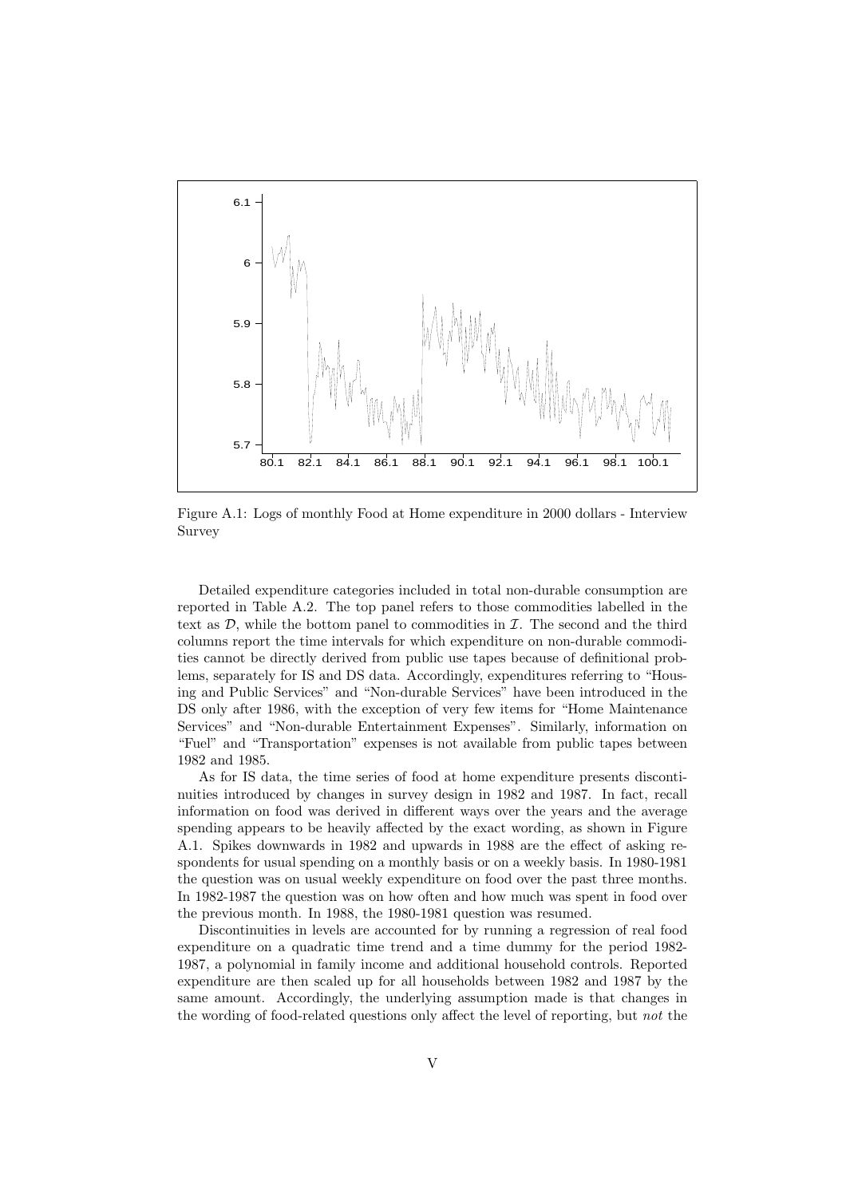Figure A.1: Logs of monthly Food at Home expenditure in 2000 dollars - Interview Survey

Detailed expenditure categories included in total non-durable consumption are reported in Table A.2. The top panel refers to those commodities labelled in the text as $\mathcal{D}$, while the bottom panel to commodities in $\mathcal{I}$. The second and the third columns report the time intervals for which expenditure on non-durable commodities cannot be directly derived from public use tapes because of definitional problems, separately for IS and DS data. Accordingly, expenditures referring to "Housing and Public Services" and "Non-durable Services" have been introduced in the DS only after 1986, with the exception of very few items for "Home Maintenance Services" and "Non-durable Entertainment Expenses". Similarly, information on "Fuel" and "Transportation" expenses is not available from public tapes between 1982 and 1985.

As for IS data, the time series of food at home expenditure presents discontinuities introduced by changes in survey design in 1982 and 1987. In fact, recall information on food was derived in different ways over the years and the average spending appears to be heavily affected by the exact wording, as shown in Figure A.1. Spikes downwards in 1982 and upwards in 1988 are the effect of asking respondents for usual spending on a monthly basis or on a weekly basis. In 1980-1981 the question was on usual weekly expenditure on food over the past three months. In 1982-1987 the question was on how often and how much was spent in food over the previous month. In 1988, the 1980-1981 question was resumed.

Discontinuities in levels are accounted for by running a regression of real food expenditure on a quadratic time trend and a time dummy for the period 1982-1987, a polynomial in family income and additional household controls. Reported expenditure are then scaled up for all households between 1982 and 1987 by the same amount. Accordingly, the underlying assumption made is that changes in the wording of food-related questions only affect the level of reporting, but *not* the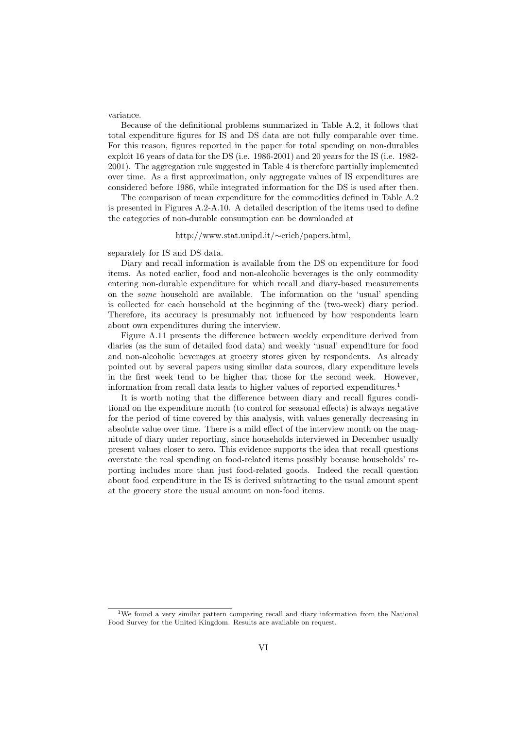variance.

Because of the definitional problems summarized in Table A.2, it follows that total expenditure figures for IS and DS data are not fully comparable over time. For this reason, figures reported in the paper for total spending on non-durables exploit 16 years of data for the DS (i.e. 1986-2001) and 20 years for the IS (i.e. 1982-2001). The aggregation rule suggested in Table 4 is therefore partially implemented over time. As a first approximation, only aggregate values of IS expenditures are considered before 1986, while integrated information for the DS is used after then.

The comparison of mean expenditure for the commodities defined in Table A.2 is presented in Figures A.2-A.10. A detailed description of the items used to define the categories of non-durable consumption can be downloaded at

http://www.stat.unipd.it/∼erich/papers.html,

separately for IS and DS data.

Diary and recall information is available from the DS on expenditure for food items. As noted earlier, food and non-alcoholic beverages is the only commodity entering non-durable expenditure for which recall and diary-based measurements on the *same* household are available. The information on the 'usual' spending is collected for each household at the beginning of the (two-week) diary period. Therefore, its accuracy is presumably not influenced by how respondents learn about own expenditures during the interview.

Figure A.11 presents the difference between weekly expenditure derived from diaries (as the sum of detailed food data) and weekly 'usual' expenditure for food and non-alcoholic beverages at grocery stores given by respondents. As already pointed out by several papers using similar data sources, diary expenditure levels in the first week tend to be higher that those for the second week. However, information from recall data leads to higher values of reported expenditures.[1]

It is worth noting that the difference between diary and recall figures conditional on the expenditure month (to control for seasonal effects) is always negative for the period of time covered by this analysis, with values generally decreasing in absolute value over time. There is a mild effect of the interview month on the magnitude of diary under reporting, since households interviewed in December usually present values closer to zero. This evidence supports the idea that recall questions overstate the real spending on food-related items possibly because households' reporting includes more than just food-related goods. Indeed the recall question about food expenditure in the IS is derived subtracting to the usual amount spent at the grocery store the usual amount on non-food items.

[1] We found a very similar pattern comparing recall and diary information from the National Food Survey for the United Kingdom. Results are available on request.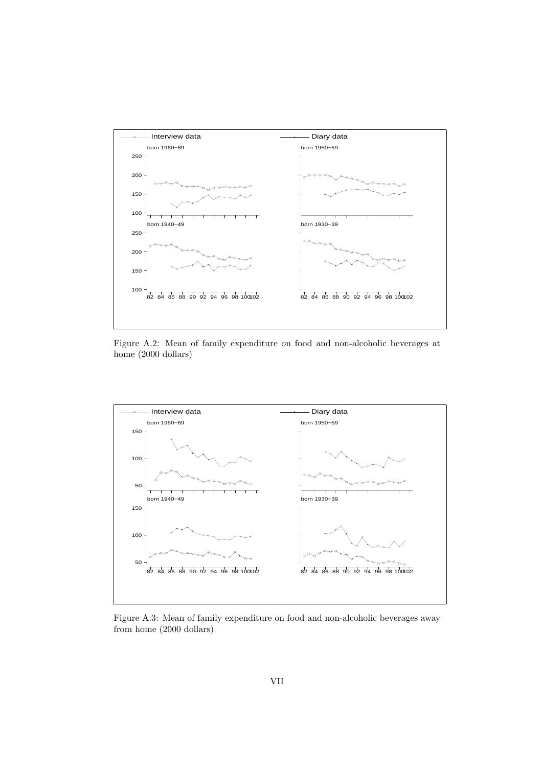Figure A.2: Mean of family expenditure on food and non-alcoholic beverages at home (2000 dollars)

Figure A.3: Mean of family expenditure on food and non-alcoholic beverages away from home (2000 dollars)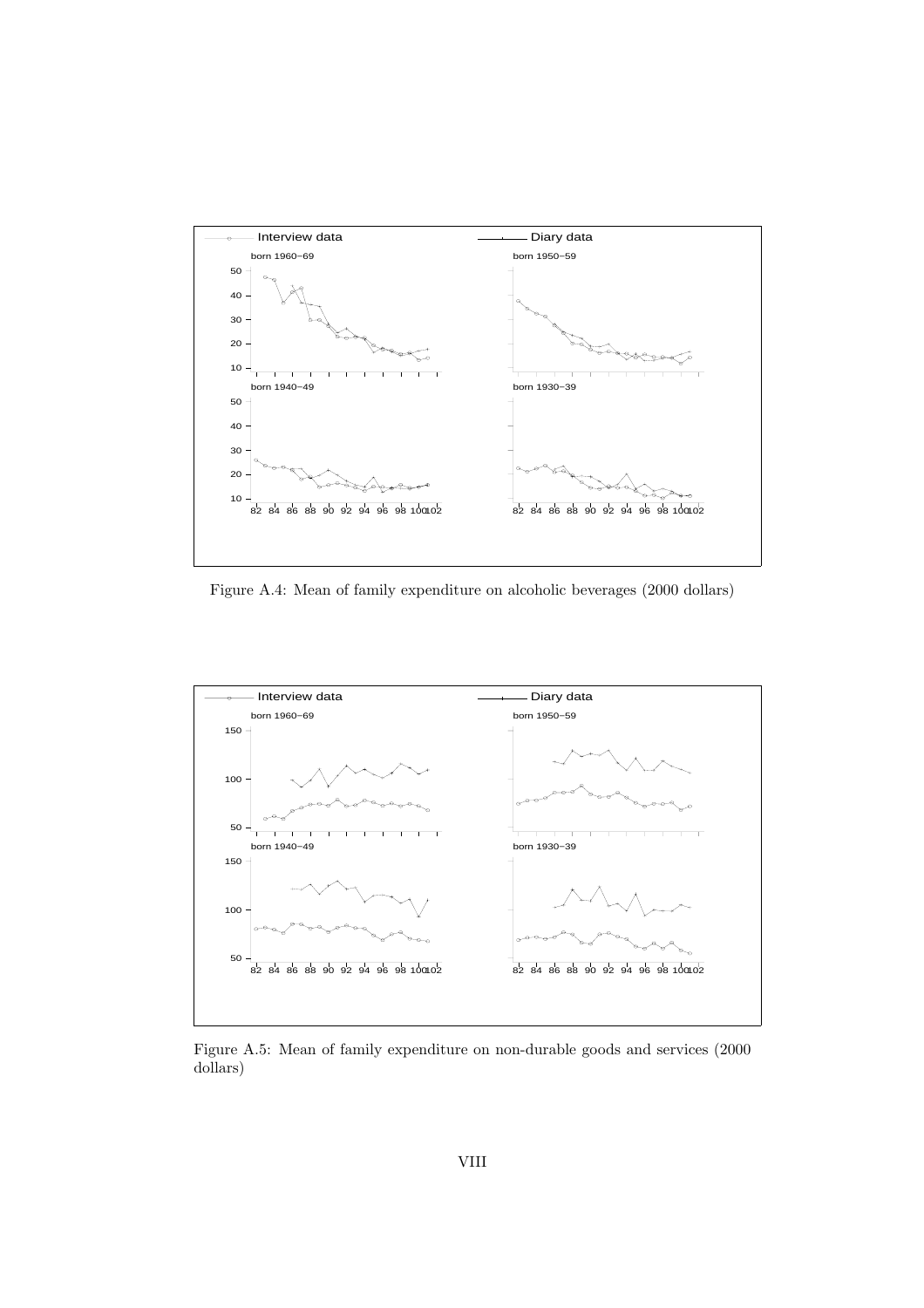Figure A.4: Mean of family expenditure on alcoholic beverages (2000 dollars)

Figure A.5: Mean of family expenditure on non-durable goods and services (2000 dollars)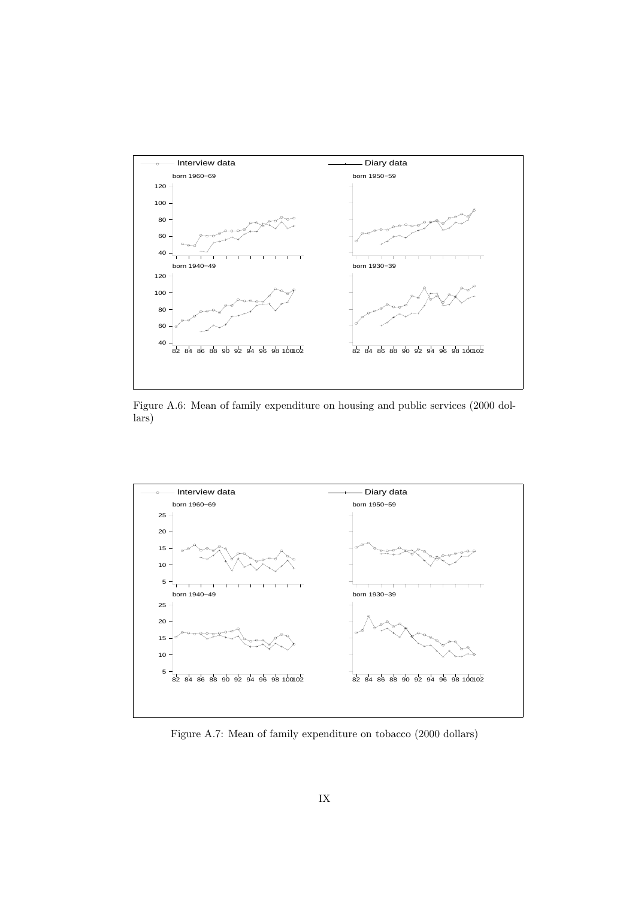Figure A.6: Mean of family expenditure on housing and public services (2000 dollars)

Figure A.7: Mean of family expenditure on tobacco (2000 dollars)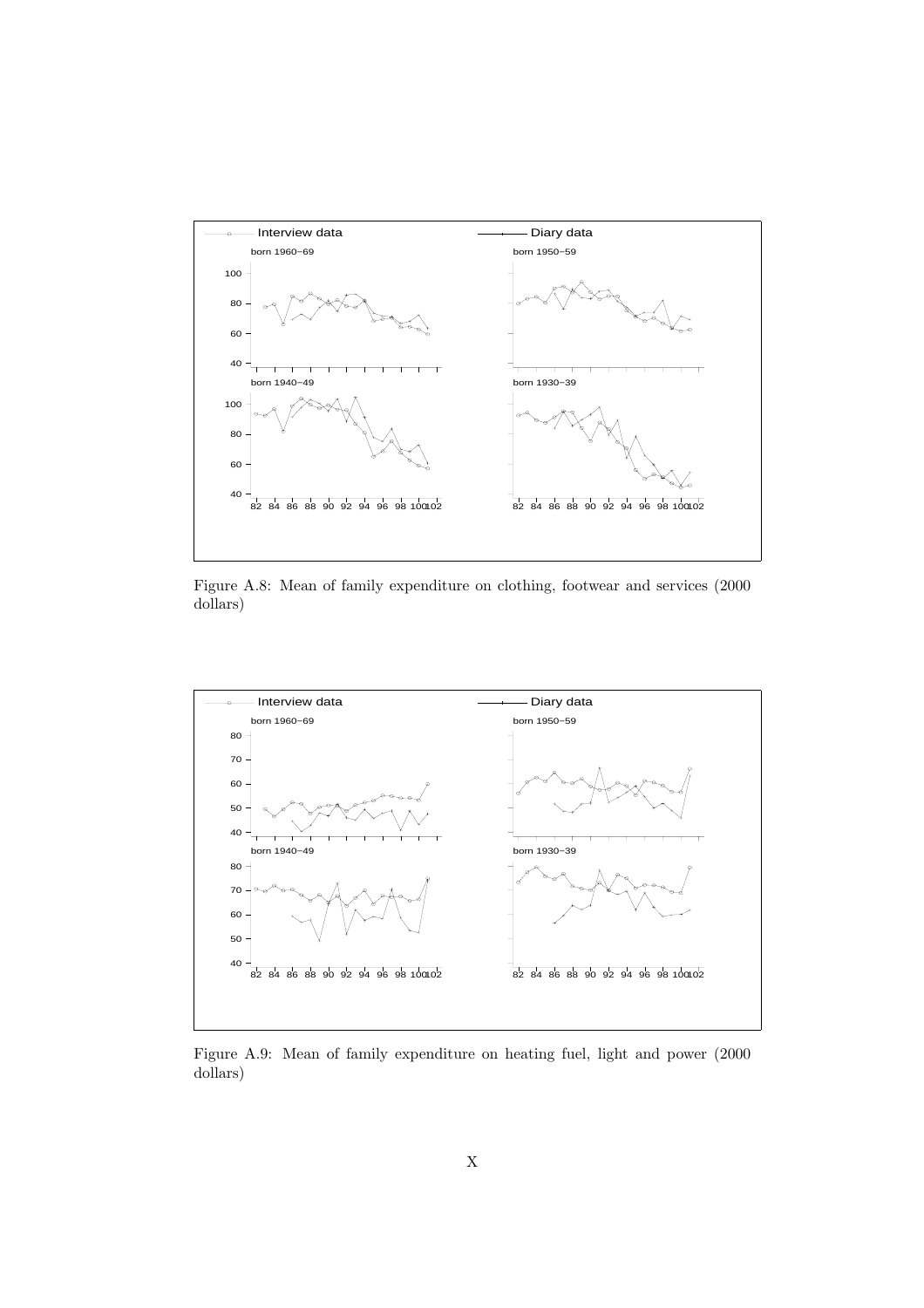Figure A.8: Mean of family expenditure on clothing, footwear and services (2000 dollars)

Figure A.9: Mean of family expenditure on heating fuel, light and power (2000 dollars)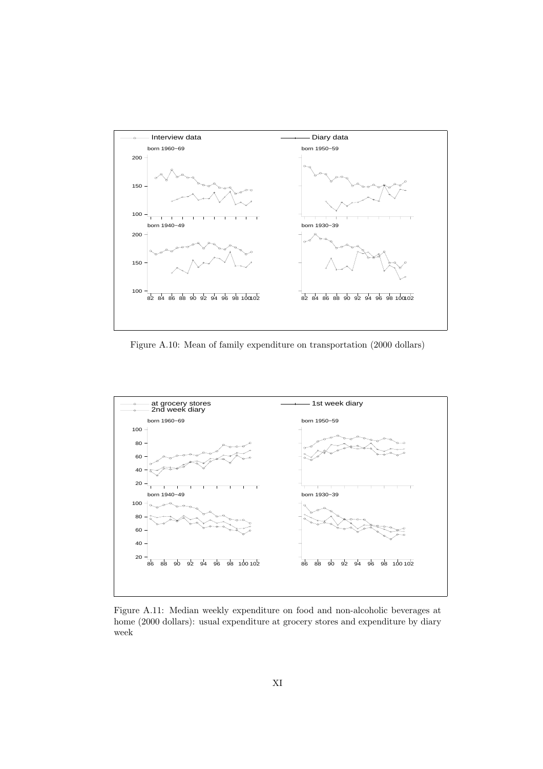Figure A.10: Mean of family expenditure on transportation (2000 dollars)

Figure A.11: Median weekly expenditure on food and non-alcoholic beverages at home (2000 dollars): usual expenditure at grocery stores and expenditure by diary week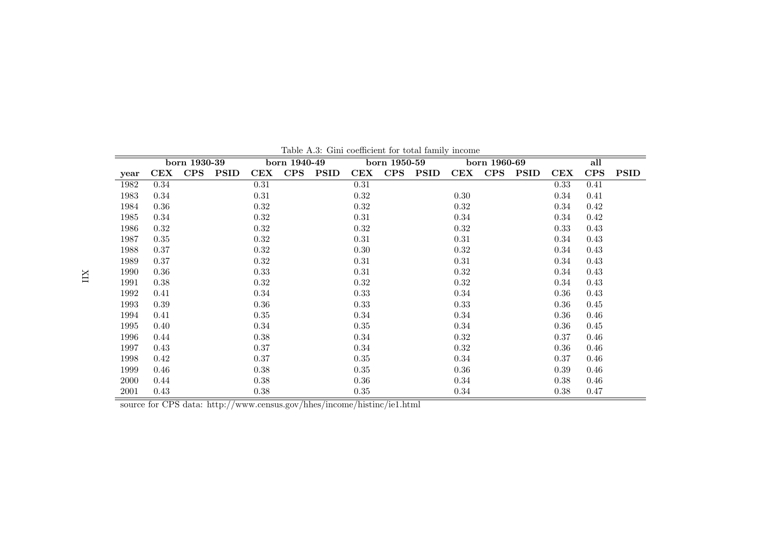Table A.3: Gini coefficient for total family income

| | born 1930-39 | | | born 1940-49 | | | born 1950-59 | | | born 1960-69 | | | all | | |
|---|---|---|---|---|---|---|---|---|---|---|---|---|---|---|---|
| **year** | **CEX** | **CPS** | **PSID** | **CEX** | **CPS** | **PSID** | **CEX** | **CPS** | **PSID** | **CEX** | **CPS** | **PSID** | **CEX** | **CPS** | **PSID** |
| 1982 | 0.34 | | | 0.31 | | | 0.31 | | | | | | 0.33 | 0.41 | |
| 1983 | 0.34 | | | 0.31 | | | 0.32 | | | 0.30 | | | 0.34 | 0.41 | |
| 1984 | 0.36 | | | 0.32 | | | 0.32 | | | 0.32 | | | 0.34 | 0.42 | |
| 1985 | 0.34 | | | 0.32 | | | 0.31 | | | 0.34 | | | 0.34 | 0.42 | |
| 1986 | 0.32 | | | 0.32 | | | 0.32 | | | 0.32 | | | 0.33 | 0.43 | |
| 1987 | 0.35 | | | 0.32 | | | 0.31 | | | 0.31 | | | 0.34 | 0.43 | |
| 1988 | 0.37 | | | 0.32 | | | 0.30 | | | 0.32 | | | 0.34 | 0.43 | |
| 1989 | 0.37 | | | 0.32 | | | 0.31 | | | 0.31 | | | 0.34 | 0.43 | |
| 1990 | 0.36 | | | 0.33 | | | 0.31 | | | 0.32 | | | 0.34 | 0.43 | |
| 1991 | 0.38 | | | 0.32 | | | 0.32 | | | 0.32 | | | 0.34 | 0.43 | |
| 1992 | 0.41 | | | 0.34 | | | 0.33 | | | 0.34 | | | 0.36 | 0.43 | |
| 1993 | 0.39 | | | 0.36 | | | 0.33 | | | 0.33 | | | 0.36 | 0.45 | |
| 1994 | 0.41 | | | 0.35 | | | 0.34 | | | 0.34 | | | 0.36 | 0.46 | |
| 1995 | 0.40 | | | 0.34 | | | 0.35 | | | 0.34 | | | 0.36 | 0.45 | |
| 1996 | 0.44 | | | 0.38 | | | 0.34 | | | 0.32 | | | 0.37 | 0.46 | |
| 1997 | 0.43 | | | 0.37 | | | 0.34 | | | 0.32 | | | 0.36 | 0.46 | |
| 1998 | 0.42 | | | 0.37 | | | 0.35 | | | 0.34 | | | 0.37 | 0.46 | |
| 1999 | 0.46 | | | 0.38 | | | 0.35 | | | 0.36 | | | 0.39 | 0.46 | |
| 2000 | 0.44 | | | 0.38 | | | 0.36 | | | 0.34 | | | 0.38 | 0.46 | |
| 2001 | 0.43 | | | 0.38 | | | 0.35 | | | 0.34 | | | 0.38 | 0.47 | |

source for CPS data: http://www.census.gov/hhes/income/histinc/ie1.html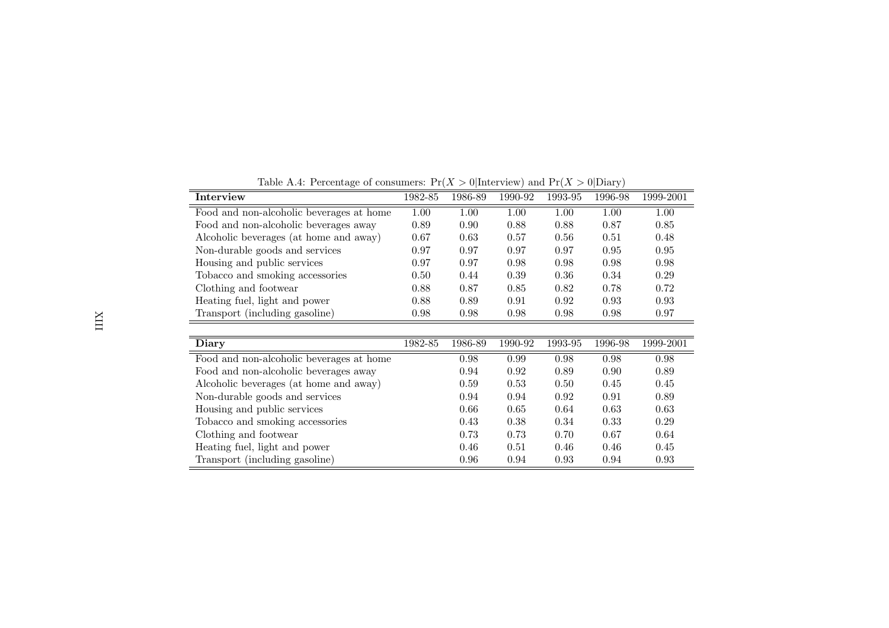Table A.4: Percentage of consumers: $\Pr(X > 0|\text{Interview})$ and $\Pr(X > 0|\text{Diary})$

| **Interview** | 1982-85 | 1986-89 | 1990-92 | 1993-95 | 1996-98 | 1999-2001 |
|---|---|---|---|---|---|---|
| Food and non-alcoholic beverages at home | 1.00 | 1.00 | 1.00 | 1.00 | 1.00 | 1.00 |
| Food and non-alcoholic beverages away | 0.89 | 0.90 | 0.88 | 0.88 | 0.87 | 0.85 |
| Alcoholic beverages (at home and away) | 0.67 | 0.63 | 0.57 | 0.56 | 0.51 | 0.48 |
| Non-durable goods and services | 0.97 | 0.97 | 0.97 | 0.97 | 0.95 | 0.95 |
| Housing and public services | 0.97 | 0.97 | 0.98 | 0.98 | 0.98 | 0.98 |
| Tobacco and smoking accessories | 0.50 | 0.44 | 0.39 | 0.36 | 0.34 | 0.29 |
| Clothing and footwear | 0.88 | 0.87 | 0.85 | 0.82 | 0.78 | 0.72 |
| Heating fuel, light and power | 0.88 | 0.89 | 0.91 | 0.92 | 0.93 | 0.93 |
| Transport (including gasoline) | 0.98 | 0.98 | 0.98 | 0.98 | 0.98 | 0.97 |

| **Diary** | 1982-85 | 1986-89 | 1990-92 | 1993-95 | 1996-98 | 1999-2001 |
|---|---|---|---|---|---|---|
| Food and non-alcoholic beverages at home | | 0.98 | 0.99 | 0.98 | 0.98 | 0.98 |
| Food and non-alcoholic beverages away | | 0.94 | 0.92 | 0.89 | 0.90 | 0.89 |
| Alcoholic beverages (at home and away) | | 0.59 | 0.53 | 0.50 | 0.45 | 0.45 |
| Non-durable goods and services | | 0.94 | 0.94 | 0.92 | 0.91 | 0.89 |
| Housing and public services | | 0.66 | 0.65 | 0.64 | 0.63 | 0.63 |
| Tobacco and smoking accessories | | 0.43 | 0.38 | 0.34 | 0.33 | 0.29 |
| Clothing and footwear | | 0.73 | 0.73 | 0.70 | 0.67 | 0.64 |
| Heating fuel, light and power | | 0.46 | 0.51 | 0.46 | 0.46 | 0.45 |
| Transport (including gasoline) | | 0.96 | 0.94 | 0.93 | 0.94 | 0.93 |